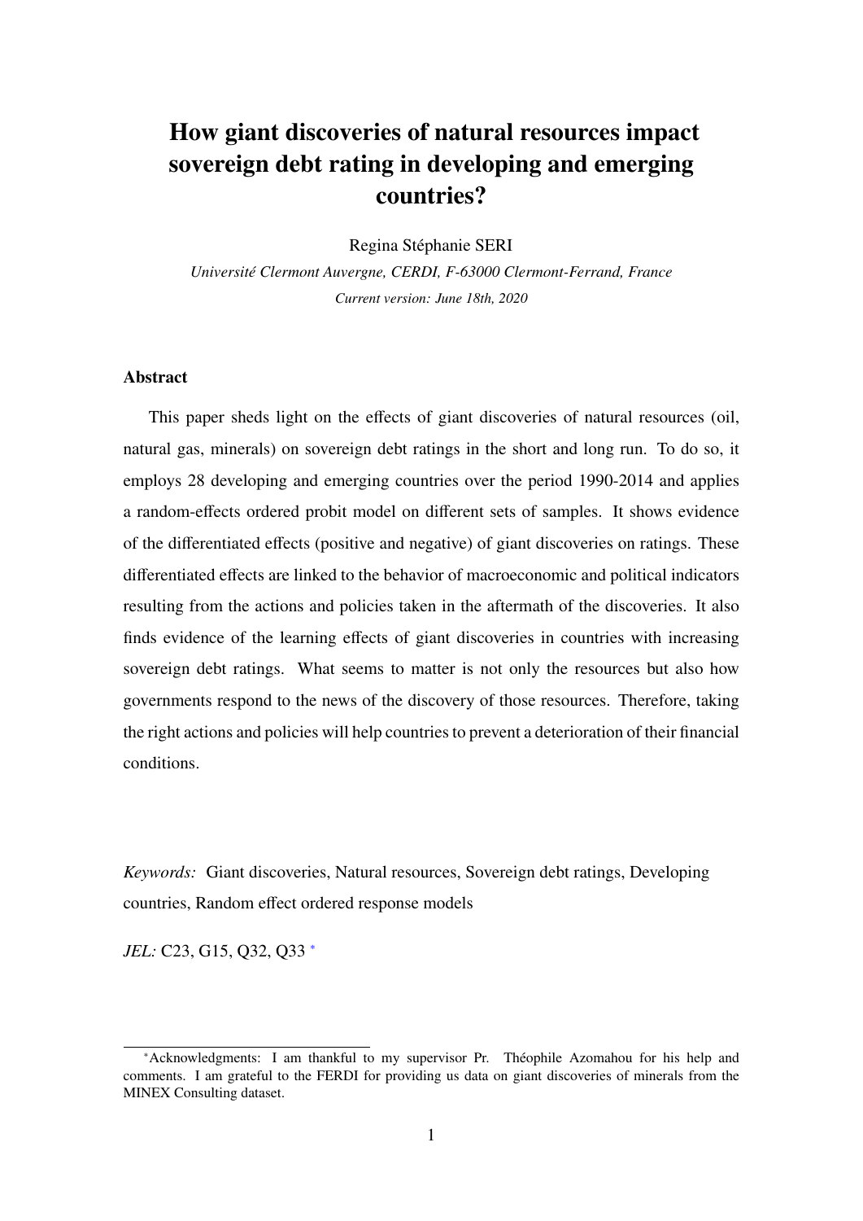# How giant discoveries of natural resources impact sovereign debt rating in developing and emerging countries?

Regina Stéphanie SERI

*Université Clermont Auvergne, CERDI, F-63000 Clermont-Ferrand, France*

*Current version: June 18th, 2020*

## Abstract

This paper sheds light on the effects of giant discoveries of natural resources (oil, natural gas, minerals) on sovereign debt ratings in the short and long run. To do so, it employs 28 developing and emerging countries over the period 1990-2014 and applies a random-effects ordered probit model on different sets of samples. It shows evidence of the differentiated effects (positive and negative) of giant discoveries on ratings. These differentiated effects are linked to the behavior of macroeconomic and political indicators resulting from the actions and policies taken in the aftermath of the discoveries. It also finds evidence of the learning effects of giant discoveries in countries with increasing sovereign debt ratings. What seems to matter is not only the resources but also how governments respond to the news of the discovery of those resources. Therefore, taking the right actions and policies will help countries to prevent a deterioration of their financial conditions.

*Keywords:* Giant discoveries, Natural resources, Sovereign debt ratings, Developing countries, Random effect ordered response models

*JEL:* C23, G15, Q32, Q33 [*]

[*]Acknowledgments: I am thankful to my supervisor Pr. Théophile Azomahou for his help and comments. I am grateful to the FERDI for providing us data on giant discoveries of minerals from the MINEX Consulting dataset.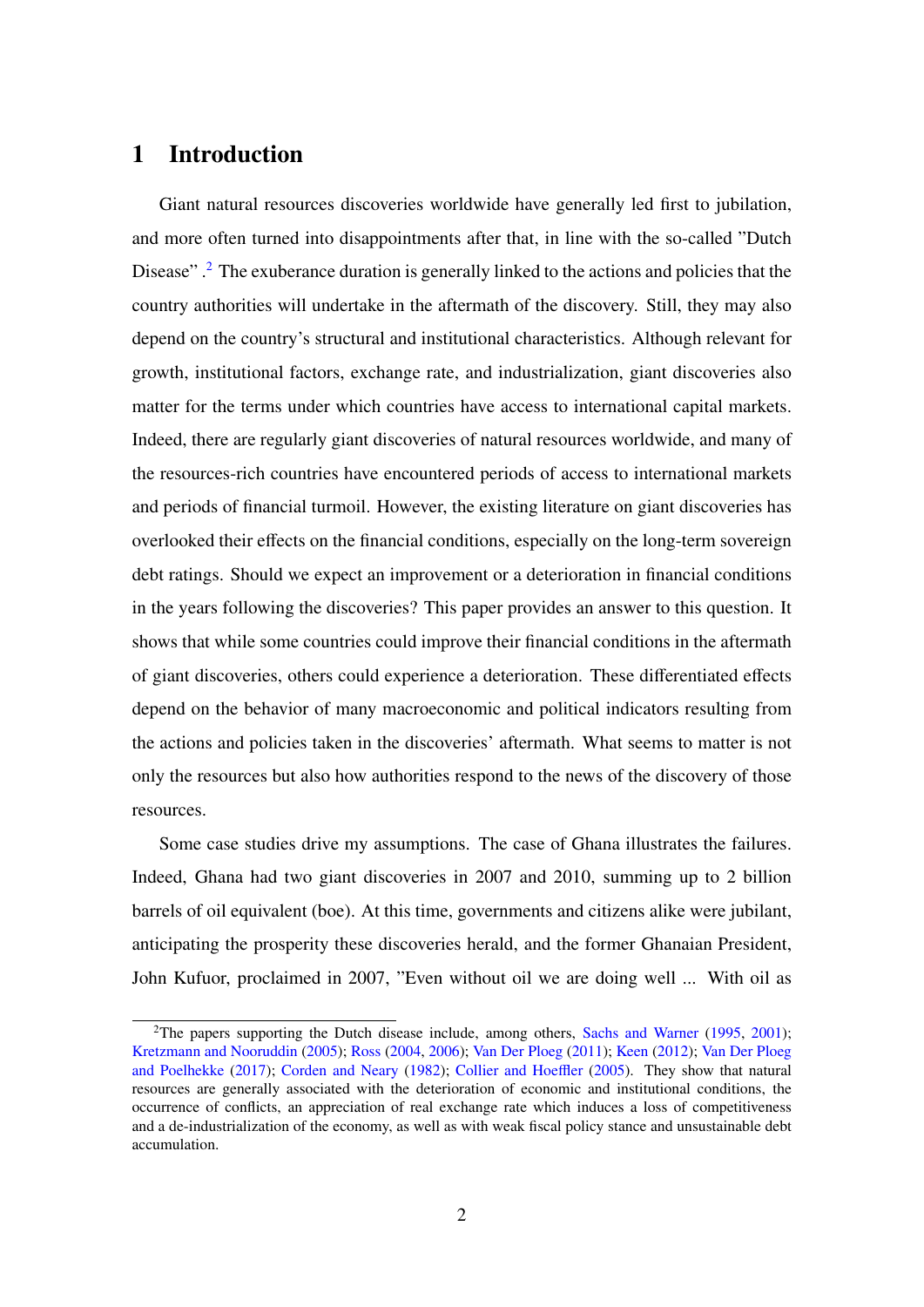# 1 Introduction

Giant natural resources discoveries worldwide have generally led first to jubilation, and more often turned into disappointments after that, in line with the so-called "Dutch Disease" .[2] The exuberance duration is generally linked to the actions and policies that the country authorities will undertake in the aftermath of the discovery. Still, they may also depend on the country's structural and institutional characteristics. Although relevant for growth, institutional factors, exchange rate, and industrialization, giant discoveries also matter for the terms under which countries have access to international capital markets. Indeed, there are regularly giant discoveries of natural resources worldwide, and many of the resources-rich countries have encountered periods of access to international markets and periods of financial turmoil. However, the existing literature on giant discoveries has overlooked their effects on the financial conditions, especially on the long-term sovereign debt ratings. Should we expect an improvement or a deterioration in financial conditions in the years following the discoveries? This paper provides an answer to this question. It shows that while some countries could improve their financial conditions in the aftermath of giant discoveries, others could experience a deterioration. These differentiated effects depend on the behavior of many macroeconomic and political indicators resulting from the actions and policies taken in the discoveries' aftermath. What seems to matter is not only the resources but also how authorities respond to the news of the discovery of those resources.

Some case studies drive my assumptions. The case of Ghana illustrates the failures. Indeed, Ghana had two giant discoveries in 2007 and 2010, summing up to 2 billion barrels of oil equivalent (boe). At this time, governments and citizens alike were jubilant, anticipating the prosperity these discoveries herald, and the former Ghanaian President, John Kufuor, proclaimed in 2007, "Even without oil we are doing well ... With oil as

[2] The papers supporting the Dutch disease include, among others, Sachs and Warner (1995, 2001); Kretzmann and Nooruddin (2005); Ross (2004, 2006); Van Der Ploeg (2011); Keen (2012); Van Der Ploeg and Poelhekke (2017); Corden and Neary (1982); Collier and Hoeffler (2005). They show that natural resources are generally associated with the deterioration of economic and institutional conditions, the occurrence of conflicts, an appreciation of real exchange rate which induces a loss of competitiveness and a de-industrialization of the economy, as well as with weak fiscal policy stance and unsustainable debt accumulation.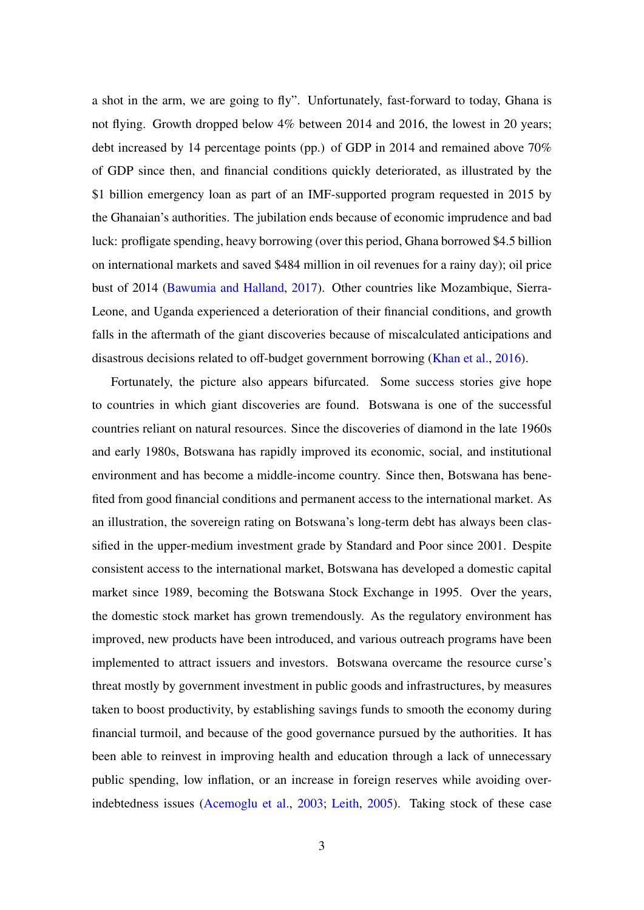a shot in the arm, we are going to fly". Unfortunately, fast-forward to today, Ghana is not flying. Growth dropped below 4% between 2014 and 2016, the lowest in 20 years; debt increased by 14 percentage points (pp.) of GDP in 2014 and remained above 70% of GDP since then, and financial conditions quickly deteriorated, as illustrated by the $1 billion emergency loan as part of an IMF-supported program requested in 2015 by the Ghanaian's authorities. The jubilation ends because of economic imprudence and bad luck: profligate spending, heavy borrowing (over this period, Ghana borrowed $4.5 billion on international markets and saved $484 million in oil revenues for a rainy day); oil price bust of 2014 (Bawumia and Halland, 2017). Other countries like Mozambique, Sierra-Leone, and Uganda experienced a deterioration of their financial conditions, and growth falls in the aftermath of the giant discoveries because of miscalculated anticipations and disastrous decisions related to off-budget government borrowing (Khan et al., 2016).

Fortunately, the picture also appears bifurcated. Some success stories give hope to countries in which giant discoveries are found. Botswana is one of the successful countries reliant on natural resources. Since the discoveries of diamond in the late 1960s and early 1980s, Botswana has rapidly improved its economic, social, and institutional environment and has become a middle-income country. Since then, Botswana has benefited from good financial conditions and permanent access to the international market. As an illustration, the sovereign rating on Botswana's long-term debt has always been classified in the upper-medium investment grade by Standard and Poor since 2001. Despite consistent access to the international market, Botswana has developed a domestic capital market since 1989, becoming the Botswana Stock Exchange in 1995. Over the years, the domestic stock market has grown tremendously. As the regulatory environment has improved, new products have been introduced, and various outreach programs have been implemented to attract issuers and investors. Botswana overcame the resource curse's threat mostly by government investment in public goods and infrastructures, by measures taken to boost productivity, by establishing savings funds to smooth the economy during financial turmoil, and because of the good governance pursued by the authorities. It has been able to reinvest in improving health and education through a lack of unnecessary public spending, low inflation, or an increase in foreign reserves while avoiding over-indebtedness issues (Acemoglu et al., 2003; Leith, 2005). Taking stock of these case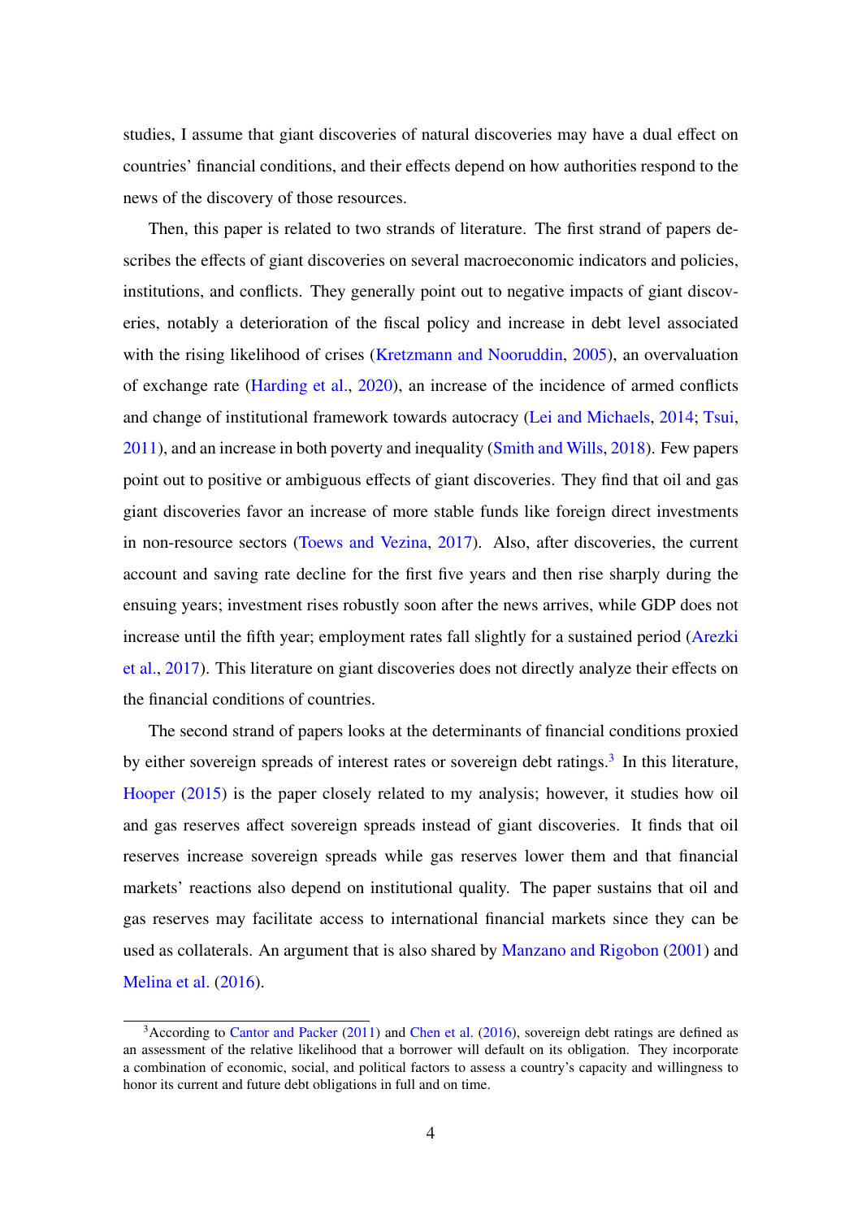studies, I assume that giant discoveries of natural discoveries may have a dual effect on countries' financial conditions, and their effects depend on how authorities respond to the news of the discovery of those resources.

Then, this paper is related to two strands of literature. The first strand of papers describes the effects of giant discoveries on several macroeconomic indicators and policies, institutions, and conflicts. They generally point out to negative impacts of giant discoveries, notably a deterioration of the fiscal policy and increase in debt level associated with the rising likelihood of crises (Kretzmann and Nooruddin, 2005), an overvaluation of exchange rate (Harding et al., 2020), an increase of the incidence of armed conflicts and change of institutional framework towards autocracy (Lei and Michaels, 2014; Tsui, 2011), and an increase in both poverty and inequality (Smith and Wills, 2018). Few papers point out to positive or ambiguous effects of giant discoveries. They find that oil and gas giant discoveries favor an increase of more stable funds like foreign direct investments in non-resource sectors (Toews and Vezina, 2017). Also, after discoveries, the current account and saving rate decline for the first five years and then rise sharply during the ensuing years; investment rises robustly soon after the news arrives, while GDP does not increase until the fifth year; employment rates fall slightly for a sustained period (Arezki et al., 2017). This literature on giant discoveries does not directly analyze their effects on the financial conditions of countries.

The second strand of papers looks at the determinants of financial conditions proxied by either sovereign spreads of interest rates or sovereign debt ratings.[3] In this literature, Hooper (2015) is the paper closely related to my analysis; however, it studies how oil and gas reserves affect sovereign spreads instead of giant discoveries. It finds that oil reserves increase sovereign spreads while gas reserves lower them and that financial markets' reactions also depend on institutional quality. The paper sustains that oil and gas reserves may facilitate access to international financial markets since they can be used as collaterals. An argument that is also shared by Manzano and Rigobon (2001) and Melina et al. (2016).

[3] According to Cantor and Packer (2011) and Chen et al. (2016), sovereign debt ratings are defined as an assessment of the relative likelihood that a borrower will default on its obligation. They incorporate a combination of economic, social, and political factors to assess a country's capacity and willingness to honor its current and future debt obligations in full and on time.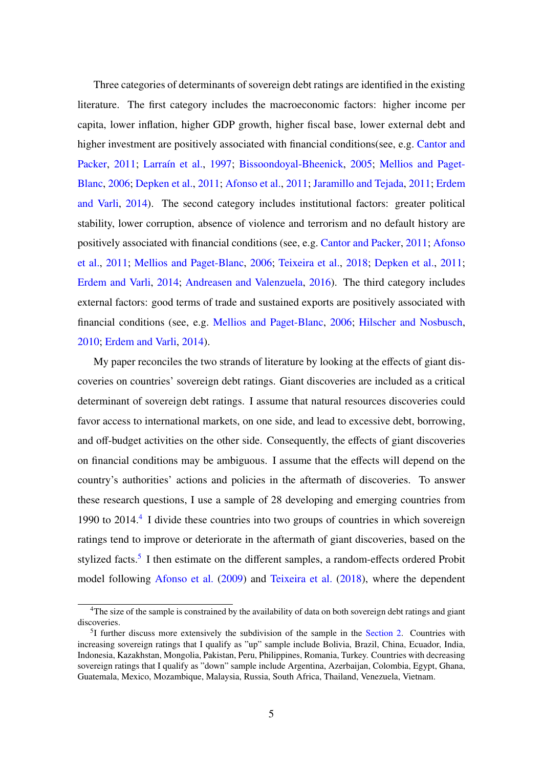Three categories of determinants of sovereign debt ratings are identified in the existing literature. The first category includes the macroeconomic factors: higher income per capita, lower inflation, higher GDP growth, higher fiscal base, lower external debt and higher investment are positively associated with financial conditions(see, e.g. Cantor and Packer, 2011; Larraín et al., 1997; Bissoondoyal-Bheenick, 2005; Mellios and Paget-Blanc, 2006; Depken et al., 2011; Afonso et al., 2011; Jaramillo and Tejada, 2011; Erdem and Varli, 2014). The second category includes institutional factors: greater political stability, lower corruption, absence of violence and terrorism and no default history are positively associated with financial conditions (see, e.g. Cantor and Packer, 2011; Afonso et al., 2011; Mellios and Paget-Blanc, 2006; Teixeira et al., 2018; Depken et al., 2011; Erdem and Varli, 2014; Andreasen and Valenzuela, 2016). The third category includes external factors: good terms of trade and sustained exports are positively associated with financial conditions (see, e.g. Mellios and Paget-Blanc, 2006; Hilscher and Nosbusch, 2010; Erdem and Varli, 2014).

My paper reconciles the two strands of literature by looking at the effects of giant discoveries on countries' sovereign debt ratings. Giant discoveries are included as a critical determinant of sovereign debt ratings. I assume that natural resources discoveries could favor access to international markets, on one side, and lead to excessive debt, borrowing, and off-budget activities on the other side. Consequently, the effects of giant discoveries on financial conditions may be ambiguous. I assume that the effects will depend on the country's authorities' actions and policies in the aftermath of discoveries. To answer these research questions, I use a sample of 28 developing and emerging countries from 1990 to 2014.[4] I divide these countries into two groups of countries in which sovereign ratings tend to improve or deteriorate in the aftermath of giant discoveries, based on the stylized facts.[5] I then estimate on the different samples, a random-effects ordered Probit model following Afonso et al. (2009) and Teixeira et al. (2018), where the dependent

[4] The size of the sample is constrained by the availability of data on both sovereign debt ratings and giant discoveries.

[5] I further discuss more extensively the subdivision of the sample in the Section 2. Countries with increasing sovereign ratings that I qualify as "up" sample include Bolivia, Brazil, China, Ecuador, India, Indonesia, Kazakhstan, Mongolia, Pakistan, Peru, Philippines, Romania, Turkey. Countries with decreasing sovereign ratings that I qualify as "down" sample include Argentina, Azerbaijan, Colombia, Egypt, Ghana, Guatemala, Mexico, Mozambique, Malaysia, Russia, South Africa, Thailand, Venezuela, Vietnam.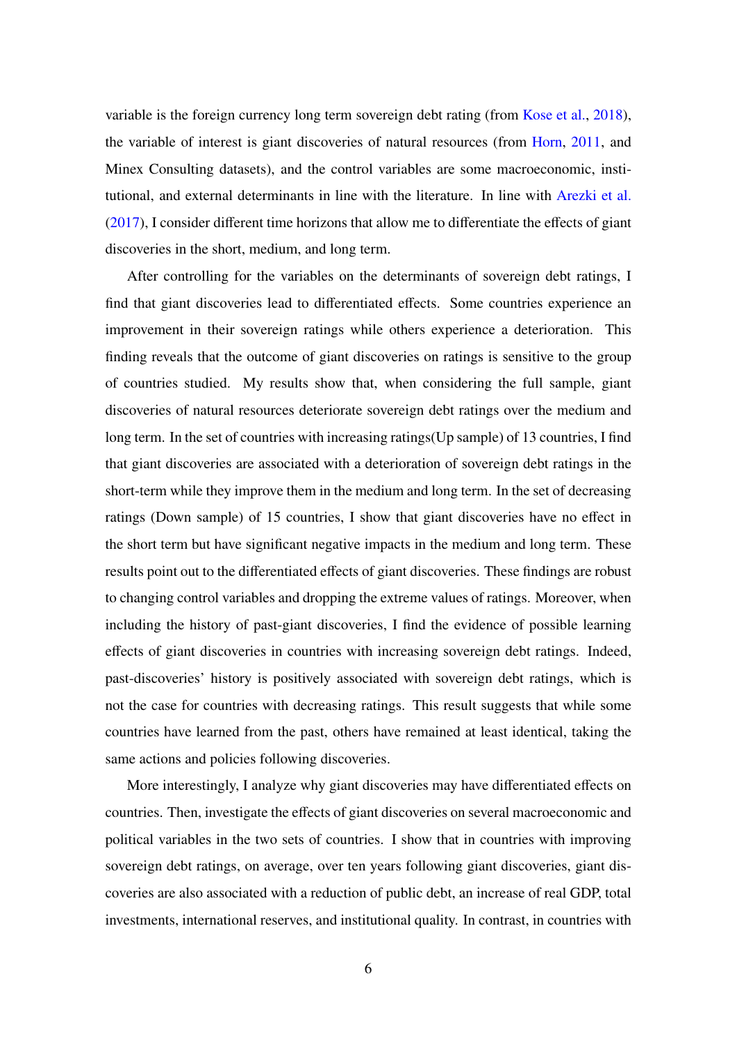variable is the foreign currency long term sovereign debt rating (from Kose et al., 2018), the variable of interest is giant discoveries of natural resources (from Horn, 2011, and Minex Consulting datasets), and the control variables are some macroeconomic, institutional, and external determinants in line with the literature. In line with Arezki et al. (2017), I consider different time horizons that allow me to differentiate the effects of giant discoveries in the short, medium, and long term.

After controlling for the variables on the determinants of sovereign debt ratings, I find that giant discoveries lead to differentiated effects. Some countries experience an improvement in their sovereign ratings while others experience a deterioration. This finding reveals that the outcome of giant discoveries on ratings is sensitive to the group of countries studied. My results show that, when considering the full sample, giant discoveries of natural resources deteriorate sovereign debt ratings over the medium and long term. In the set of countries with increasing ratings(Up sample) of 13 countries, I find that giant discoveries are associated with a deterioration of sovereign debt ratings in the short-term while they improve them in the medium and long term. In the set of decreasing ratings (Down sample) of 15 countries, I show that giant discoveries have no effect in the short term but have significant negative impacts in the medium and long term. These results point out to the differentiated effects of giant discoveries. These findings are robust to changing control variables and dropping the extreme values of ratings. Moreover, when including the history of past-giant discoveries, I find the evidence of possible learning effects of giant discoveries in countries with increasing sovereign debt ratings. Indeed, past-discoveries' history is positively associated with sovereign debt ratings, which is not the case for countries with decreasing ratings. This result suggests that while some countries have learned from the past, others have remained at least identical, taking the same actions and policies following discoveries.

More interestingly, I analyze why giant discoveries may have differentiated effects on countries. Then, investigate the effects of giant discoveries on several macroeconomic and political variables in the two sets of countries. I show that in countries with improving sovereign debt ratings, on average, over ten years following giant discoveries, giant discoveries are also associated with a reduction of public debt, an increase of real GDP, total investments, international reserves, and institutional quality. In contrast, in countries with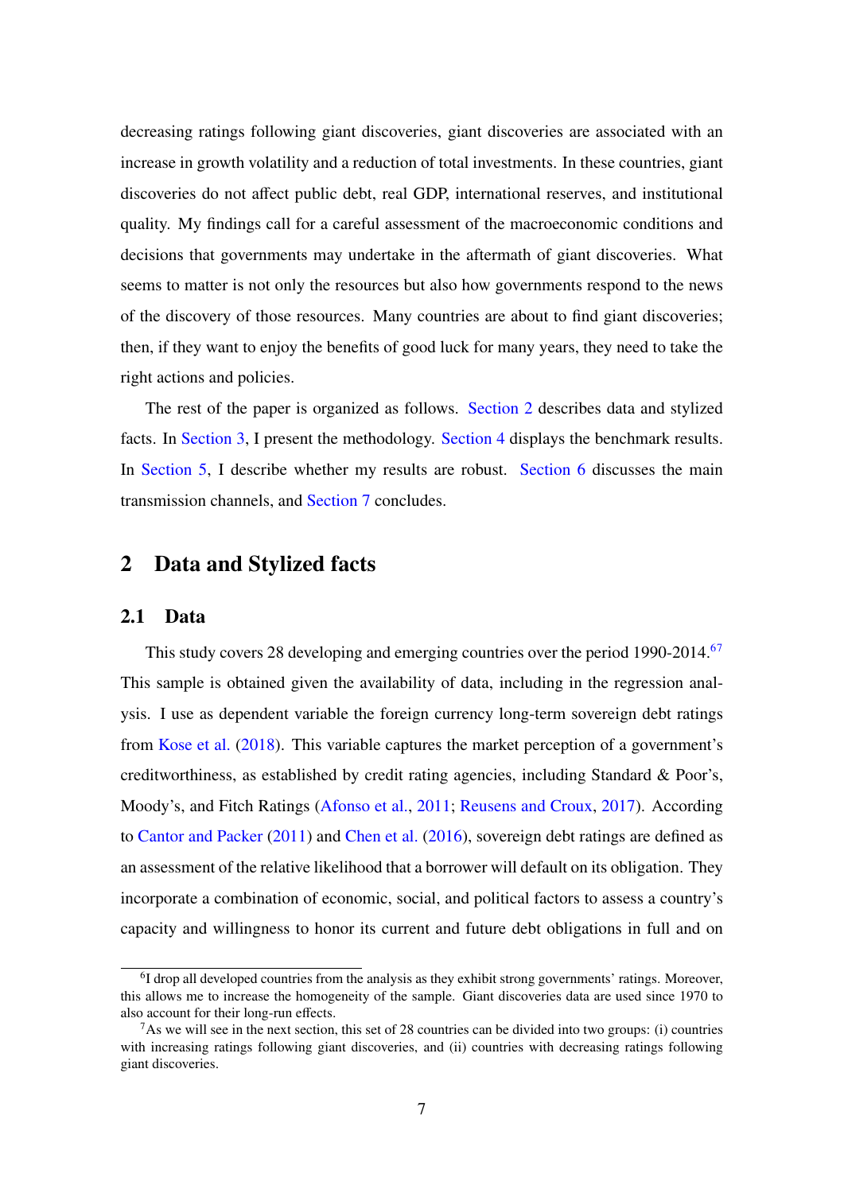decreasing ratings following giant discoveries, giant discoveries are associated with an increase in growth volatility and a reduction of total investments. In these countries, giant discoveries do not affect public debt, real GDP, international reserves, and institutional quality. My findings call for a careful assessment of the macroeconomic conditions and decisions that governments may undertake in the aftermath of giant discoveries. What seems to matter is not only the resources but also how governments respond to the news of the discovery of those resources. Many countries are about to find giant discoveries; then, if they want to enjoy the benefits of good luck for many years, they need to take the right actions and policies.

The rest of the paper is organized as follows. Section 2 describes data and stylized facts. In Section 3, I present the methodology. Section 4 displays the benchmark results. In Section 5, I describe whether my results are robust. Section 6 discusses the main transmission channels, and Section 7 concludes.

## 2 Data and Stylized facts

### 2.1 Data

This study covers 28 developing and emerging countries over the period 1990-2014.[6][7] This sample is obtained given the availability of data, including in the regression analysis. I use as dependent variable the foreign currency long-term sovereign debt ratings from Kose et al. (2018). This variable captures the market perception of a government's creditworthiness, as established by credit rating agencies, including Standard & Poor's, Moody's, and Fitch Ratings (Afonso et al., 2011; Reusens and Croux, 2017). According to Cantor and Packer (2011) and Chen et al. (2016), sovereign debt ratings are defined as an assessment of the relative likelihood that a borrower will default on its obligation. They incorporate a combination of economic, social, and political factors to assess a country's capacity and willingness to honor its current and future debt obligations in full and on

---

[6] I drop all developed countries from the analysis as they exhibit strong governments' ratings. Moreover, this allows me to increase the homogeneity of the sample. Giant discoveries data are used since 1970 to also account for their long-run effects.

[7] As we will see in the next section, this set of 28 countries can be divided into two groups: (i) countries with increasing ratings following giant discoveries, and (ii) countries with decreasing ratings following giant discoveries.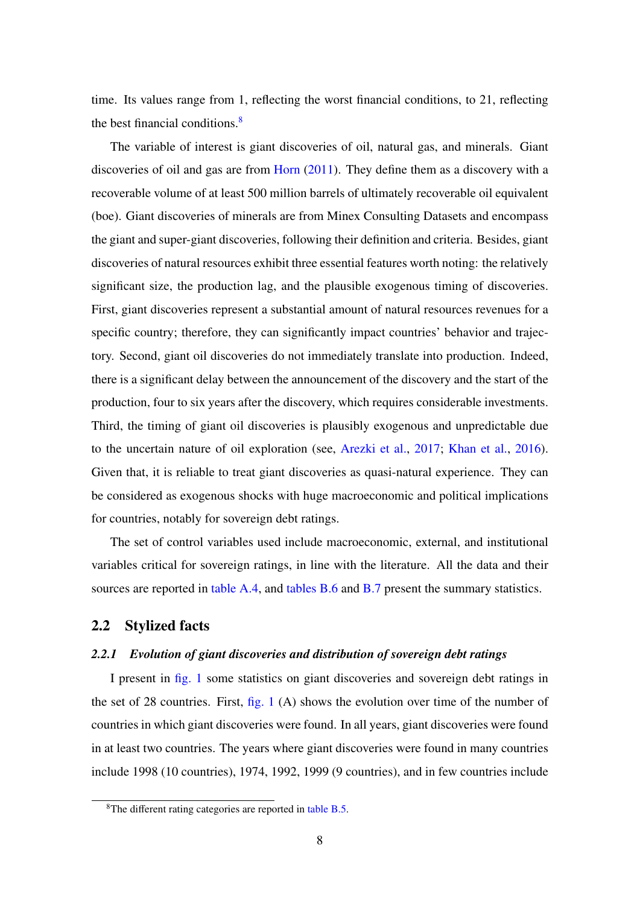time. Its values range from 1, reflecting the worst financial conditions, to 21, reflecting the best financial conditions.[8]

The variable of interest is giant discoveries of oil, natural gas, and minerals. Giant discoveries of oil and gas are from Horn (2011). They define them as a discovery with a recoverable volume of at least 500 million barrels of ultimately recoverable oil equivalent (boe). Giant discoveries of minerals are from Minex Consulting Datasets and encompass the giant and super-giant discoveries, following their definition and criteria. Besides, giant discoveries of natural resources exhibit three essential features worth noting: the relatively significant size, the production lag, and the plausible exogenous timing of discoveries. First, giant discoveries represent a substantial amount of natural resources revenues for a specific country; therefore, they can significantly impact countries' behavior and trajectory. Second, giant oil discoveries do not immediately translate into production. Indeed, there is a significant delay between the announcement of the discovery and the start of the production, four to six years after the discovery, which requires considerable investments. Third, the timing of giant oil discoveries is plausibly exogenous and unpredictable due to the uncertain nature of oil exploration (see, Arezki et al., 2017; Khan et al., 2016). Given that, it is reliable to treat giant discoveries as quasi-natural experience. They can be considered as exogenous shocks with huge macroeconomic and political implications for countries, notably for sovereign debt ratings.

The set of control variables used include macroeconomic, external, and institutional variables critical for sovereign ratings, in line with the literature. All the data and their sources are reported in table A.4, and tables B.6 and B.7 present the summary statistics.

## 2.2 Stylized facts

### *2.2.1 Evolution of giant discoveries and distribution of sovereign debt ratings*

I present in fig. 1 some statistics on giant discoveries and sovereign debt ratings in the set of 28 countries. First, fig. 1 (A) shows the evolution over time of the number of countries in which giant discoveries were found. In all years, giant discoveries were found in at least two countries. The years where giant discoveries were found in many countries include 1998 (10 countries), 1974, 1992, 1999 (9 countries), and in few countries include

[8] The different rating categories are reported in table B.5.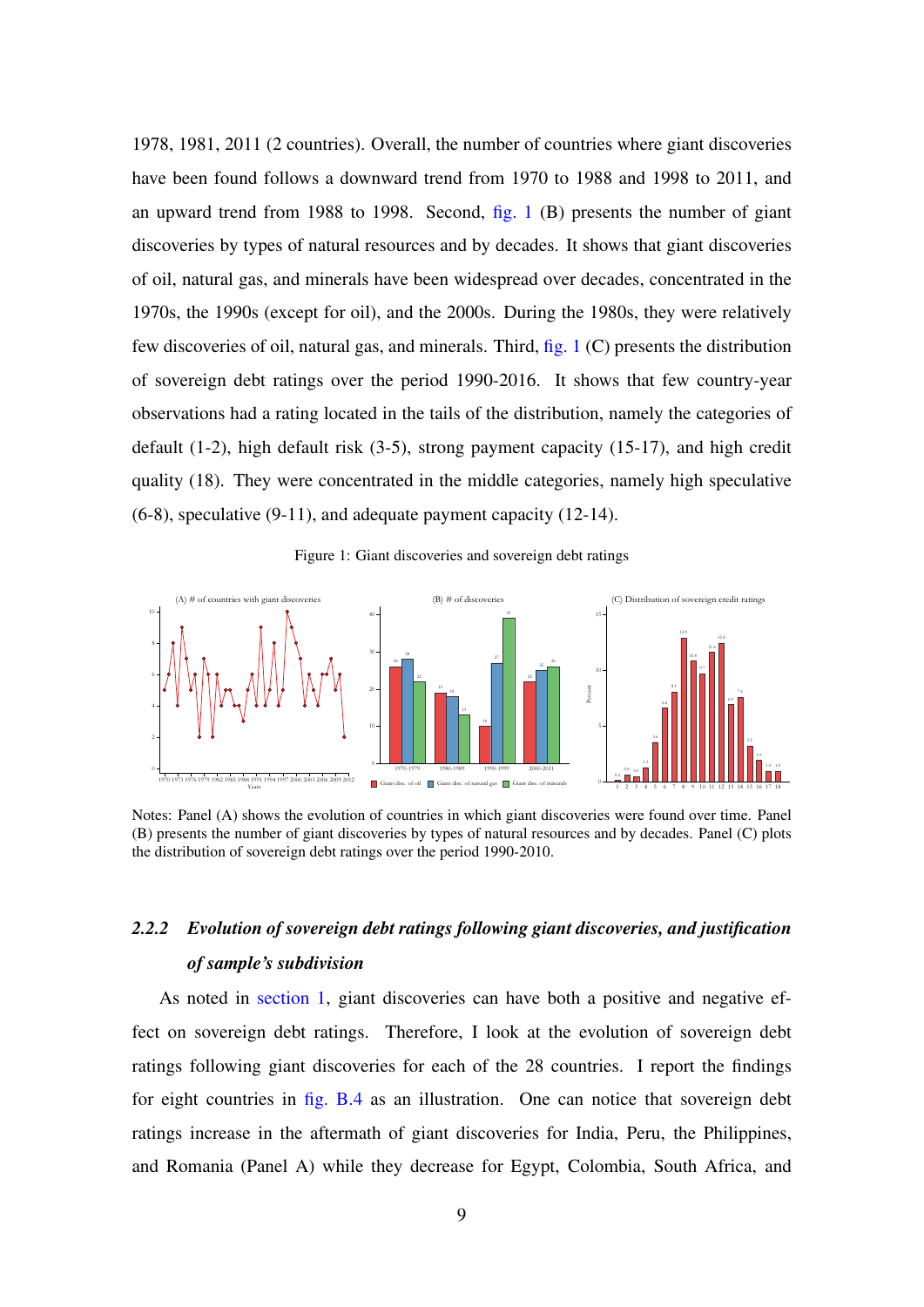1978, 1981, 2011 (2 countries). Overall, the number of countries where giant discoveries have been found follows a downward trend from 1970 to 1988 and 1998 to 2011, and an upward trend from 1988 to 1998. Second, fig. 1 (B) presents the number of giant discoveries by types of natural resources and by decades. It shows that giant discoveries of oil, natural gas, and minerals have been widespread over decades, concentrated in the 1970s, the 1990s (except for oil), and the 2000s. During the 1980s, they were relatively few discoveries of oil, natural gas, and minerals. Third, fig. 1 (C) presents the distribution of sovereign debt ratings over the period 1990-2016. It shows that few country-year observations had a rating located in the tails of the distribution, namely the categories of default (1-2), high default risk (3-5), strong payment capacity (15-17), and high credit quality (18). They were concentrated in the middle categories, namely high speculative (6-8), speculative (9-11), and adequate payment capacity (12-14).

Figure 1: Giant discoveries and sovereign debt ratings

Notes: Panel (A) shows the evolution of countries in which giant discoveries were found over time. Panel (B) presents the number of giant discoveries by types of natural resources and by decades. Panel (C) plots the distribution of sovereign debt ratings over the period 1990-2010.

### 2.2.2 *Evolution of sovereign debt ratings following giant discoveries, and justification of sample's subdivision*

As noted in section 1, giant discoveries can have both a positive and negative effect on sovereign debt ratings. Therefore, I look at the evolution of sovereign debt ratings following giant discoveries for each of the 28 countries. I report the findings for eight countries in fig. B.4 as an illustration. One can notice that sovereign debt ratings increase in the aftermath of giant discoveries for India, Peru, the Philippines, and Romania (Panel A) while they decrease for Egypt, Colombia, South Africa, and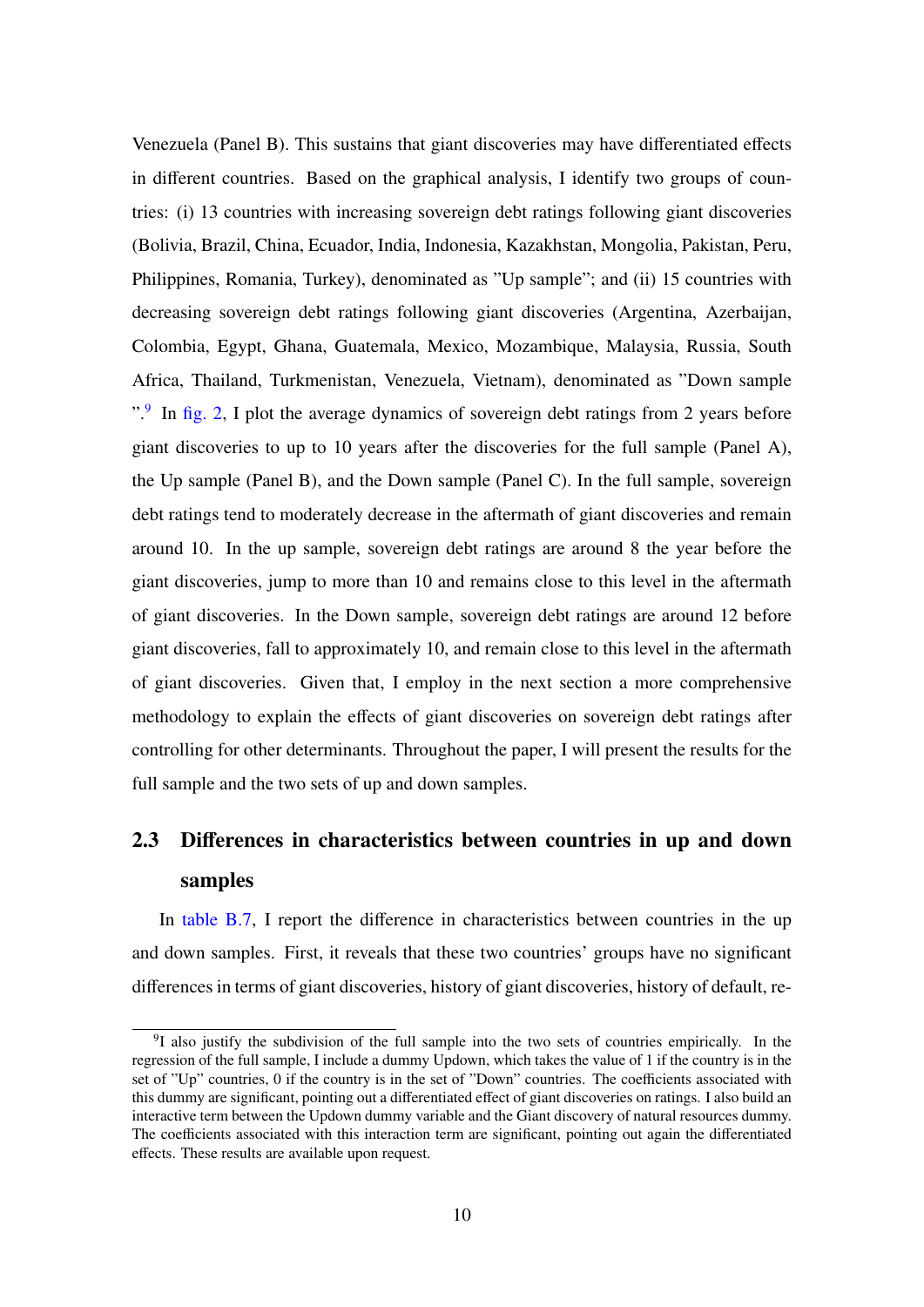Venezuela (Panel B). This sustains that giant discoveries may have differentiated effects in different countries. Based on the graphical analysis, I identify two groups of countries: (i) 13 countries with increasing sovereign debt ratings following giant discoveries (Bolivia, Brazil, China, Ecuador, India, Indonesia, Kazakhstan, Mongolia, Pakistan, Peru, Philippines, Romania, Turkey), denominated as "Up sample"; and (ii) 15 countries with decreasing sovereign debt ratings following giant discoveries (Argentina, Azerbaijan, Colombia, Egypt, Ghana, Guatemala, Mexico, Mozambique, Malaysia, Russia, South Africa, Thailand, Turkmenistan, Venezuela, Vietnam), denominated as "Down sample ".[9] In fig. 2, I plot the average dynamics of sovereign debt ratings from 2 years before giant discoveries to up to 10 years after the discoveries for the full sample (Panel A), the Up sample (Panel B), and the Down sample (Panel C). In the full sample, sovereign debt ratings tend to moderately decrease in the aftermath of giant discoveries and remain around 10. In the up sample, sovereign debt ratings are around 8 the year before the giant discoveries, jump to more than 10 and remains close to this level in the aftermath of giant discoveries. In the Down sample, sovereign debt ratings are around 12 before giant discoveries, fall to approximately 10, and remain close to this level in the aftermath of giant discoveries. Given that, I employ in the next section a more comprehensive methodology to explain the effects of giant discoveries on sovereign debt ratings after controlling for other determinants. Throughout the paper, I will present the results for the full sample and the two sets of up and down samples.

## 2.3 Differences in characteristics between countries in up and down samples

In table B.7, I report the difference in characteristics between countries in the up and down samples. First, it reveals that these two countries' groups have no significant differences in terms of giant discoveries, history of giant discoveries, history of default, re-

[9] I also justify the subdivision of the full sample into the two sets of countries empirically. In the regression of the full sample, I include a dummy Updown, which takes the value of 1 if the country is in the set of "Up" countries, 0 if the country is in the set of "Down" countries. The coefficients associated with this dummy are significant, pointing out a differentiated effect of giant discoveries on ratings. I also build an interactive term between the Updown dummy variable and the Giant discovery of natural resources dummy. The coefficients associated with this interaction term are significant, pointing out again the differentiated effects. These results are available upon request.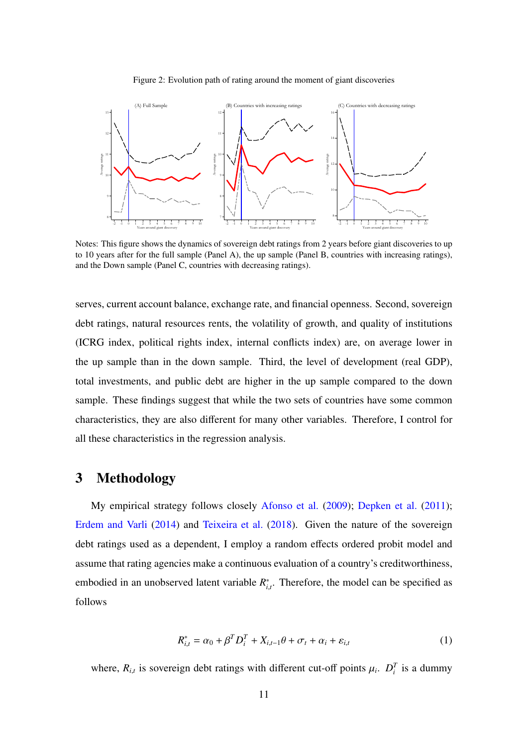Figure 2: Evolution path of rating around the moment of giant discoveries

Notes: This figure shows the dynamics of sovereign debt ratings from 2 years before giant discoveries to up to 10 years after for the full sample (Panel A), the up sample (Panel B, countries with increasing ratings), and the Down sample (Panel C, countries with decreasing ratings).

serves, current account balance, exchange rate, and financial openness. Second, sovereign debt ratings, natural resources rents, the volatility of growth, and quality of institutions (ICRG index, political rights index, internal conflicts index) are, on average lower in the up sample than in the down sample. Third, the level of development (real GDP), total investments, and public debt are higher in the up sample compared to the down sample. These findings suggest that while the two sets of countries have some common characteristics, they are also different for many other variables. Therefore, I control for all these characteristics in the regression analysis.

# 3 Methodology

My empirical strategy follows closely Afonso et al. (2009); Depken et al. (2011); Erdem and Varli (2014) and Teixeira et al. (2018). Given the nature of the sovereign debt ratings used as a dependent, I employ a random effects ordered probit model and assume that rating agencies make a continuous evaluation of a country's creditworthiness, embodied in an unobserved latent variable $R^*_{i,t}$. Therefore, the model can be specified as follows

$$R^*_{i,t} = \alpha_0 + \beta^T D^T_i + X_{i,t-1}\theta + \sigma_t + \alpha_i + \varepsilon_{i,t} \tag{1}$$

where, $R_{i,t}$ is sovereign debt ratings with different cut-off points $\mu_i$. $D^T_i$ is a dummy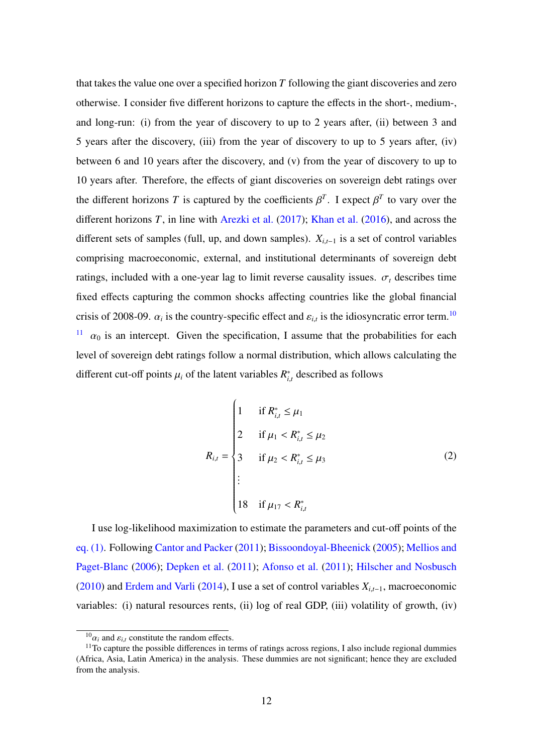that takes the value one over a specified horizon $T$ following the giant discoveries and zero otherwise. I consider five different horizons to capture the effects in the short-, medium-, and long-run: (i) from the year of discovery to up to 2 years after, (ii) between 3 and 5 years after the discovery, (iii) from the year of discovery to up to 5 years after, (iv) between 6 and 10 years after the discovery, and (v) from the year of discovery to up to 10 years after. Therefore, the effects of giant discoveries on sovereign debt ratings over the different horizons $T$ is captured by the coefficients $\beta^T$. I expect $\beta^T$ to vary over the different horizons $T$, in line with Arezki et al. (2017); Khan et al. (2016), and across the different sets of samples (full, up, and down samples). $X_{i,t-1}$ is a set of control variables comprising macroeconomic, external, and institutional determinants of sovereign debt ratings, included with a one-year lag to limit reverse causality issues. $\sigma_t$ describes time fixed effects capturing the common shocks affecting countries like the global financial crisis of 2008-09. $\alpha_i$ is the country-specific effect and $\varepsilon_{i,t}$ is the idiosyncratic error term.[10] [11] $\alpha_0$ is an intercept. Given the specification, I assume that the probabilities for each level of sovereign debt ratings follow a normal distribution, which allows calculating the different cut-off points $\mu_i$ of the latent variables $R^*_{i,t}$ described as follows

$$R_{i,t} = \begin{cases} 1 & \text{if } R^*_{i,t} \leq \mu_1 \\ 2 & \text{if } \mu_1 < R^*_{i,t} \leq \mu_2 \\ 3 & \text{if } \mu_2 < R^*_{i,t} \leq \mu_3 \\ \vdots & \\ 18 & \text{if } \mu_{17} < R^*_{i,t} \end{cases} \tag{2}$$

I use log-likelihood maximization to estimate the parameters and cut-off points of the eq. (1). Following Cantor and Packer (2011); Bissoondoyal-Bheenick (2005); Mellios and Paget-Blanc (2006); Depken et al. (2011); Afonso et al. (2011); Hilscher and Nosbusch (2010) and Erdem and Varli (2014), I use a set of control variables $X_{i,t-1}$, macroeconomic variables: (i) natural resources rents, (ii) log of real GDP, (iii) volatility of growth, (iv)

---

[10] $\alpha_i$ and $\varepsilon_{i,t}$ constitute the random effects.

[11] To capture the possible differences in terms of ratings across regions, I also include regional dummies (Africa, Asia, Latin America) in the analysis. These dummies are not significant; hence they are excluded from the analysis.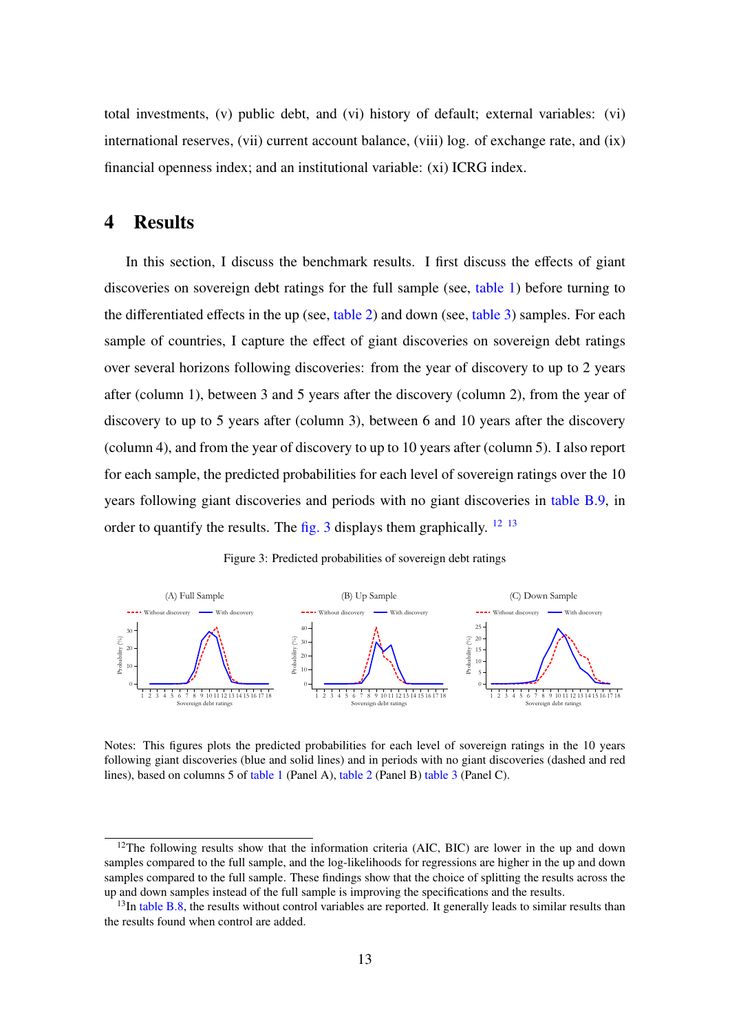total investments, (v) public debt, and (vi) history of default; external variables: (vi) international reserves, (vii) current account balance, (viii) log. of exchange rate, and (ix) financial openness index; and an institutional variable: (xi) ICRG index.

# 4 Results

In this section, I discuss the benchmark results. I first discuss the effects of giant discoveries on sovereign debt ratings for the full sample (see, table 1) before turning to the differentiated effects in the up (see, table 2) and down (see, table 3) samples. For each sample of countries, I capture the effect of giant discoveries on sovereign debt ratings over several horizons following discoveries: from the year of discovery to up to 2 years after (column 1), between 3 and 5 years after the discovery (column 2), from the year of discovery to up to 5 years after (column 3), between 6 and 10 years after the discovery (column 4), and from the year of discovery to up to 10 years after (column 5). I also report for each sample, the predicted probabilities for each level of sovereign ratings over the 10 years following giant discoveries and periods with no giant discoveries in table B.9, in order to quantify the results. The fig. 3 displays them graphically. [12] [13]

Figure 3: Predicted probabilities of sovereign debt ratings

Notes: This figures plots the predicted probabilities for each level of sovereign ratings in the 10 years following giant discoveries (blue and solid lines) and in periods with no giant discoveries (dashed and red lines), based on columns 5 of table 1 (Panel A), table 2 (Panel B) table 3 (Panel C).

[12]The following results show that the information criteria (AIC, BIC) are lower in the up and down samples compared to the full sample, and the log-likelihoods for regressions are higher in the up and down samples compared to the full sample. These findings show that the choice of splitting the results across the up and down samples instead of the full sample is improving the specifications and the results.

[13]In table B.8, the results without control variables are reported. It generally leads to similar results than the results found when control are added.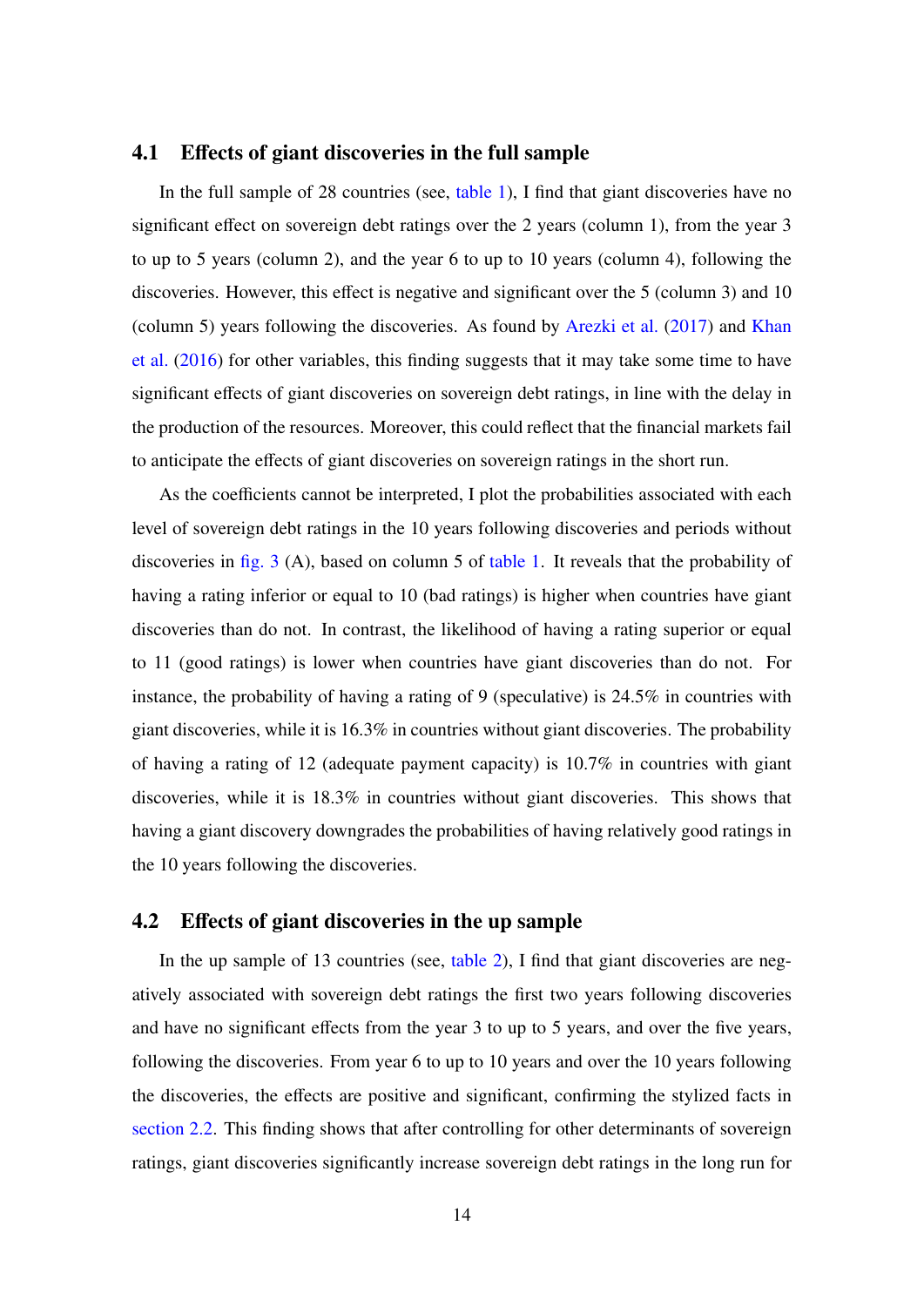### 4.1 Effects of giant discoveries in the full sample

In the full sample of 28 countries (see, table 1), I find that giant discoveries have no significant effect on sovereign debt ratings over the 2 years (column 1), from the year 3 to up to 5 years (column 2), and the year 6 to up to 10 years (column 4), following the discoveries. However, this effect is negative and significant over the 5 (column 3) and 10 (column 5) years following the discoveries. As found by Arezki et al. (2017) and Khan et al. (2016) for other variables, this finding suggests that it may take some time to have significant effects of giant discoveries on sovereign debt ratings, in line with the delay in the production of the resources. Moreover, this could reflect that the financial markets fail to anticipate the effects of giant discoveries on sovereign ratings in the short run.

As the coefficients cannot be interpreted, I plot the probabilities associated with each level of sovereign debt ratings in the 10 years following discoveries and periods without discoveries in fig. 3 (A), based on column 5 of table 1. It reveals that the probability of having a rating inferior or equal to 10 (bad ratings) is higher when countries have giant discoveries than do not. In contrast, the likelihood of having a rating superior or equal to 11 (good ratings) is lower when countries have giant discoveries than do not. For instance, the probability of having a rating of 9 (speculative) is 24.5% in countries with giant discoveries, while it is 16.3% in countries without giant discoveries. The probability of having a rating of 12 (adequate payment capacity) is 10.7% in countries with giant discoveries, while it is 18.3% in countries without giant discoveries. This shows that having a giant discovery downgrades the probabilities of having relatively good ratings in the 10 years following the discoveries.

### 4.2 Effects of giant discoveries in the up sample

In the up sample of 13 countries (see, table 2), I find that giant discoveries are negatively associated with sovereign debt ratings the first two years following discoveries and have no significant effects from the year 3 to up to 5 years, and over the five years, following the discoveries. From year 6 to up to 10 years and over the 10 years following the discoveries, the effects are positive and significant, confirming the stylized facts in section 2.2. This finding shows that after controlling for other determinants of sovereign ratings, giant discoveries significantly increase sovereign debt ratings in the long run for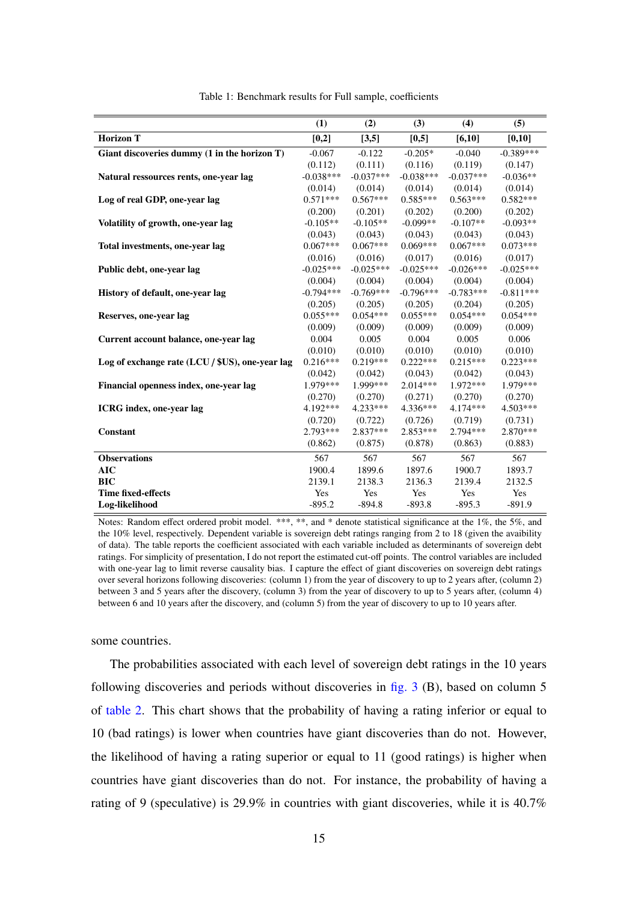Table 1: Benchmark results for Full sample, coefficients

| | (1) | (2) | (3) | (4) | (5) |
|---|---|---|---|---|---|
| **Horizon T** | **[0,2]** | **[3,5]** | **[0,5]** | **[6,10]** | **[0,10]** |
| **Giant discoveries dummy (1 in the horizon T)** | -0.067 | -0.122 | -0.205* | -0.040 | -0.389*** |
| | (0.112) | (0.111) | (0.116) | (0.119) | (0.147) |
| **Natural ressources rents, one-year lag** | -0.038*** | -0.037*** | -0.038*** | -0.037*** | -0.036** |
| | (0.014) | (0.014) | (0.014) | (0.014) | (0.014) |
| **Log of real GDP, one-year lag** | 0.571*** | 0.567*** | 0.585*** | 0.563*** | 0.582*** |
| | (0.200) | (0.201) | (0.202) | (0.200) | (0.202) |
| **Volatility of growth, one-year lag** | -0.105** | -0.105** | -0.099** | -0.107** | -0.093** |
| | (0.043) | (0.043) | (0.043) | (0.043) | (0.043) |
| **Total investments, one-year lag** | 0.067*** | 0.067*** | 0.069*** | 0.067*** | 0.073*** |
| | (0.016) | (0.016) | (0.017) | (0.016) | (0.017) |
| **Public debt, one-year lag** | -0.025*** | -0.025*** | -0.025*** | -0.026*** | -0.025*** |
| | (0.004) | (0.004) | (0.004) | (0.004) | (0.004) |
| **History of default, one-year lag** | -0.794*** | -0.769*** | -0.796*** | -0.783*** | -0.811*** |
| | (0.205) | (0.205) | (0.205) | (0.204) | (0.205) |
| **Reserves, one-year lag** | 0.055*** | 0.054*** | 0.055*** | 0.054*** | 0.054*** |
| | (0.009) | (0.009) | (0.009) | (0.009) | (0.009) |
| **Current account balance, one-year lag** | 0.004 | 0.005 | 0.004 | 0.005 | 0.006 |
| | (0.010) | (0.010) | (0.010) | (0.010) | (0.010) |
| **Log of exchange rate (LCU / $US), one-year lag** | 0.216*** | 0.219*** | 0.222*** | 0.215*** | 0.223*** |
| | (0.042) | (0.042) | (0.043) | (0.042) | (0.043) |
| **Financial openness index, one-year lag** | 1.979*** | 1.999*** | 2.014*** | 1.972*** | 1.979*** |
| | (0.270) | (0.270) | (0.271) | (0.270) | (0.270) |
| **ICRG index, one-year lag** | 4.192*** | 4.233*** | 4.336*** | 4.174*** | 4.503*** |
| | (0.720) | (0.722) | (0.726) | (0.719) | (0.731) |
| **Constant** | 2.793*** | 2.837*** | 2.853*** | 2.794*** | 2.870*** |
| | (0.862) | (0.875) | (0.878) | (0.863) | (0.883) |
| **Observations** | 567 | 567 | 567 | 567 | 567 |
| **AIC** | 1900.4 | 1899.6 | 1897.6 | 1900.7 | 1893.7 |
| **BIC** | 2139.1 | 2138.3 | 2136.3 | 2139.4 | 2132.5 |
| **Time fixed-effects** | Yes | Yes | Yes | Yes | Yes |
| **Log-likelihood** | -895.2 | -894.8 | -893.8 | -895.3 | -891.9 |

Notes: Random effect ordered probit model. ***, **, and * denote statistical significance at the 1%, the 5%, and the 10% level, respectively. Dependent variable is sovereign debt ratings ranging from 2 to 18 (given the avaibility of data). The table reports the coefficient associated with each variable included as determinants of sovereign debt ratings. For simplicity of presentation, I do not report the estimated cut-off points. The control variables are included with one-year lag to limit reverse causality bias. I capture the effect of giant discoveries on sovereign debt ratings over several horizons following discoveries: (column 1) from the year of discovery to up to 2 years after, (column 2) between 3 and 5 years after the discovery, (column 3) from the year of discovery to up to 5 years after, (column 4) between 6 and 10 years after the discovery, and (column 5) from the year of discovery to up to 10 years after.

some countries.

The probabilities associated with each level of sovereign debt ratings in the 10 years following discoveries and periods without discoveries in fig. 3 (B), based on column 5 of table 2. This chart shows that the probability of having a rating inferior or equal to 10 (bad ratings) is lower when countries have giant discoveries than do not. However, the likelihood of having a rating superior or equal to 11 (good ratings) is higher when countries have giant discoveries than do not. For instance, the probability of having a rating of 9 (speculative) is 29.9% in countries with giant discoveries, while it is 40.7%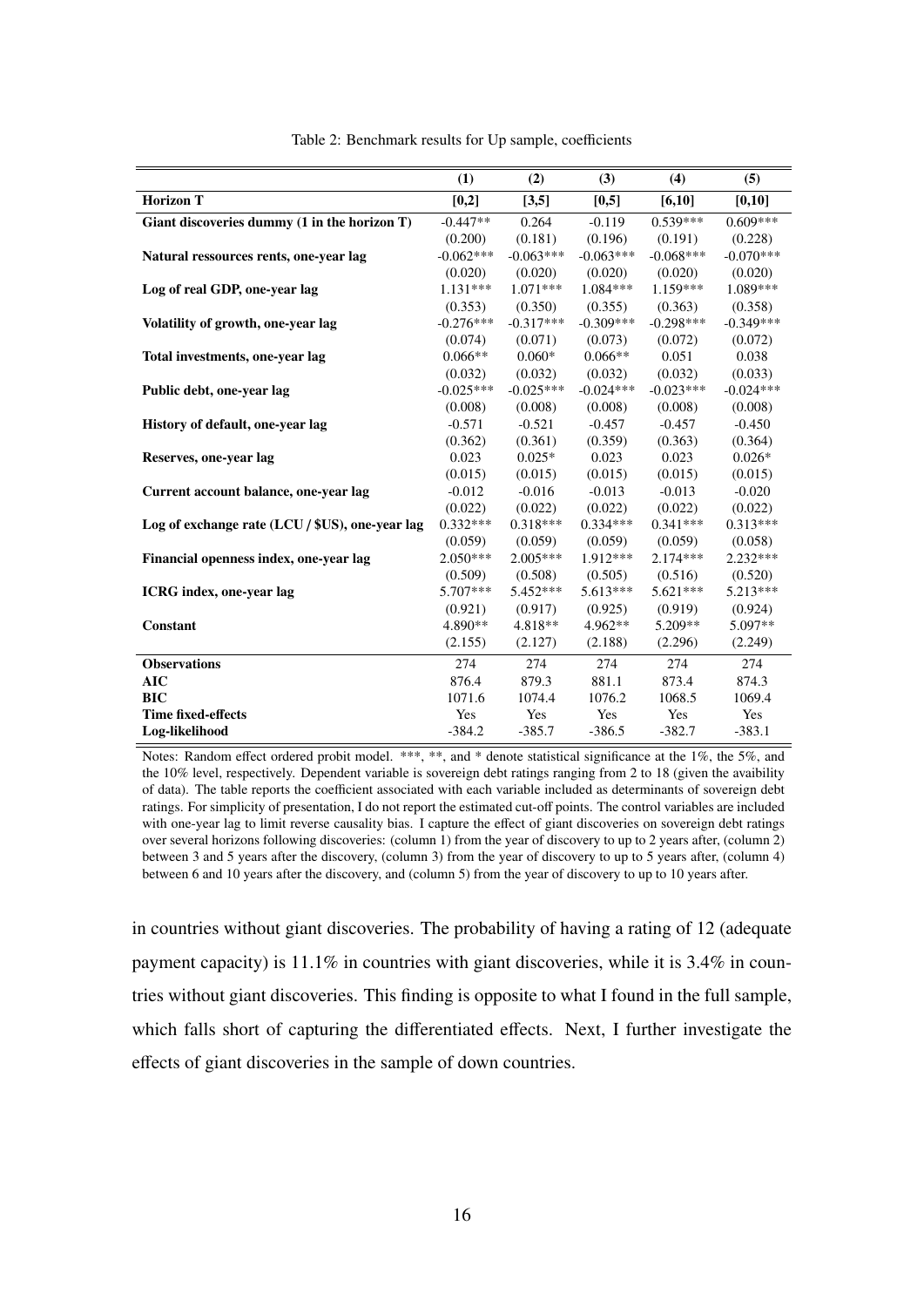Table 2: Benchmark results for Up sample, coefficients

| | (1) | (2) | (3) | (4) | (5) |
|---|---|---|---|---|---|
| **Horizon T** | **[0,2]** | **[3,5]** | **[0,5]** | **[6,10]** | **[0,10]** |
| **Giant discoveries dummy (1 in the horizon T)** | -0.447** | 0.264 | -0.119 | 0.539*** | 0.609*** |
| | (0.200) | (0.181) | (0.196) | (0.191) | (0.228) |
| **Natural ressources rents, one-year lag** | -0.062*** | -0.063*** | -0.063*** | -0.068*** | -0.070*** |
| | (0.020) | (0.020) | (0.020) | (0.020) | (0.020) |
| **Log of real GDP, one-year lag** | 1.131*** | 1.071*** | 1.084*** | 1.159*** | 1.089*** |
| | (0.353) | (0.350) | (0.355) | (0.363) | (0.358) |
| **Volatility of growth, one-year lag** | -0.276*** | -0.317*** | -0.309*** | -0.298*** | -0.349*** |
| | (0.074) | (0.071) | (0.073) | (0.072) | (0.072) |
| **Total investments, one-year lag** | 0.066** | 0.060* | 0.066** | 0.051 | 0.038 |
| | (0.032) | (0.032) | (0.032) | (0.032) | (0.033) |
| **Public debt, one-year lag** | -0.025*** | -0.025*** | -0.024*** | -0.023*** | -0.024*** |
| | (0.008) | (0.008) | (0.008) | (0.008) | (0.008) |
| **History of default, one-year lag** | -0.571 | -0.521 | -0.457 | -0.457 | -0.450 |
| | (0.362) | (0.361) | (0.359) | (0.363) | (0.364) |
| **Reserves, one-year lag** | 0.023 | 0.025* | 0.023 | 0.023 | 0.026* |
| | (0.015) | (0.015) | (0.015) | (0.015) | (0.015) |
| **Current account balance, one-year lag** | -0.012 | -0.016 | -0.013 | -0.013 | -0.020 |
| | (0.022) | (0.022) | (0.022) | (0.022) | (0.022) |
| **Log of exchange rate (LCU / $US), one-year lag** | 0.332*** | 0.318*** | 0.334*** | 0.341*** | 0.313*** |
| | (0.059) | (0.059) | (0.059) | (0.059) | (0.058) |
| **Financial openness index, one-year lag** | 2.050*** | 2.005*** | 1.912*** | 2.174*** | 2.232*** |
| | (0.509) | (0.508) | (0.505) | (0.516) | (0.520) |
| **ICRG index, one-year lag** | 5.707*** | 5.452*** | 5.613*** | 5.621*** | 5.213*** |
| | (0.921) | (0.917) | (0.925) | (0.919) | (0.924) |
| **Constant** | 4.890** | 4.818** | 4.962** | 5.209** | 5.097** |
| | (2.155) | (2.127) | (2.188) | (2.296) | (2.249) |
| **Observations** | 274 | 274 | 274 | 274 | 274 |
| **AIC** | 876.4 | 879.3 | 881.1 | 873.4 | 874.3 |
| **BIC** | 1071.6 | 1074.4 | 1076.2 | 1068.5 | 1069.4 |
| **Time fixed-effects** | Yes | Yes | Yes | Yes | Yes |
| **Log-likelihood** | -384.2 | -385.7 | -386.5 | -382.7 | -383.1 |

Notes: Random effect ordered probit model. ***, **, and * denote statistical significance at the 1%, the 5%, and the 10% level, respectively. Dependent variable is sovereign debt ratings ranging from 2 to 18 (given the avaibility of data). The table reports the coefficient associated with each variable included as determinants of sovereign debt ratings. For simplicity of presentation, I do not report the estimated cut-off points. The control variables are included with one-year lag to limit reverse causality bias. I capture the effect of giant discoveries on sovereign debt ratings over several horizons following discoveries: (column 1) from the year of discovery to up to 2 years after, (column 2) between 3 and 5 years after the discovery, (column 3) from the year of discovery to up to 5 years after, (column 4) between 6 and 10 years after the discovery, and (column 5) from the year of discovery to up to 10 years after.

in countries without giant discoveries. The probability of having a rating of 12 (adequate payment capacity) is 11.1% in countries with giant discoveries, while it is 3.4% in countries without giant discoveries. This finding is opposite to what I found in the full sample, which falls short of capturing the differentiated effects. Next, I further investigate the effects of giant discoveries in the sample of down countries.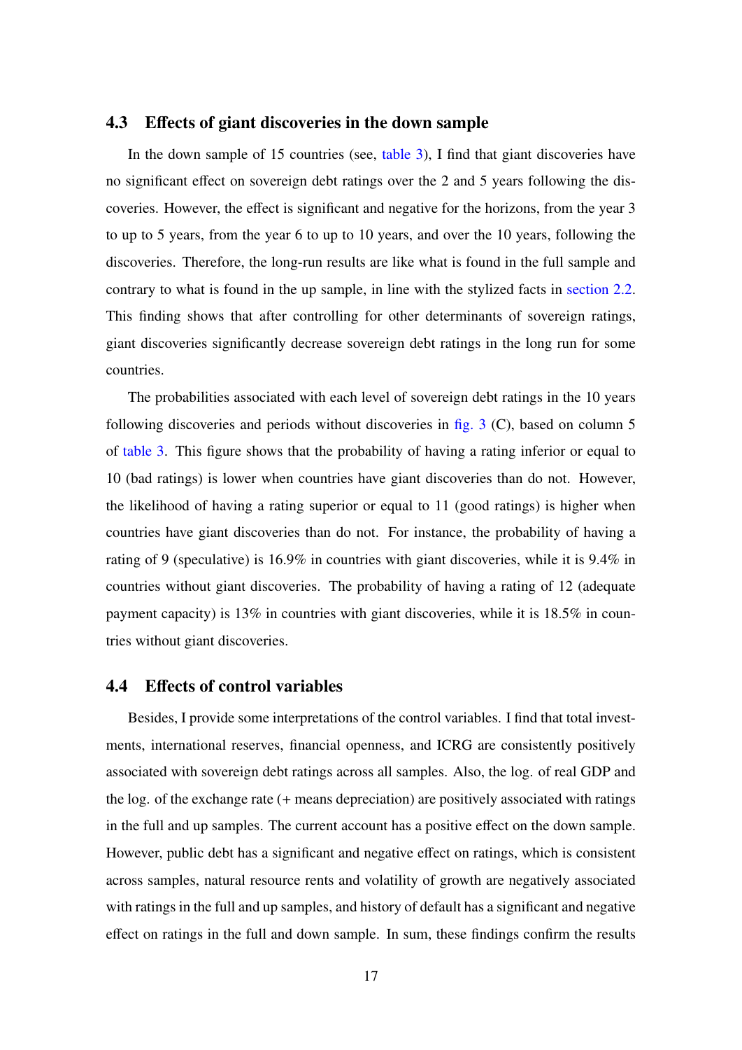### 4.3 Effects of giant discoveries in the down sample

In the down sample of 15 countries (see, table 3), I find that giant discoveries have no significant effect on sovereign debt ratings over the 2 and 5 years following the discoveries. However, the effect is significant and negative for the horizons, from the year 3 to up to 5 years, from the year 6 to up to 10 years, and over the 10 years, following the discoveries. Therefore, the long-run results are like what is found in the full sample and contrary to what is found in the up sample, in line with the stylized facts in section 2.2. This finding shows that after controlling for other determinants of sovereign ratings, giant discoveries significantly decrease sovereign debt ratings in the long run for some countries.

The probabilities associated with each level of sovereign debt ratings in the 10 years following discoveries and periods without discoveries in fig. 3 (C), based on column 5 of table 3. This figure shows that the probability of having a rating inferior or equal to 10 (bad ratings) is lower when countries have giant discoveries than do not. However, the likelihood of having a rating superior or equal to 11 (good ratings) is higher when countries have giant discoveries than do not. For instance, the probability of having a rating of 9 (speculative) is 16.9% in countries with giant discoveries, while it is 9.4% in countries without giant discoveries. The probability of having a rating of 12 (adequate payment capacity) is 13% in countries with giant discoveries, while it is 18.5% in countries without giant discoveries.

### 4.4 Effects of control variables

Besides, I provide some interpretations of the control variables. I find that total investments, international reserves, financial openness, and ICRG are consistently positively associated with sovereign debt ratings across all samples. Also, the log. of real GDP and the log. of the exchange rate (+ means depreciation) are positively associated with ratings in the full and up samples. The current account has a positive effect on the down sample. However, public debt has a significant and negative effect on ratings, which is consistent across samples, natural resource rents and volatility of growth are negatively associated with ratings in the full and up samples, and history of default has a significant and negative effect on ratings in the full and down sample. In sum, these findings confirm the results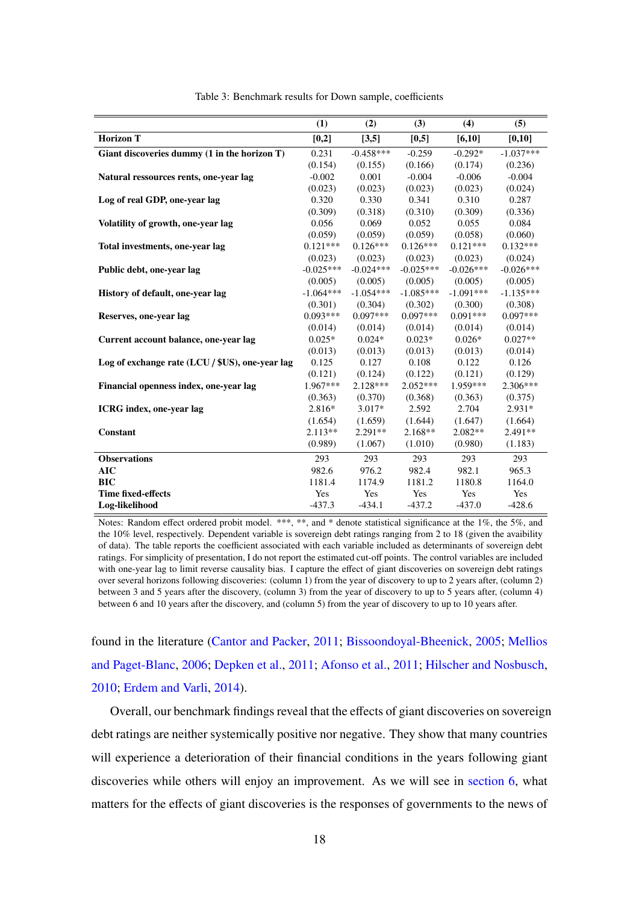Table 3: Benchmark results for Down sample, coefficients

| | (1) | (2) | (3) | (4) | (5) |
|---|---|---|---|---|---|
| **Horizon T** | **[0,2]** | **[3,5]** | **[0,5]** | **[6,10]** | **[0,10]** |
| **Giant discoveries dummy (1 in the horizon T)** | 0.231 | -0.458*** | -0.259 | -0.292* | -1.037*** |
| | (0.154) | (0.155) | (0.166) | (0.174) | (0.236) |
| **Natural ressources rents, one-year lag** | -0.002 | 0.001 | -0.004 | -0.006 | -0.004 |
| | (0.023) | (0.023) | (0.023) | (0.023) | (0.024) |
| **Log of real GDP, one-year lag** | 0.320 | 0.330 | 0.341 | 0.310 | 0.287 |
| | (0.309) | (0.318) | (0.310) | (0.309) | (0.336) |
| **Volatility of growth, one-year lag** | 0.056 | 0.069 | 0.052 | 0.055 | 0.084 |
| | (0.059) | (0.059) | (0.059) | (0.058) | (0.060) |
| **Total investments, one-year lag** | 0.121*** | 0.126*** | 0.126*** | 0.121*** | 0.132*** |
| | (0.023) | (0.023) | (0.023) | (0.023) | (0.024) |
| **Public debt, one-year lag** | -0.025*** | -0.024*** | -0.025*** | -0.026*** | -0.026*** |
| | (0.005) | (0.005) | (0.005) | (0.005) | (0.005) |
| **History of default, one-year lag** | -1.064*** | -1.054*** | -1.085*** | -1.091*** | -1.135*** |
| | (0.301) | (0.304) | (0.302) | (0.300) | (0.308) |
| **Reserves, one-year lag** | 0.093*** | 0.097*** | 0.097*** | 0.091*** | 0.097*** |
| | (0.014) | (0.014) | (0.014) | (0.014) | (0.014) |
| **Current account balance, one-year lag** | 0.025* | 0.024* | 0.023* | 0.026* | 0.027** |
| | (0.013) | (0.013) | (0.013) | (0.013) | (0.014) |
| **Log of exchange rate (LCU / $US), one-year lag** | 0.125 | 0.127 | 0.108 | 0.122 | 0.126 |
| | (0.121) | (0.124) | (0.122) | (0.121) | (0.129) |
| **Financial openness index, one-year lag** | 1.967*** | 2.128*** | 2.052*** | 1.959*** | 2.306*** |
| | (0.363) | (0.370) | (0.368) | (0.363) | (0.375) |
| **ICRG index, one-year lag** | 2.816* | 3.017* | 2.592 | 2.704 | 2.931* |
| | (1.654) | (1.659) | (1.644) | (1.647) | (1.664) |
| **Constant** | 2.113** | 2.291** | 2.168** | 2.082** | 2.491** |
| | (0.989) | (1.067) | (1.010) | (0.980) | (1.183) |
| **Observations** | 293 | 293 | 293 | 293 | 293 |
| **AIC** | 982.6 | 976.2 | 982.4 | 982.1 | 965.3 |
| **BIC** | 1181.4 | 1174.9 | 1181.2 | 1180.8 | 1164.0 |
| **Time fixed-effects** | Yes | Yes | Yes | Yes | Yes |
| **Log-likelihood** | -437.3 | -434.1 | -437.2 | -437.0 | -428.6 |

Notes: Random effect ordered probit model. ***, **, and * denote statistical significance at the 1%, the 5%, and the 10% level, respectively. Dependent variable is sovereign debt ratings ranging from 2 to 18 (given the avaibility of data). The table reports the coefficient associated with each variable included as determinants of sovereign debt ratings. For simplicity of presentation, I do not report the estimated cut-off points. The control variables are included with one-year lag to limit reverse causality bias. I capture the effect of giant discoveries on sovereign debt ratings over several horizons following discoveries: (column 1) from the year of discovery to up to 2 years after, (column 2) between 3 and 5 years after the discovery, (column 3) from the year of discovery to up to 5 years after, (column 4) between 6 and 10 years after the discovery, and (column 5) from the year of discovery to up to 10 years after.

found in the literature (Cantor and Packer, 2011; Bissoondoyal-Bheenick, 2005; Mellios and Paget-Blanc, 2006; Depken et al., 2011; Afonso et al., 2011; Hilscher and Nosbusch, 2010; Erdem and Varli, 2014).

Overall, our benchmark findings reveal that the effects of giant discoveries on sovereign debt ratings are neither systemically positive nor negative. They show that many countries will experience a deterioration of their financial conditions in the years following giant discoveries while others will enjoy an improvement. As we will see in section 6, what matters for the effects of giant discoveries is the responses of governments to the news of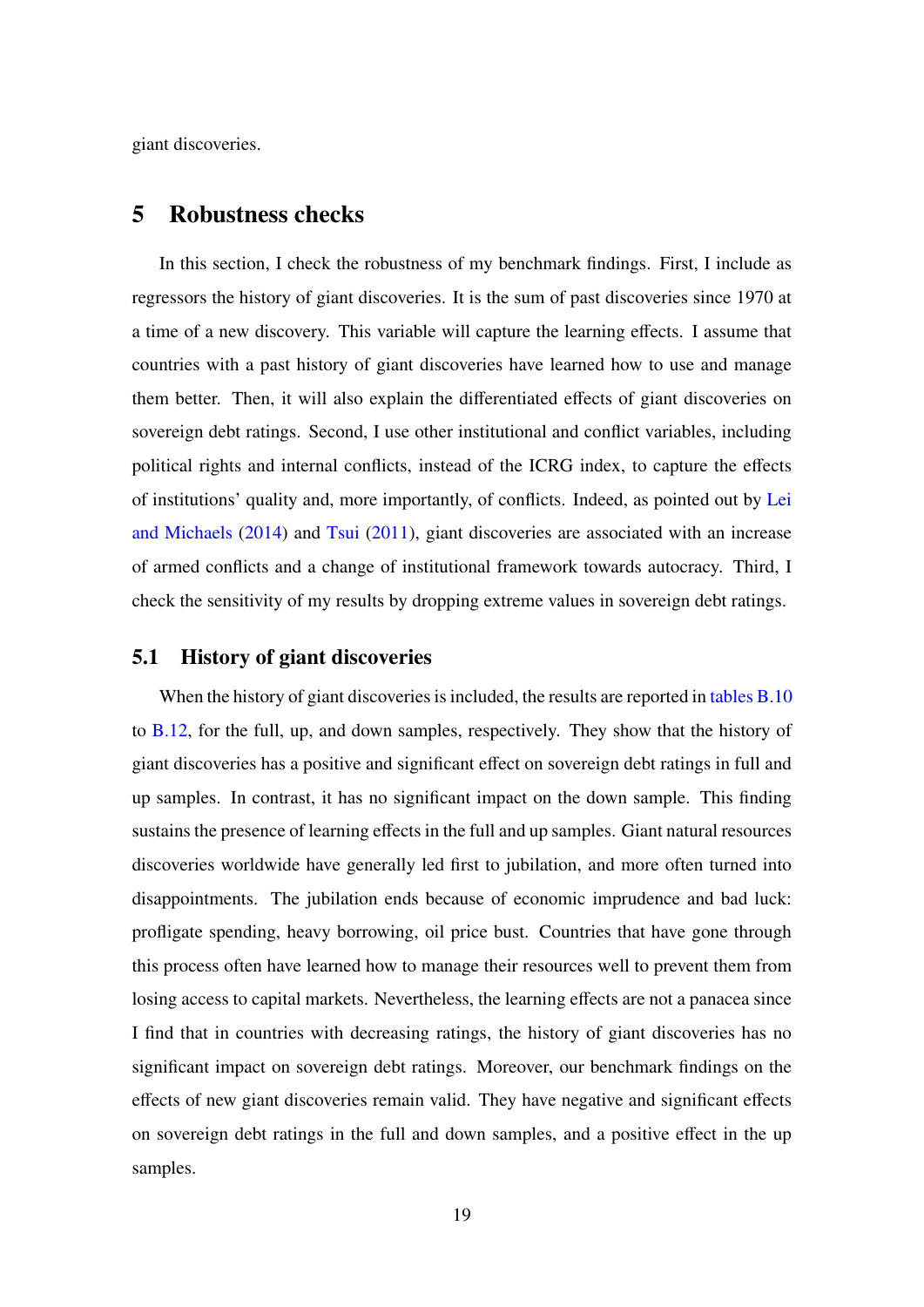giant discoveries.

## 5 Robustness checks

In this section, I check the robustness of my benchmark findings. First, I include as regressors the history of giant discoveries. It is the sum of past discoveries since 1970 at a time of a new discovery. This variable will capture the learning effects. I assume that countries with a past history of giant discoveries have learned how to use and manage them better. Then, it will also explain the differentiated effects of giant discoveries on sovereign debt ratings. Second, I use other institutional and conflict variables, including political rights and internal conflicts, instead of the ICRG index, to capture the effects of institutions' quality and, more importantly, of conflicts. Indeed, as pointed out by Lei and Michaels (2014) and Tsui (2011), giant discoveries are associated with an increase of armed conflicts and a change of institutional framework towards autocracy. Third, I check the sensitivity of my results by dropping extreme values in sovereign debt ratings.

### 5.1 History of giant discoveries

When the history of giant discoveries is included, the results are reported in tables B.10 to B.12, for the full, up, and down samples, respectively. They show that the history of giant discoveries has a positive and significant effect on sovereign debt ratings in full and up samples. In contrast, it has no significant impact on the down sample. This finding sustains the presence of learning effects in the full and up samples. Giant natural resources discoveries worldwide have generally led first to jubilation, and more often turned into disappointments. The jubilation ends because of economic imprudence and bad luck: profligate spending, heavy borrowing, oil price bust. Countries that have gone through this process often have learned how to manage their resources well to prevent them from losing access to capital markets. Nevertheless, the learning effects are not a panacea since I find that in countries with decreasing ratings, the history of giant discoveries has no significant impact on sovereign debt ratings. Moreover, our benchmark findings on the effects of new giant discoveries remain valid. They have negative and significant effects on sovereign debt ratings in the full and down samples, and a positive effect in the up samples.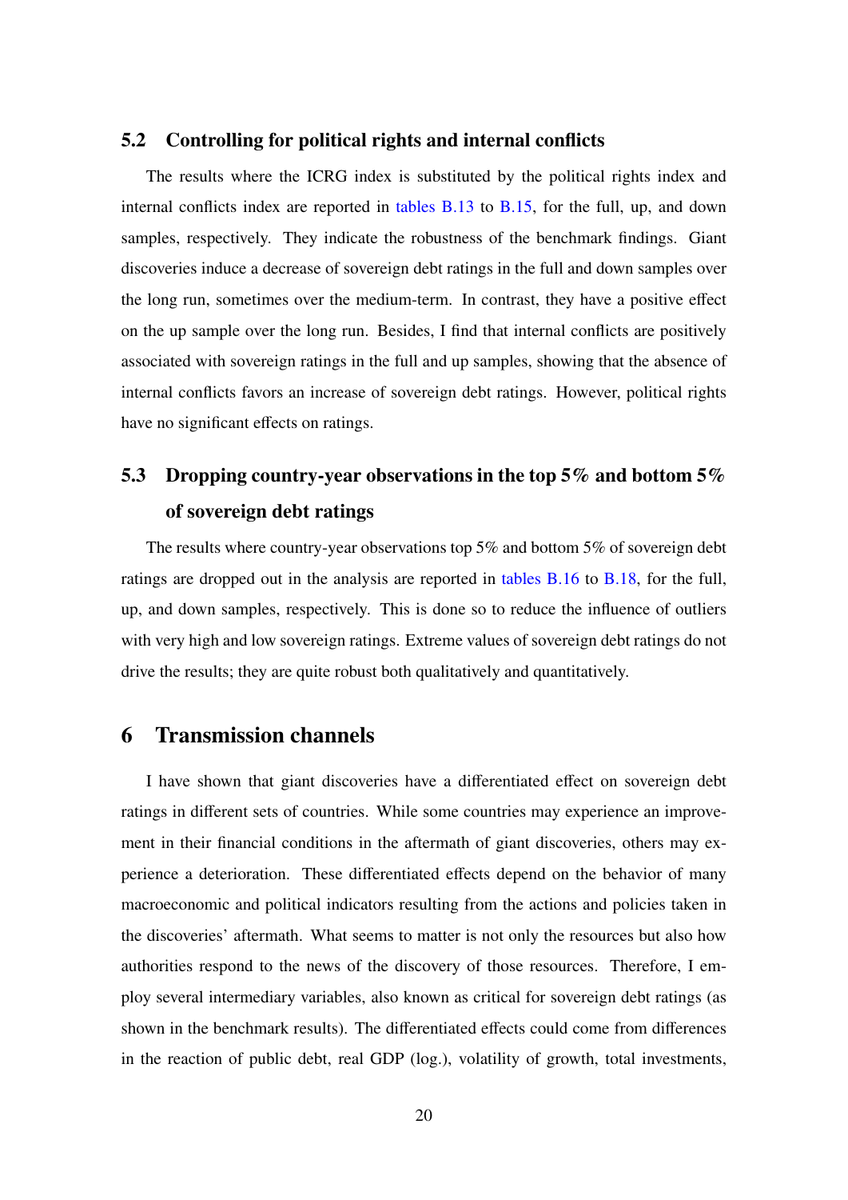### 5.2 Controlling for political rights and internal conflicts

The results where the ICRG index is substituted by the political rights index and internal conflicts index are reported in tables B.13 to B.15, for the full, up, and down samples, respectively. They indicate the robustness of the benchmark findings. Giant discoveries induce a decrease of sovereign debt ratings in the full and down samples over the long run, sometimes over the medium-term. In contrast, they have a positive effect on the up sample over the long run. Besides, I find that internal conflicts are positively associated with sovereign ratings in the full and up samples, showing that the absence of internal conflicts favors an increase of sovereign debt ratings. However, political rights have no significant effects on ratings.

### 5.3 Dropping country-year observations in the top 5% and bottom 5% of sovereign debt ratings

The results where country-year observations top 5% and bottom 5% of sovereign debt ratings are dropped out in the analysis are reported in tables B.16 to B.18, for the full, up, and down samples, respectively. This is done so to reduce the influence of outliers with very high and low sovereign ratings. Extreme values of sovereign debt ratings do not drive the results; they are quite robust both qualitatively and quantitatively.

## 6 Transmission channels

I have shown that giant discoveries have a differentiated effect on sovereign debt ratings in different sets of countries. While some countries may experience an improvement in their financial conditions in the aftermath of giant discoveries, others may experience a deterioration. These differentiated effects depend on the behavior of many macroeconomic and political indicators resulting from the actions and policies taken in the discoveries' aftermath. What seems to matter is not only the resources but also how authorities respond to the news of the discovery of those resources. Therefore, I employ several intermediary variables, also known as critical for sovereign debt ratings (as shown in the benchmark results). The differentiated effects could come from differences in the reaction of public debt, real GDP (log.), volatility of growth, total investments,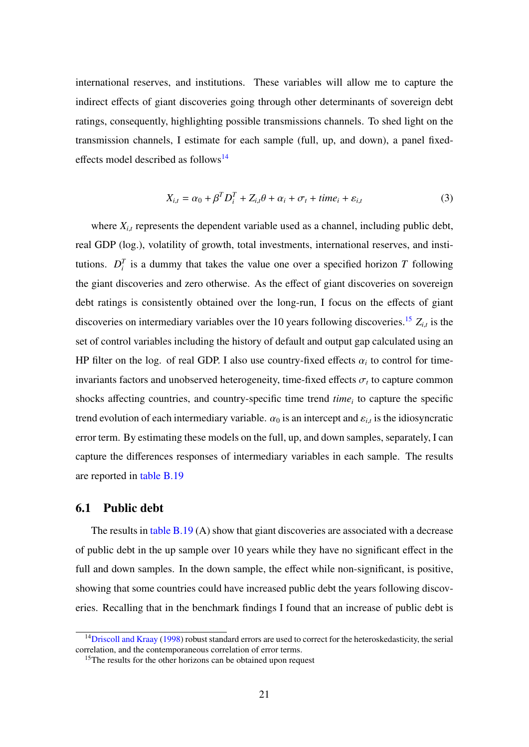international reserves, and institutions. These variables will allow me to capture the indirect effects of giant discoveries going through other determinants of sovereign debt ratings, consequently, highlighting possible transmissions channels. To shed light on the transmission channels, I estimate for each sample (full, up, and down), a panel fixed-effects model described as follows[14]

$$X_{i,t} = \alpha_0 + \beta^T D_i^T + Z_{i,t}\theta + \alpha_i + \sigma_t + time_i + \varepsilon_{i,t} \tag{3}$$

where $X_{i,t}$ represents the dependent variable used as a channel, including public debt, real GDP (log.), volatility of growth, total investments, international reserves, and institutions. $D_i^T$ is a dummy that takes the value one over a specified horizon $T$ following the giant discoveries and zero otherwise. As the effect of giant discoveries on sovereign debt ratings is consistently obtained over the long-run, I focus on the effects of giant discoveries on intermediary variables over the 10 years following discoveries.[15] $Z_{i,t}$ is the set of control variables including the history of default and output gap calculated using an HP filter on the log. of real GDP. I also use country-fixed effects $\alpha_i$ to control for time-invariants factors and unobserved heterogeneity, time-fixed effects $\sigma_t$ to capture common shocks affecting countries, and country-specific time trend $time_i$ to capture the specific trend evolution of each intermediary variable. $\alpha_0$ is an intercept and $\varepsilon_{i,t}$ is the idiosyncratic error term. By estimating these models on the full, up, and down samples, separately, I can capture the differences responses of intermediary variables in each sample. The results are reported in table B.19

## 6.1 Public debt

The results in table B.19 (A) show that giant discoveries are associated with a decrease of public debt in the up sample over 10 years while they have no significant effect in the full and down samples. In the down sample, the effect while non-significant, is positive, showing that some countries could have increased public debt the years following discoveries. Recalling that in the benchmark findings I found that an increase of public debt is

[14] Driscoll and Kraay (1998) robust standard errors are used to correct for the heteroskedasticity, the serial correlation, and the contemporaneous correlation of error terms.

[15] The results for the other horizons can be obtained upon request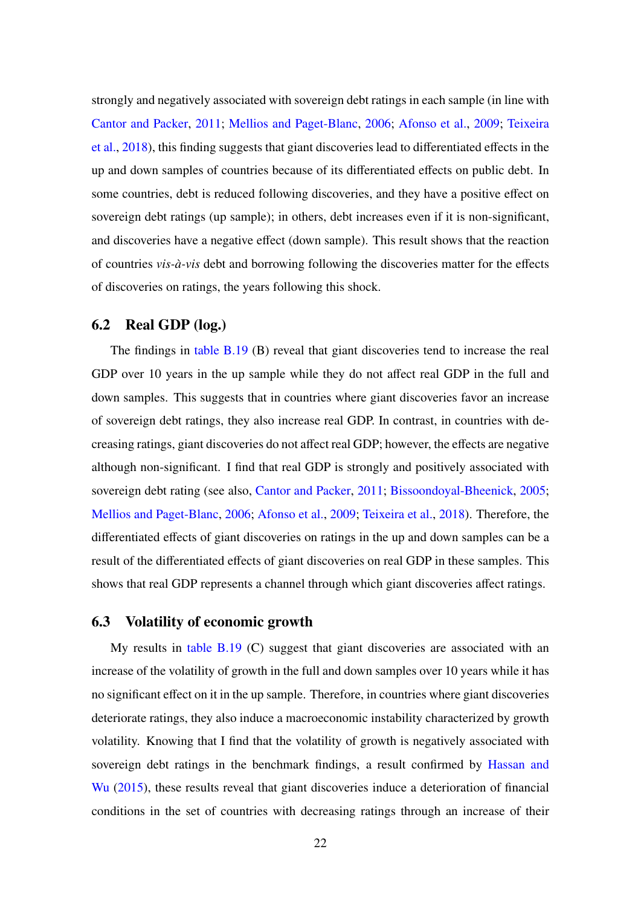strongly and negatively associated with sovereign debt ratings in each sample (in line with Cantor and Packer, 2011; Mellios and Paget-Blanc, 2006; Afonso et al., 2009; Teixeira et al., 2018), this finding suggests that giant discoveries lead to differentiated effects in the up and down samples of countries because of its differentiated effects on public debt. In some countries, debt is reduced following discoveries, and they have a positive effect on sovereign debt ratings (up sample); in others, debt increases even if it is non-significant, and discoveries have a negative effect (down sample). This result shows that the reaction of countries *vis-à-vis* debt and borrowing following the discoveries matter for the effects of discoveries on ratings, the years following this shock.

## 6.2 Real GDP (log.)

The findings in table B.19 (B) reveal that giant discoveries tend to increase the real GDP over 10 years in the up sample while they do not affect real GDP in the full and down samples. This suggests that in countries where giant discoveries favor an increase of sovereign debt ratings, they also increase real GDP. In contrast, in countries with decreasing ratings, giant discoveries do not affect real GDP; however, the effects are negative although non-significant. I find that real GDP is strongly and positively associated with sovereign debt rating (see also, Cantor and Packer, 2011; Bissoondoyal-Bheenick, 2005; Mellios and Paget-Blanc, 2006; Afonso et al., 2009; Teixeira et al., 2018). Therefore, the differentiated effects of giant discoveries on ratings in the up and down samples can be a result of the differentiated effects of giant discoveries on real GDP in these samples. This shows that real GDP represents a channel through which giant discoveries affect ratings.

## 6.3 Volatility of economic growth

My results in table B.19 (C) suggest that giant discoveries are associated with an increase of the volatility of growth in the full and down samples over 10 years while it has no significant effect on it in the up sample. Therefore, in countries where giant discoveries deteriorate ratings, they also induce a macroeconomic instability characterized by growth volatility. Knowing that I find that the volatility of growth is negatively associated with sovereign debt ratings in the benchmark findings, a result confirmed by Hassan and Wu (2015), these results reveal that giant discoveries induce a deterioration of financial conditions in the set of countries with decreasing ratings through an increase of their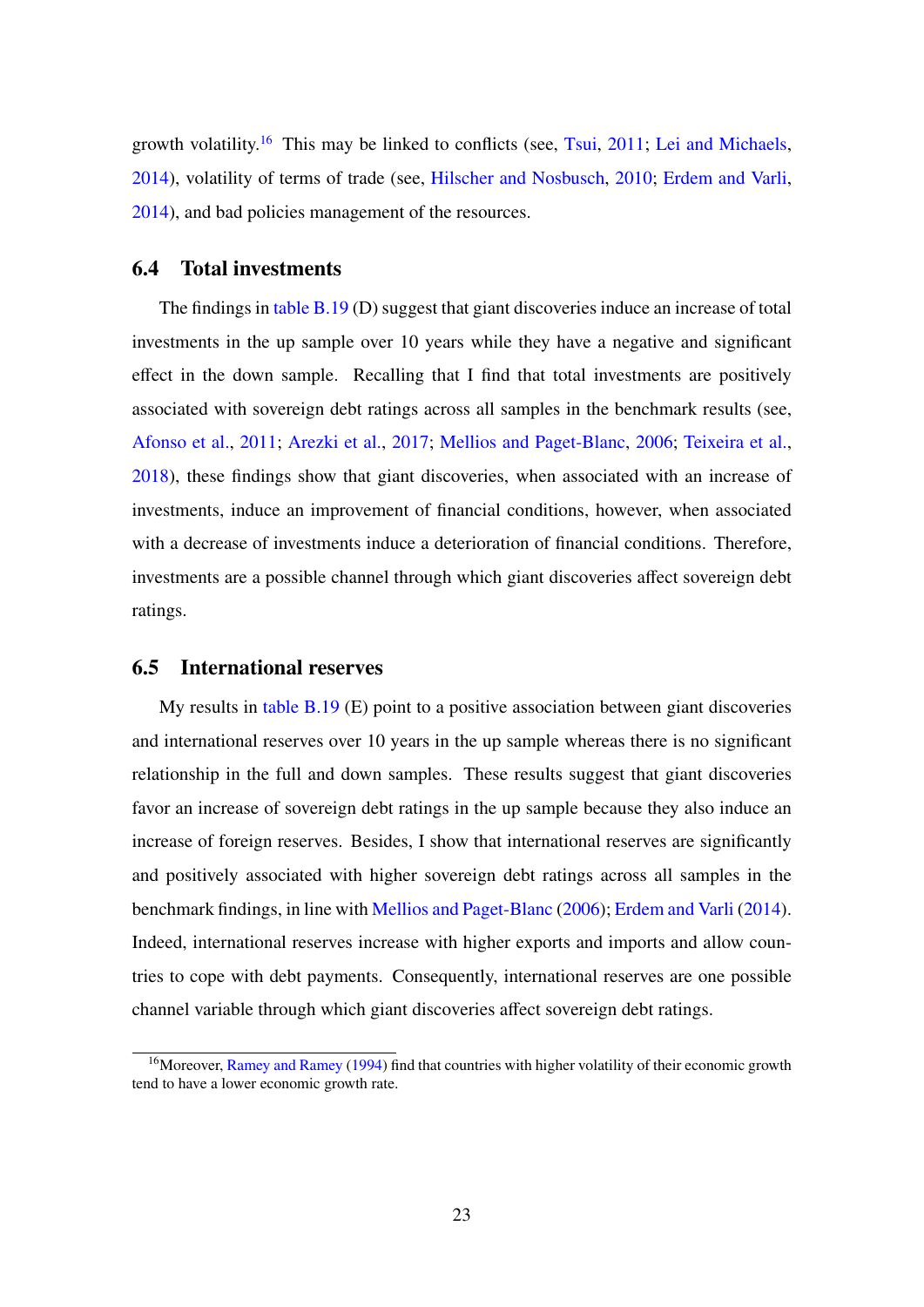growth volatility.[16] This may be linked to conflicts (see, Tsui, 2011; Lei and Michaels, 2014), volatility of terms of trade (see, Hilscher and Nosbusch, 2010; Erdem and Varli, 2014), and bad policies management of the resources.

### 6.4 Total investments

The findings in table B.19 (D) suggest that giant discoveries induce an increase of total investments in the up sample over 10 years while they have a negative and significant effect in the down sample. Recalling that I find that total investments are positively associated with sovereign debt ratings across all samples in the benchmark results (see, Afonso et al., 2011; Arezki et al., 2017; Mellios and Paget-Blanc, 2006; Teixeira et al., 2018), these findings show that giant discoveries, when associated with an increase of investments, induce an improvement of financial conditions, however, when associated with a decrease of investments induce a deterioration of financial conditions. Therefore, investments are a possible channel through which giant discoveries affect sovereign debt ratings.

### 6.5 International reserves

My results in table B.19 (E) point to a positive association between giant discoveries and international reserves over 10 years in the up sample whereas there is no significant relationship in the full and down samples. These results suggest that giant discoveries favor an increase of sovereign debt ratings in the up sample because they also induce an increase of foreign reserves. Besides, I show that international reserves are significantly and positively associated with higher sovereign debt ratings across all samples in the benchmark findings, in line with Mellios and Paget-Blanc (2006); Erdem and Varli (2014). Indeed, international reserves increase with higher exports and imports and allow countries to cope with debt payments. Consequently, international reserves are one possible channel variable through which giant discoveries affect sovereign debt ratings.

[16] Moreover, Ramey and Ramey (1994) find that countries with higher volatility of their economic growth tend to have a lower economic growth rate.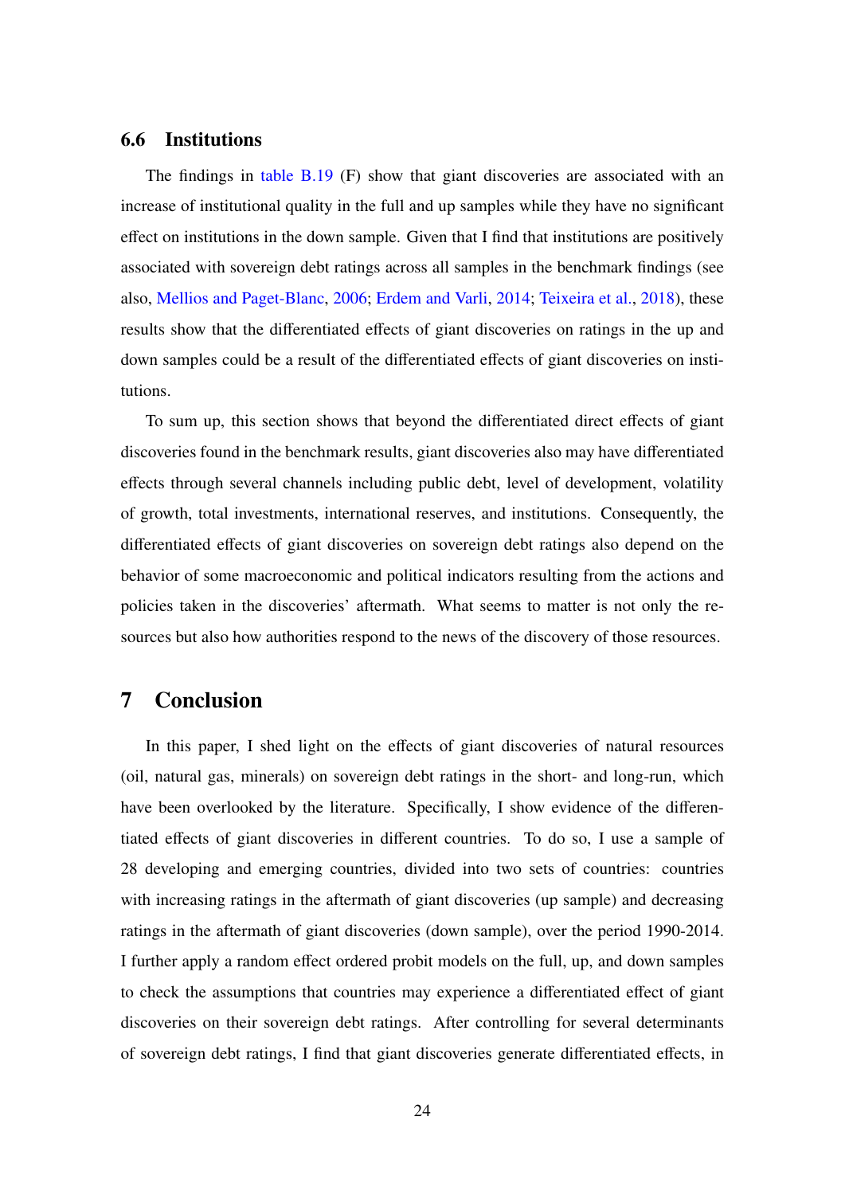### 6.6 Institutions

The findings in table B.19 (F) show that giant discoveries are associated with an increase of institutional quality in the full and up samples while they have no significant effect on institutions in the down sample. Given that I find that institutions are positively associated with sovereign debt ratings across all samples in the benchmark findings (see also, Mellios and Paget-Blanc, 2006; Erdem and Varli, 2014; Teixeira et al., 2018), these results show that the differentiated effects of giant discoveries on ratings in the up and down samples could be a result of the differentiated effects of giant discoveries on institutions.

To sum up, this section shows that beyond the differentiated direct effects of giant discoveries found in the benchmark results, giant discoveries also may have differentiated effects through several channels including public debt, level of development, volatility of growth, total investments, international reserves, and institutions. Consequently, the differentiated effects of giant discoveries on sovereign debt ratings also depend on the behavior of some macroeconomic and political indicators resulting from the actions and policies taken in the discoveries' aftermath. What seems to matter is not only the resources but also how authorities respond to the news of the discovery of those resources.

## 7 Conclusion

In this paper, I shed light on the effects of giant discoveries of natural resources (oil, natural gas, minerals) on sovereign debt ratings in the short- and long-run, which have been overlooked by the literature. Specifically, I show evidence of the differentiated effects of giant discoveries in different countries. To do so, I use a sample of 28 developing and emerging countries, divided into two sets of countries: countries with increasing ratings in the aftermath of giant discoveries (up sample) and decreasing ratings in the aftermath of giant discoveries (down sample), over the period 1990-2014. I further apply a random effect ordered probit models on the full, up, and down samples to check the assumptions that countries may experience a differentiated effect of giant discoveries on their sovereign debt ratings. After controlling for several determinants of sovereign debt ratings, I find that giant discoveries generate differentiated effects, in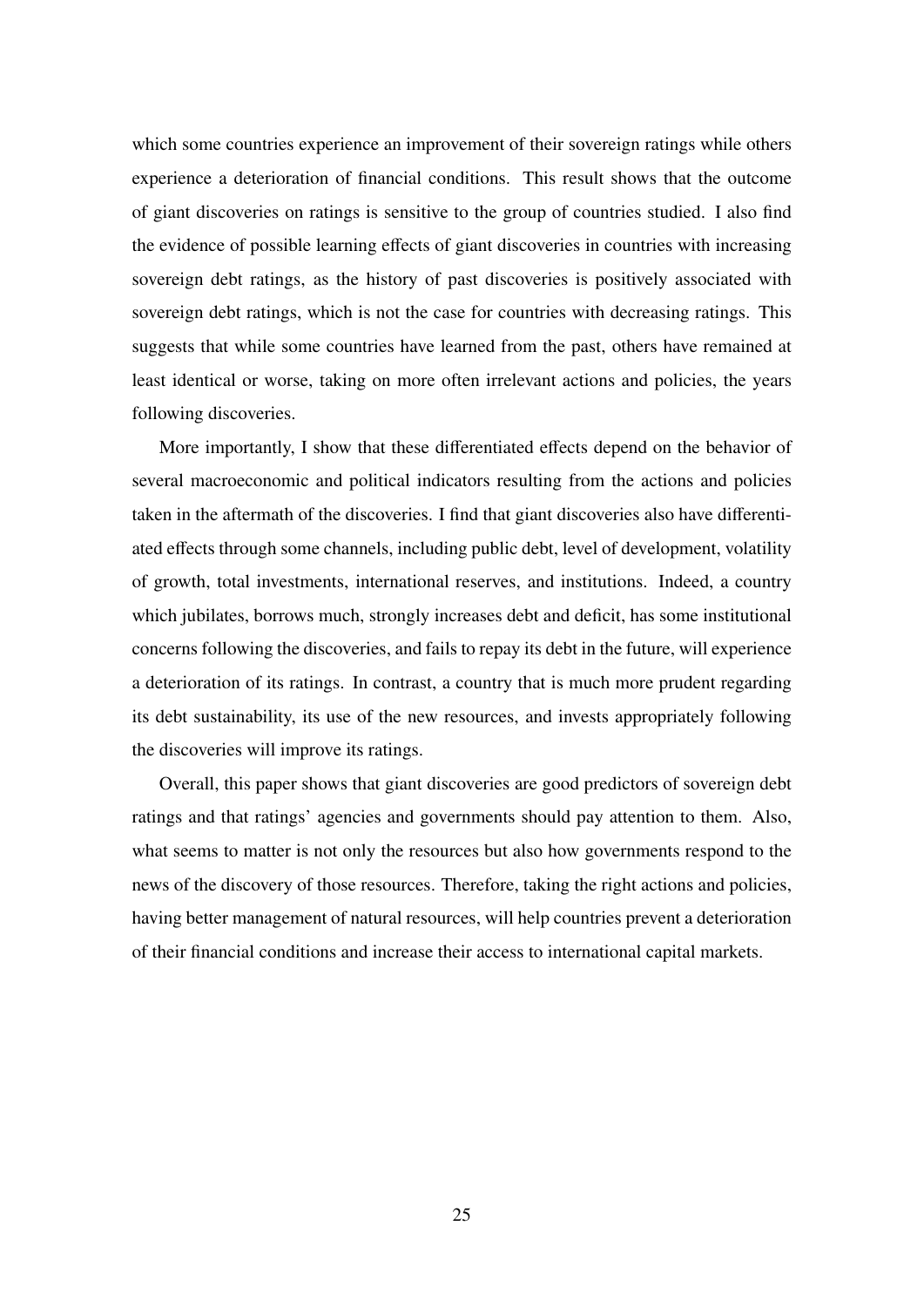which some countries experience an improvement of their sovereign ratings while others experience a deterioration of financial conditions. This result shows that the outcome of giant discoveries on ratings is sensitive to the group of countries studied. I also find the evidence of possible learning effects of giant discoveries in countries with increasing sovereign debt ratings, as the history of past discoveries is positively associated with sovereign debt ratings, which is not the case for countries with decreasing ratings. This suggests that while some countries have learned from the past, others have remained at least identical or worse, taking on more often irrelevant actions and policies, the years following discoveries.

More importantly, I show that these differentiated effects depend on the behavior of several macroeconomic and political indicators resulting from the actions and policies taken in the aftermath of the discoveries. I find that giant discoveries also have differentiated effects through some channels, including public debt, level of development, volatility of growth, total investments, international reserves, and institutions. Indeed, a country which jubilates, borrows much, strongly increases debt and deficit, has some institutional concerns following the discoveries, and fails to repay its debt in the future, will experience a deterioration of its ratings. In contrast, a country that is much more prudent regarding its debt sustainability, its use of the new resources, and invests appropriately following the discoveries will improve its ratings.

Overall, this paper shows that giant discoveries are good predictors of sovereign debt ratings and that ratings' agencies and governments should pay attention to them. Also, what seems to matter is not only the resources but also how governments respond to the news of the discovery of those resources. Therefore, taking the right actions and policies, having better management of natural resources, will help countries prevent a deterioration of their financial conditions and increase their access to international capital markets.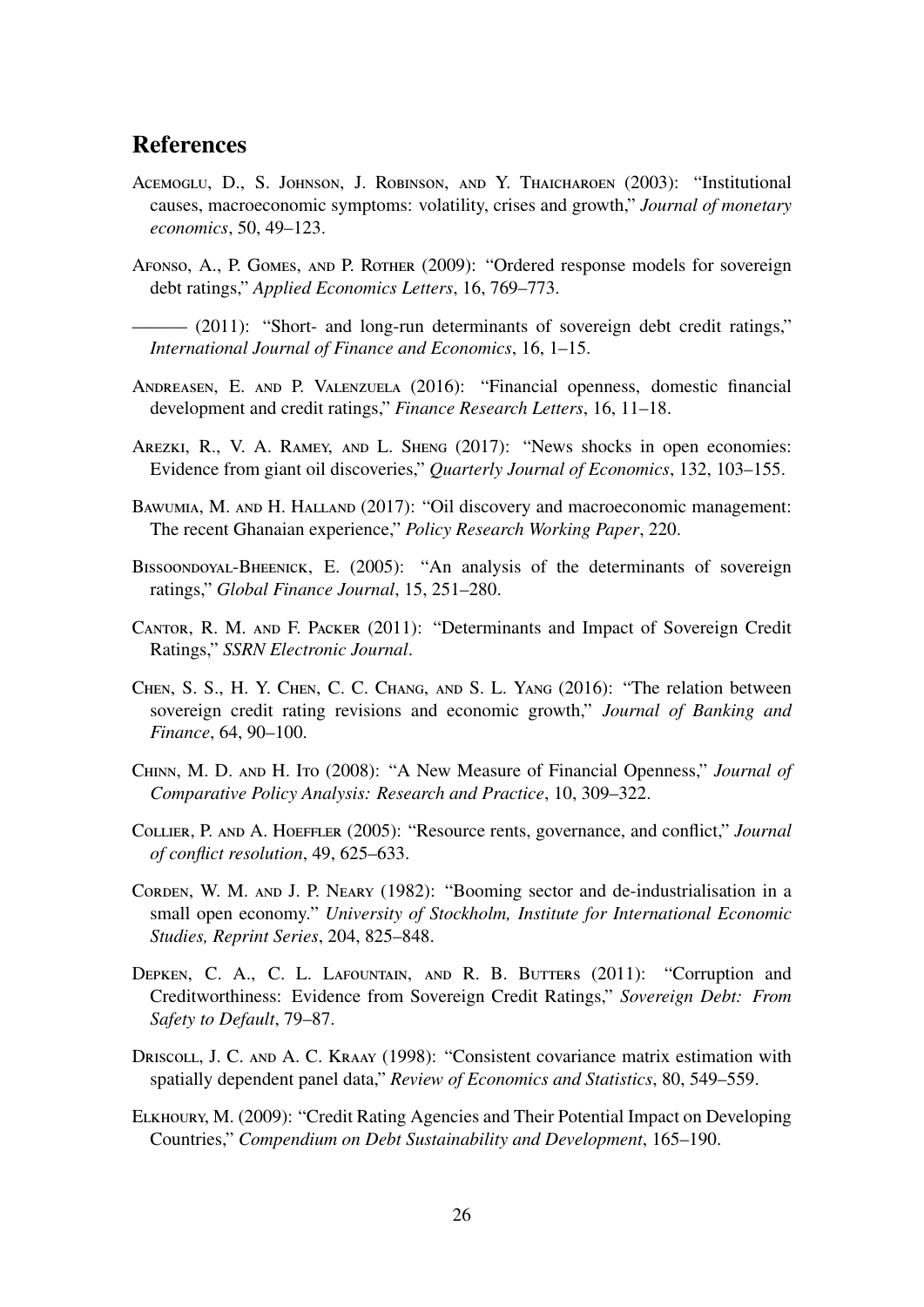## References

Acemoglu, D., S. Johnson, J. Robinson, and Y. Thaicharoen (2003): "Institutional causes, macroeconomic symptoms: volatility, crises and growth," *Journal of monetary economics*, 50, 49–123.

Afonso, A., P. Gomes, and P. Rother (2009): "Ordered response models for sovereign debt ratings," *Applied Economics Letters*, 16, 769–773.

——— (2011): "Short- and long-run determinants of sovereign debt credit ratings," *International Journal of Finance and Economics*, 16, 1–15.

Andreasen, E. and P. Valenzuela (2016): "Financial openness, domestic financial development and credit ratings," *Finance Research Letters*, 16, 11–18.

Arezki, R., V. A. Ramey, and L. Sheng (2017): "News shocks in open economies: Evidence from giant oil discoveries," *Quarterly Journal of Economics*, 132, 103–155.

Bawumia, M. and H. Halland (2017): "Oil discovery and macroeconomic management: The recent Ghanaian experience," *Policy Research Working Paper*, 220.

Bissoondoyal-Bheenick, E. (2005): "An analysis of the determinants of sovereign ratings," *Global Finance Journal*, 15, 251–280.

Cantor, R. M. and F. Packer (2011): "Determinants and Impact of Sovereign Credit Ratings," *SSRN Electronic Journal*.

Chen, S. S., H. Y. Chen, C. C. Chang, and S. L. Yang (2016): "The relation between sovereign credit rating revisions and economic growth," *Journal of Banking and Finance*, 64, 90–100.

Chinn, M. D. and H. Ito (2008): "A New Measure of Financial Openness," *Journal of Comparative Policy Analysis: Research and Practice*, 10, 309–322.

Collier, P. and A. Hoeffler (2005): "Resource rents, governance, and conflict," *Journal of conflict resolution*, 49, 625–633.

Corden, W. M. and J. P. Neary (1982): "Booming sector and de-industrialisation in a small open economy." *University of Stockholm, Institute for International Economic Studies, Reprint Series*, 204, 825–848.

Depken, C. A., C. L. Lafountain, and R. B. Butters (2011): "Corruption and Creditworthiness: Evidence from Sovereign Credit Ratings," *Sovereign Debt: From Safety to Default*, 79–87.

Driscoll, J. C. and A. C. Kraay (1998): "Consistent covariance matrix estimation with spatially dependent panel data," *Review of Economics and Statistics*, 80, 549–559.

Elkhoury, M. (2009): "Credit Rating Agencies and Their Potential Impact on Developing Countries," *Compendium on Debt Sustainability and Development*, 165–190.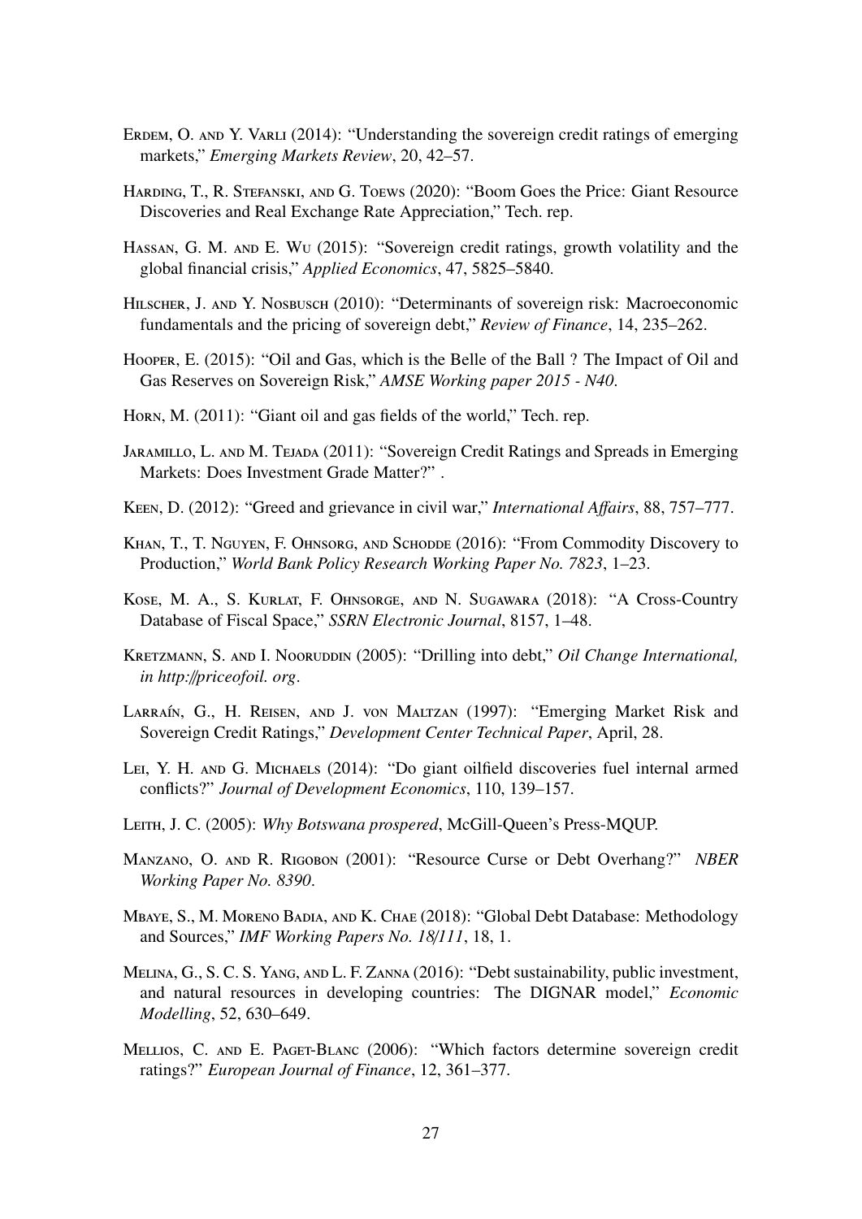Erdem, O. and Y. Varli (2014): "Understanding the sovereign credit ratings of emerging markets," *Emerging Markets Review*, 20, 42–57.

Harding, T., R. Stefanski, and G. Toews (2020): "Boom Goes the Price: Giant Resource Discoveries and Real Exchange Rate Appreciation," Tech. rep.

Hassan, G. M. and E. Wu (2015): "Sovereign credit ratings, growth volatility and the global financial crisis," *Applied Economics*, 47, 5825–5840.

Hilscher, J. and Y. Nosbusch (2010): "Determinants of sovereign risk: Macroeconomic fundamentals and the pricing of sovereign debt," *Review of Finance*, 14, 235–262.

Hooper, E. (2015): "Oil and Gas, which is the Belle of the Ball ? The Impact of Oil and Gas Reserves on Sovereign Risk," *AMSE Working paper 2015 - N40*.

Horn, M. (2011): "Giant oil and gas fields of the world," Tech. rep.

Jaramillo, L. and M. Tejada (2011): "Sovereign Credit Ratings and Spreads in Emerging Markets: Does Investment Grade Matter?" .

Keen, D. (2012): "Greed and grievance in civil war," *International Affairs*, 88, 757–777.

Khan, T., T. Nguyen, F. Ohnsorg, and Schodde (2016): "From Commodity Discovery to Production," *World Bank Policy Research Working Paper No. 7823*, 1–23.

Kose, M. A., S. Kurlat, F. Ohnsorge, and N. Sugawara (2018): "A Cross-Country Database of Fiscal Space," *SSRN Electronic Journal*, 8157, 1–48.

Kretzmann, S. and I. Nooruddin (2005): "Drilling into debt," *Oil Change International, in http://priceofoil. org*.

Larraín, G., H. Reisen, and J. von Maltzan (1997): "Emerging Market Risk and Sovereign Credit Ratings," *Development Center Technical Paper*, April, 28.

Lei, Y. H. and G. Michaels (2014): "Do giant oilfield discoveries fuel internal armed conflicts?" *Journal of Development Economics*, 110, 139–157.

Leith, J. C. (2005): *Why Botswana prospered*, McGill-Queen's Press-MQUP.

Manzano, O. and R. Rigobon (2001): "Resource Curse or Debt Overhang?" *NBER Working Paper No. 8390*.

Mbaye, S., M. Moreno Badia, and K. Chae (2018): "Global Debt Database: Methodology and Sources," *IMF Working Papers No. 18/111*, 18, 1.

Melina, G., S. C. S. Yang, and L. F. Zanna (2016): "Debt sustainability, public investment, and natural resources in developing countries: The DIGNAR model," *Economic Modelling*, 52, 630–649.

Mellios, C. and E. Paget-Blanc (2006): "Which factors determine sovereign credit ratings?" *European Journal of Finance*, 12, 361–377.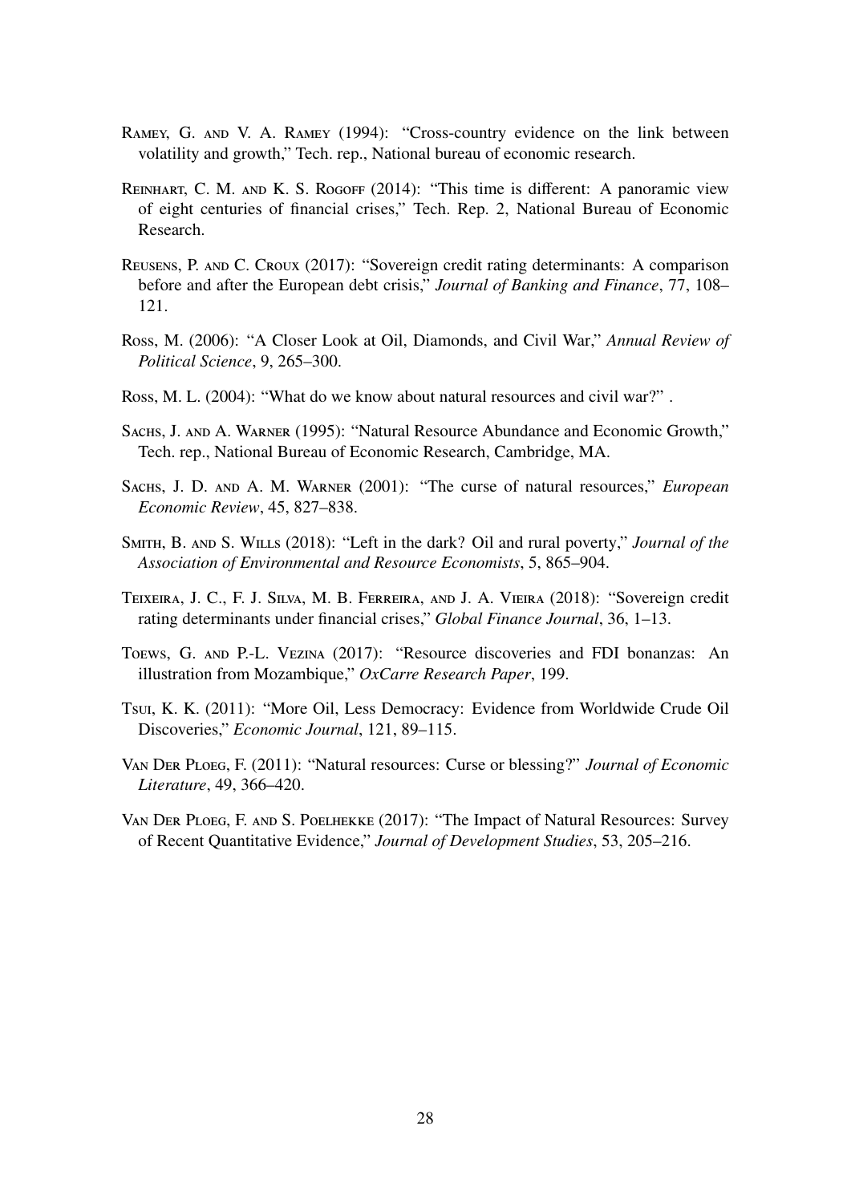Ramey, G. and V. A. Ramey (1994): "Cross-country evidence on the link between volatility and growth," Tech. rep., National bureau of economic research.

Reinhart, C. M. and K. S. Rogoff (2014): "This time is different: A panoramic view of eight centuries of financial crises," Tech. Rep. 2, National Bureau of Economic Research.

Reusens, P. and C. Croux (2017): "Sovereign credit rating determinants: A comparison before and after the European debt crisis," *Journal of Banking and Finance*, 77, 108–121.

Ross, M. (2006): "A Closer Look at Oil, Diamonds, and Civil War," *Annual Review of Political Science*, 9, 265–300.

Ross, M. L. (2004): "What do we know about natural resources and civil war?" .

Sachs, J. and A. Warner (1995): "Natural Resource Abundance and Economic Growth," Tech. rep., National Bureau of Economic Research, Cambridge, MA.

Sachs, J. D. and A. M. Warner (2001): "The curse of natural resources," *European Economic Review*, 45, 827–838.

Smith, B. and S. Wills (2018): "Left in the dark? Oil and rural poverty," *Journal of the Association of Environmental and Resource Economists*, 5, 865–904.

Teixeira, J. C., F. J. Silva, M. B. Ferreira, and J. A. Vieira (2018): "Sovereign credit rating determinants under financial crises," *Global Finance Journal*, 36, 1–13.

Toews, G. and P.-L. Vezina (2017): "Resource discoveries and FDI bonanzas: An illustration from Mozambique," *OxCarre Research Paper*, 199.

Tsui, K. K. (2011): "More Oil, Less Democracy: Evidence from Worldwide Crude Oil Discoveries," *Economic Journal*, 121, 89–115.

Van Der Ploeg, F. (2011): "Natural resources: Curse or blessing?" *Journal of Economic Literature*, 49, 366–420.

Van Der Ploeg, F. and S. Poelhekke (2017): "The Impact of Natural Resources: Survey of Recent Quantitative Evidence," *Journal of Development Studies*, 53, 205–216.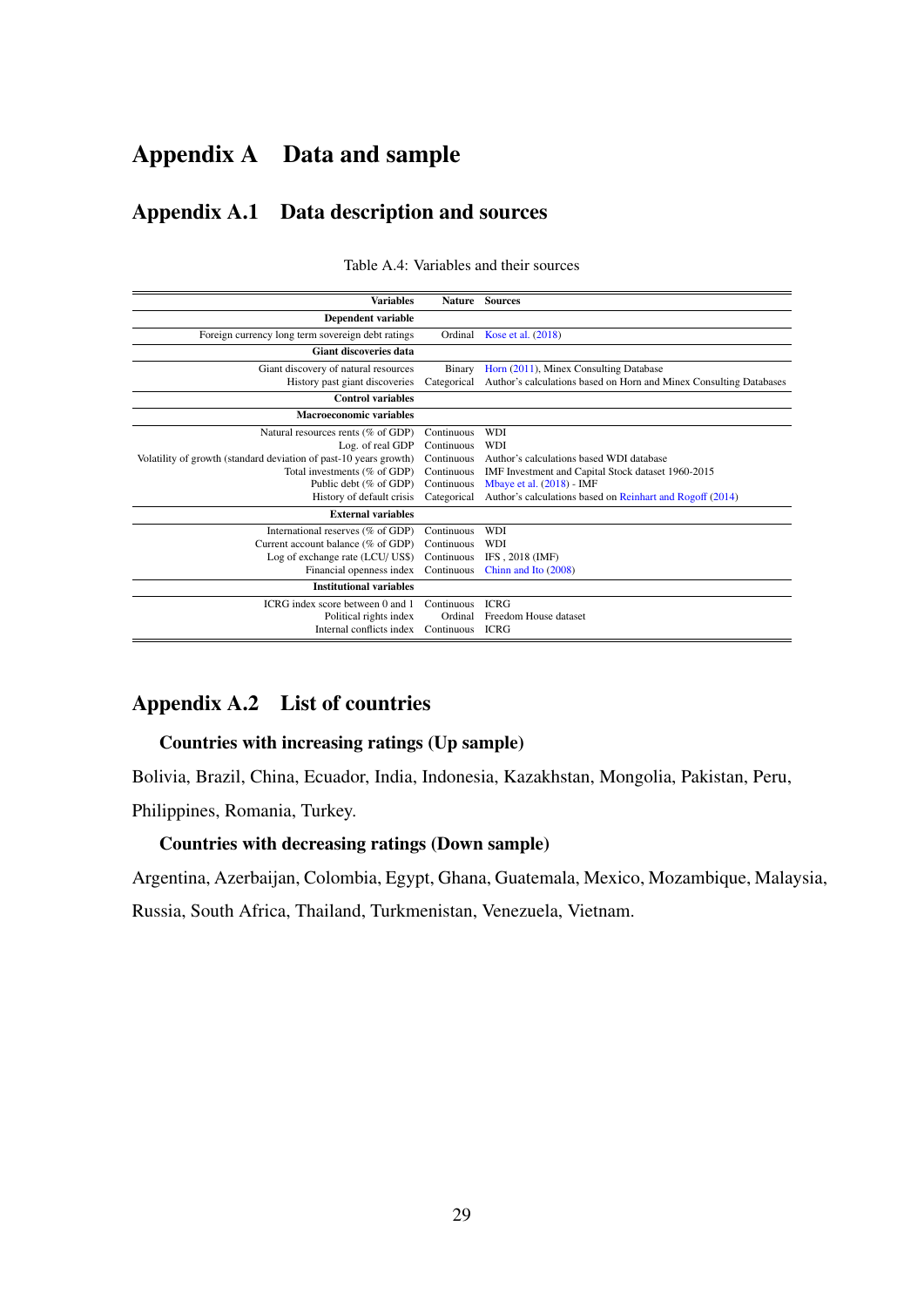# Appendix A Data and sample

## Appendix A.1 Data description and sources

Table A.4: Variables and their sources

| Variables | Nature | Sources |
|---|---|---|
| **Dependent variable** | | |
| Foreign currency long term sovereign debt ratings | Ordinal | Kose et al. (2018) |
| **Giant discoveries data** | | |
| Giant discovery of natural resources | Binary | Horn (2011), Minex Consulting Database |
| History past giant discoveries | Categorical | Author's calculations based on Horn and Minex Consulting Databases |
| **Control variables** | | |
| **Macroeconomic variables** | | |
| Natural resources rents (% of GDP) | Continuous | WDI |
| Log. of real GDP | Continuous | WDI |
| Volatility of growth (standard deviation of past-10 years growth) | Continuous | Author's calculations based WDI database |
| Total investments (% of GDP) | Continuous | IMF Investment and Capital Stock dataset 1960-2015 |
| Public debt (% of GDP) | Continuous | Mbaye et al. (2018) - IMF |
| History of default crisis | Categorical | Author's calculations based on Reinhart and Rogoff (2014) |
| **External variables** | | |
| International reserves (% of GDP) | Continuous | WDI |
| Current account balance (% of GDP) | Continuous | WDI |
| Log of exchange rate (LCU/ US$) | Continuous | IFS , 2018 (IMF) |
| Financial openness index | Continuous | Chinn and Ito (2008) |
| **Institutional variables** | | |
| ICRG index score between 0 and 1 | Continuous | ICRG |
| Political rights index | Ordinal | Freedom House dataset |
| Internal conflicts index | Continuous | ICRG |

## Appendix A.2 List of countries

### Countries with increasing ratings (Up sample)

Bolivia, Brazil, China, Ecuador, India, Indonesia, Kazakhstan, Mongolia, Pakistan, Peru, Philippines, Romania, Turkey.

### Countries with decreasing ratings (Down sample)

Argentina, Azerbaijan, Colombia, Egypt, Ghana, Guatemala, Mexico, Mozambique, Malaysia, Russia, South Africa, Thailand, Turkmenistan, Venezuela, Vietnam.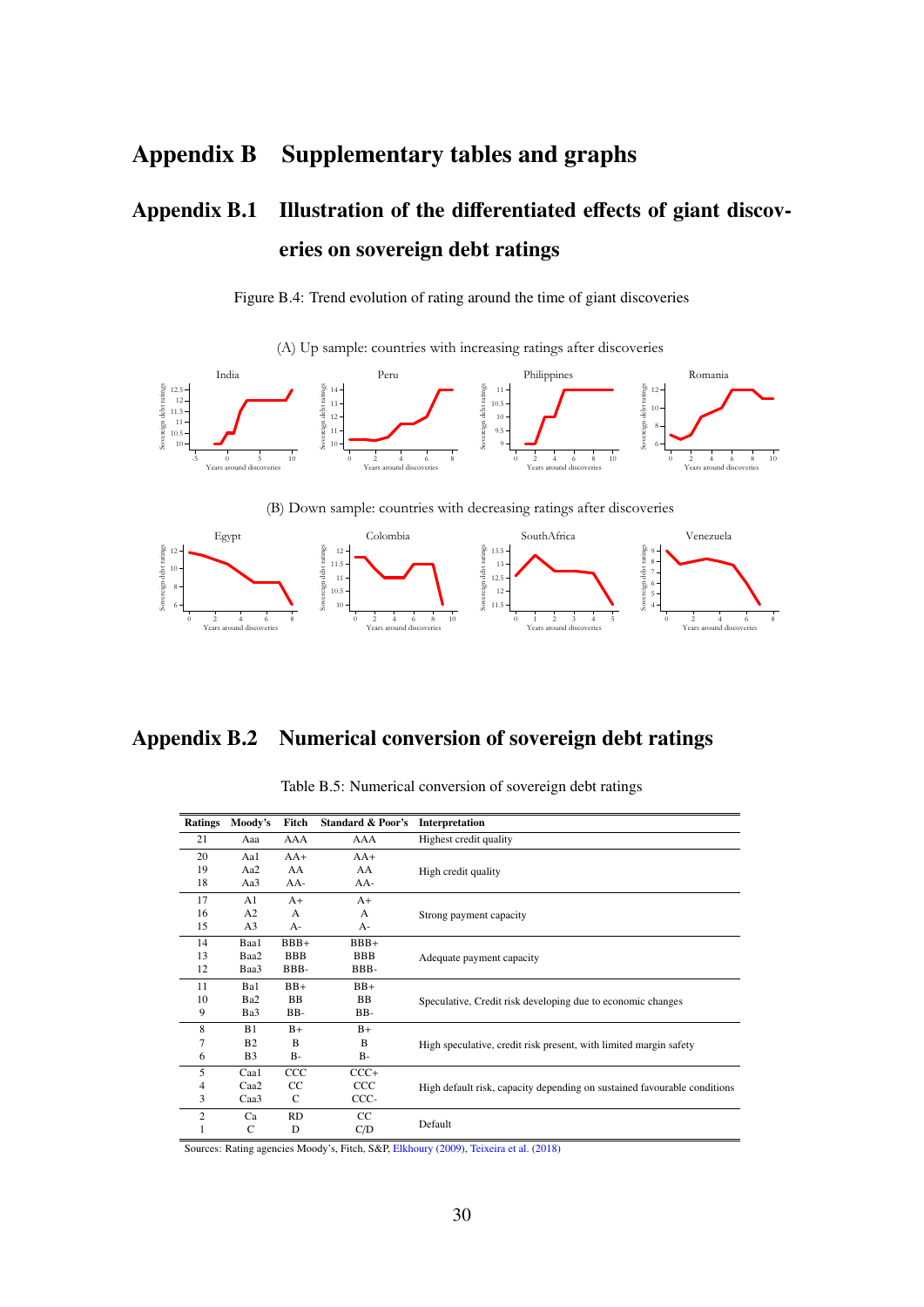# Appendix B Supplementary tables and graphs

## Appendix B.1 Illustration of the differentiated effects of giant discoveries on sovereign debt ratings

Figure B.4: Trend evolution of rating around the time of giant discoveries

(A) Up sample: countries with increasing ratings after discoveries

(B) Down sample: countries with decreasing ratings after discoveries

## Appendix B.2 Numerical conversion of sovereign debt ratings

Table B.5: Numerical conversion of sovereign debt ratings

| Ratings | Moody's | Fitch | Standard & Poor's | Interpretation |
|---|---|---|---|---|
| 21 | Aaa | AAA | AAA | Highest credit quality |
| 20 | Aa1 | AA+ | AA+ | High credit quality |
| 19 | Aa2 | AA | AA | |
| 18 | Aa3 | AA- | AA- | |
| 17 | A1 | A+ | A+ | Strong payment capacity |
| 16 | A2 | A | A | |
| 15 | A3 | A- | A- | |
| 14 | Baa1 | BBB+ | BBB+ | Adequate payment capacity |
| 13 | Baa2 | BBB | BBB | |
| 12 | Baa3 | BBB- | BBB- | |
| 11 | Ba1 | BB+ | BB+ | Speculative, Credit risk developing due to economic changes |
| 10 | Ba2 | BB | BB | |
| 9 | Ba3 | BB- | BB- | |
| 8 | B1 | B+ | B+ | High speculative, credit risk present, with limited margin safety |
| 7 | B2 | B | B | |
| 6 | B3 | B- | B- | |
| 5 | Caa1 | CCC | CCC+ | High default risk, capacity depending on sustained favourable conditions |
| 4 | Caa2 | CC | CCC | |
| 3 | Caa3 | C | CCC- | |
| 2 | Ca | RD | CC | Default |
| 1 | C | D | C/D | |

Sources: Rating agencies Moody's, Fitch, S&P, Elkhoury (2009), Teixeira et al. (2018)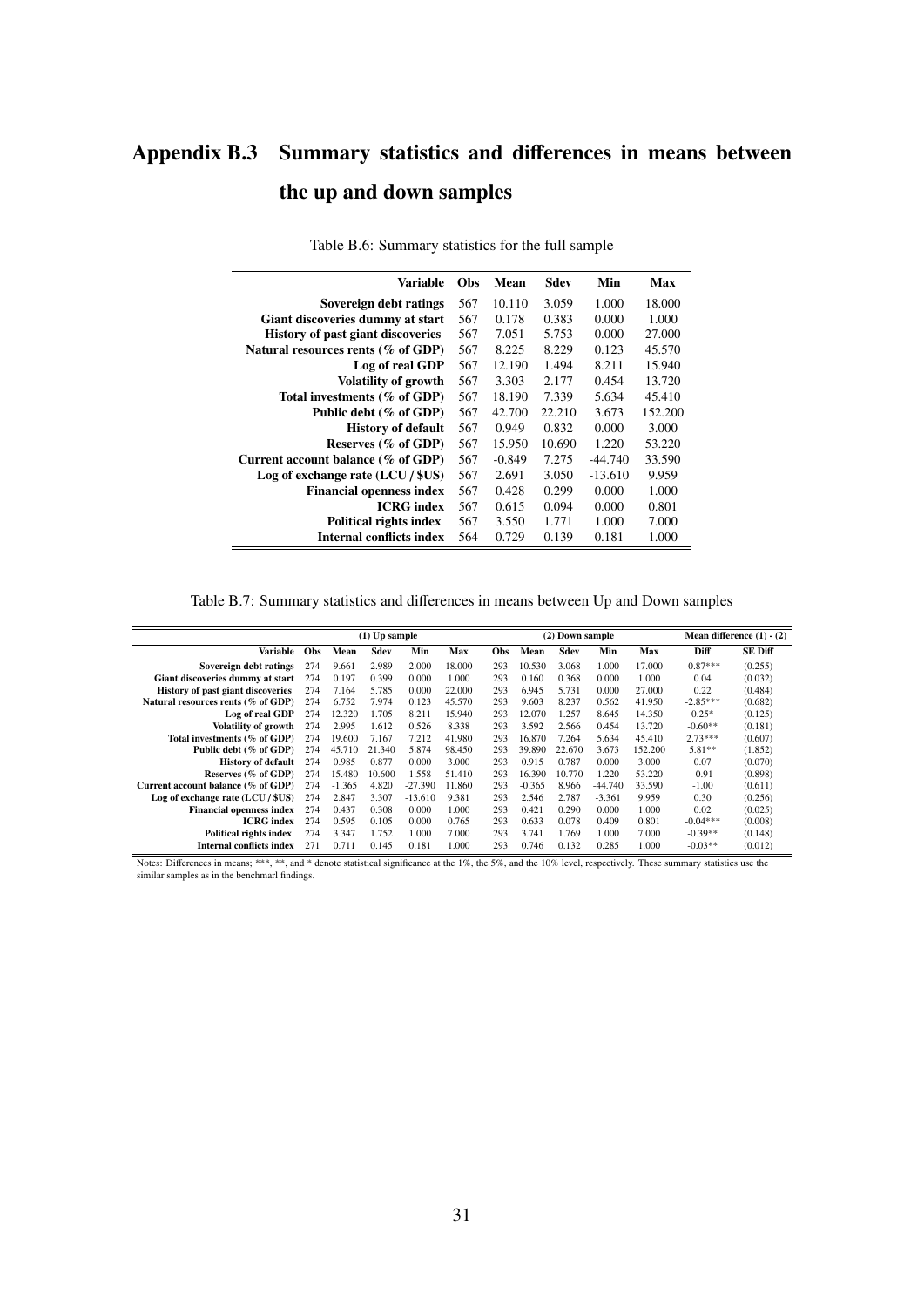# Appendix B.3 Summary statistics and differences in means between the up and down samples

Table B.6: Summary statistics for the full sample

| Variable | Obs | Mean | Sdev | Min | Max |
|---|---|---|---|---|---|
| **Sovereign debt ratings** | 567 | 10.110 | 3.059 | 1.000 | 18.000 |
| **Giant discoveries dummy at start** | 567 | 0.178 | 0.383 | 0.000 | 1.000 |
| **History of past giant discoveries** | 567 | 7.051 | 5.753 | 0.000 | 27.000 |
| **Natural resources rents (% of GDP)** | 567 | 8.225 | 8.229 | 0.123 | 45.570 |
| **Log of real GDP** | 567 | 12.190 | 1.494 | 8.211 | 15.940 |
| **Volatility of growth** | 567 | 3.303 | 2.177 | 0.454 | 13.720 |
| **Total investments (% of GDP)** | 567 | 18.190 | 7.339 | 5.634 | 45.410 |
| **Public debt (% of GDP)** | 567 | 42.700 | 22.210 | 3.673 | 152.200 |
| **History of default** | 567 | 0.949 | 0.832 | 0.000 | 3.000 |
| **Reserves (% of GDP)** | 567 | 15.950 | 10.690 | 1.220 | 53.220 |
| **Current account balance (% of GDP)** | 567 | -0.849 | 7.275 | -44.740 | 33.590 |
| **Log of exchange rate (LCU / $US)** | 567 | 2.691 | 3.050 | -13.610 | 9.959 |
| **Financial openness index** | 567 | 0.428 | 0.299 | 0.000 | 1.000 |
| **ICRG index** | 567 | 0.615 | 0.094 | 0.000 | 0.801 |
| **Political rights index** | 567 | 3.550 | 1.771 | 1.000 | 7.000 |
| **Internal conflicts index** | 564 | 0.729 | 0.139 | 0.181 | 1.000 |

Table B.7: Summary statistics and differences in means between Up and Down samples

| | (1) Up sample | | | | | (2) Down sample | | | | | Mean difference (1) - (2) | |
|---|---|---|---|---|---|---|---|---|---|---|---|---|
| Variable | Obs | Mean | Sdev | Min | Max | Obs | Mean | Sdev | Min | Max | Diff | SE Diff |
| **Sovereign debt ratings** | 274 | 9.661 | 2.989 | 2.000 | 18.000 | 293 | 10.530 | 3.068 | 1.000 | 17.000 | -0.87*** | (0.255) |
| **Giant discoveries dummy at start** | 274 | 0.197 | 0.399 | 0.000 | 1.000 | 293 | 0.160 | 0.368 | 0.000 | 1.000 | 0.04 | (0.032) |
| **History of past giant discoveries** | 274 | 7.164 | 5.785 | 0.000 | 22.000 | 293 | 6.945 | 5.731 | 0.000 | 27.000 | 0.22 | (0.484) |
| **Natural resources rents (% of GDP)** | 274 | 6.752 | 7.974 | 0.123 | 45.570 | 293 | 9.603 | 8.237 | 0.562 | 41.950 | -2.85*** | (0.682) |
| **Log of real GDP** | 274 | 12.320 | 1.705 | 8.211 | 15.940 | 293 | 12.070 | 1.257 | 8.645 | 14.350 | 0.25* | (0.125) |
| **Volatility of growth** | 274 | 2.995 | 1.612 | 0.526 | 8.338 | 293 | 3.592 | 2.566 | 0.454 | 13.720 | -0.60** | (0.181) |
| **Total investments (% of GDP)** | 274 | 19.600 | 7.167 | 7.212 | 41.980 | 293 | 16.870 | 7.264 | 5.634 | 45.410 | 2.73*** | (0.607) |
| **Public debt (% of GDP)** | 274 | 45.710 | 21.340 | 5.874 | 98.450 | 293 | 39.890 | 22.670 | 3.673 | 152.200 | 5.81** | (1.852) |
| **History of default** | 274 | 0.985 | 0.877 | 0.000 | 3.000 | 293 | 0.915 | 0.787 | 0.000 | 3.000 | 0.07 | (0.070) |
| **Reserves (% of GDP)** | 274 | 15.480 | 10.600 | 1.558 | 51.410 | 293 | 16.390 | 10.770 | 1.220 | 53.220 | -0.91 | (0.898) |
| **Current account balance (% of GDP)** | 274 | -1.365 | 4.820 | -27.390 | 11.860 | 293 | -0.365 | 8.966 | -44.740 | 33.590 | -1.00 | (0.611) |
| **Log of exchange rate (LCU / $US)** | 274 | 2.847 | 3.307 | -13.610 | 9.381 | 293 | 2.546 | 2.787 | -3.361 | 9.959 | 0.30 | (0.256) |
| **Financial openness index** | 274 | 0.437 | 0.308 | 0.000 | 1.000 | 293 | 0.421 | 0.290 | 0.000 | 1.000 | 0.02 | (0.025) |
| **ICRG index** | 274 | 0.595 | 0.105 | 0.000 | 0.765 | 293 | 0.633 | 0.078 | 0.409 | 0.801 | -0.04*** | (0.008) |
| **Political rights index** | 274 | 3.347 | 1.752 | 1.000 | 7.000 | 293 | 3.741 | 1.769 | 1.000 | 7.000 | -0.39** | (0.148) |
| **Internal conflicts index** | 271 | 0.711 | 0.145 | 0.181 | 1.000 | 293 | 0.746 | 0.132 | 0.285 | 1.000 | -0.03** | (0.012) |

Notes: Differences in means; ***, **, and * denote statistical significance at the 1%, the 5%, and the 10% level, respectively. These summary statistics use the similar samples as in the benchmarl findings.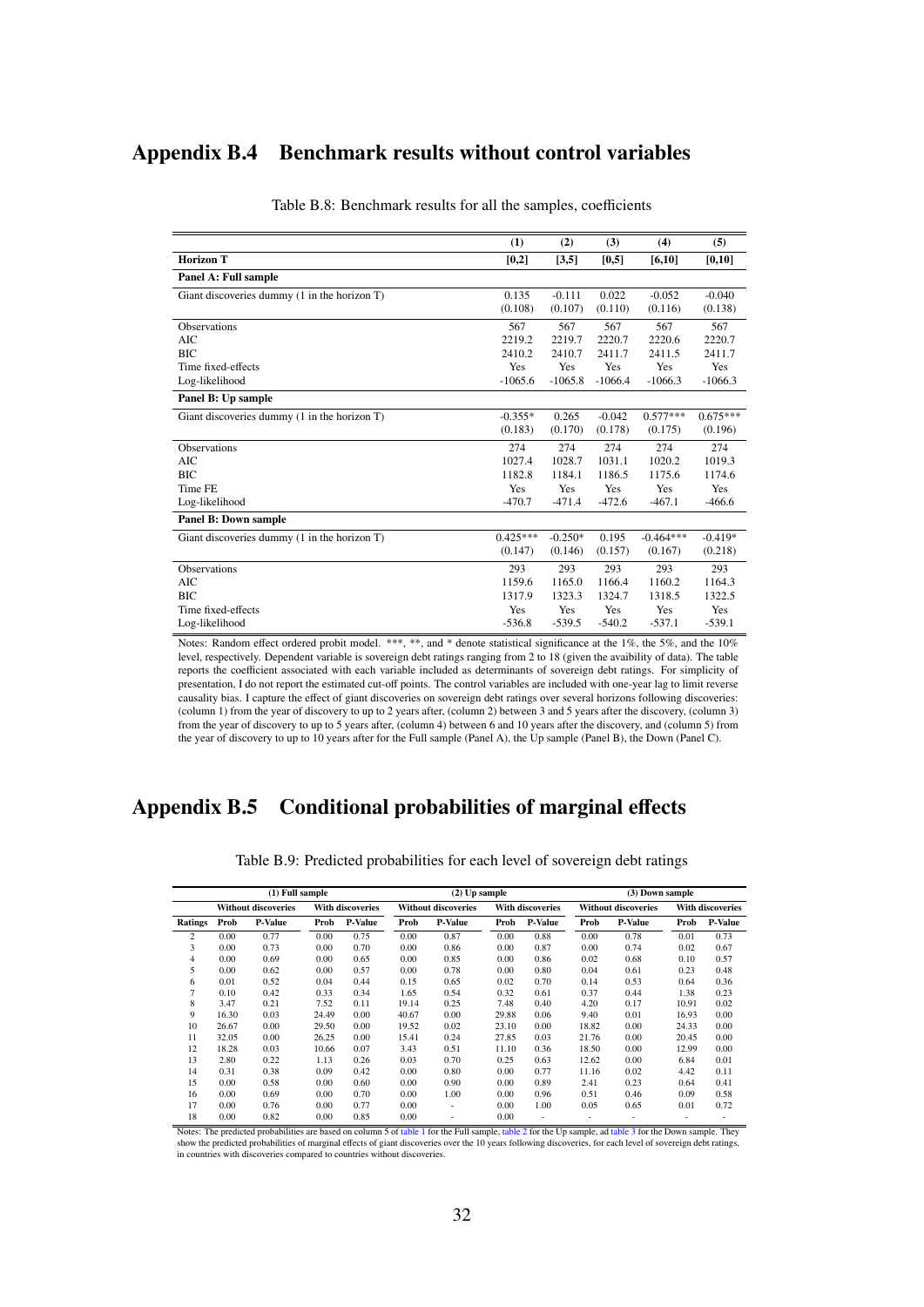## Appendix B.4 Benchmark results without control variables

Table B.8: Benchmark results for all the samples, coefficients

| | (1) | (2) | (3) | (4) | (5) |
|---|---|---|---|---|---|
| **Horizon T** | **[0,2]** | **[3,5]** | **[0,5]** | **[6,10]** | **[0,10]** |
| **Panel A: Full sample** | | | | | |
| Giant discoveries dummy (1 in the horizon T) | 0.135 | -0.111 | 0.022 | -0.052 | -0.040 |
| | (0.108) | (0.107) | (0.110) | (0.116) | (0.138) |
| Observations | 567 | 567 | 567 | 567 | 567 |
| AIC | 2219.2 | 2219.7 | 2220.7 | 2220.6 | 2220.7 |
| BIC | 2410.2 | 2410.7 | 2411.7 | 2411.5 | 2411.7 |
| Time fixed-effects | Yes | Yes | Yes | Yes | Yes |
| Log-likelihood | -1065.6 | -1065.8 | -1066.4 | -1066.3 | -1066.3 |
| **Panel B: Up sample** | | | | | |
| Giant discoveries dummy (1 in the horizon T) | -0.355* | 0.265 | -0.042 | 0.577*** | 0.675*** |
| | (0.183) | (0.170) | (0.178) | (0.175) | (0.196) |
| Observations | 274 | 274 | 274 | 274 | 274 |
| AIC | 1027.4 | 1028.7 | 1031.1 | 1020.2 | 1019.3 |
| BIC | 1182.8 | 1184.1 | 1186.5 | 1175.6 | 1174.6 |
| Time FE | Yes | Yes | Yes | Yes | Yes |
| Log-likelihood | -470.7 | -471.4 | -472.6 | -467.1 | -466.6 |
| **Panel B: Down sample** | | | | | |
| Giant discoveries dummy (1 in the horizon T) | 0.425*** | -0.250* | 0.195 | -0.464*** | -0.419* |
| | (0.147) | (0.146) | (0.157) | (0.167) | (0.218) |
| Observations | 293 | 293 | 293 | 293 | 293 |
| AIC | 1159.6 | 1165.0 | 1166.4 | 1160.2 | 1164.3 |
| BIC | 1317.9 | 1323.3 | 1324.7 | 1318.5 | 1322.5 |
| Time fixed-effects | Yes | Yes | Yes | Yes | Yes |
| Log-likelihood | -536.8 | -539.5 | -540.2 | -537.1 | -539.1 |

Notes: Random effect ordered probit model. ***, **, and * denote statistical significance at the 1%, the 5%, and the 10% level, respectively. Dependent variable is sovereign debt ratings ranging from 2 to 18 (given the avaibility of data). The table reports the coefficient associated with each variable included as determinants of sovereign debt ratings. For simplicity of presentation, I do not report the estimated cut-off points. The control variables are included with one-year lag to limit reverse causality bias. I capture the effect of giant discoveries on sovereign debt ratings over several horizons following discoveries: (column 1) from the year of discovery to up to 2 years after, (column 2) between 3 and 5 years after the discovery, (column 3) from the year of discovery to up to 5 years after, (column 4) between 6 and 10 years after the discovery, and (column 5) from the year of discovery to up to 10 years after for the Full sample (Panel A), the Up sample (Panel B), the Down (Panel C).

## Appendix B.5 Conditional probabilities of marginal effects

Table B.9: Predicted probabilities for each level of sovereign debt ratings

| | (1) Full sample | | | | (2) Up sample | | | | (3) Down sample | | | |
|---|---|---|---|---|---|---|---|---|---|---|---|---|
| | Without discoveries | | With discoveries | | Without discoveries | | With discoveries | | Without discoveries | | With discoveries | |
| Ratings | Prob | P-Value | Prob | P-Value | Prob | P-Value | Prob | P-Value | Prob | P-Value | Prob | P-Value |
| 2 | 0.00 | 0.77 | 0.00 | 0.75 | 0.00 | 0.87 | 0.00 | 0.88 | 0.00 | 0.78 | 0.01 | 0.73 |
| 3 | 0.00 | 0.73 | 0.00 | 0.70 | 0.00 | 0.86 | 0.00 | 0.87 | 0.00 | 0.74 | 0.02 | 0.67 |
| 4 | 0.00 | 0.69 | 0.00 | 0.65 | 0.00 | 0.85 | 0.00 | 0.86 | 0.02 | 0.68 | 0.10 | 0.57 |
| 5 | 0.00 | 0.62 | 0.00 | 0.57 | 0.00 | 0.78 | 0.00 | 0.80 | 0.04 | 0.61 | 0.23 | 0.48 |
| 6 | 0.01 | 0.52 | 0.04 | 0.44 | 0.15 | 0.65 | 0.02 | 0.70 | 0.14 | 0.53 | 0.64 | 0.36 |
| 7 | 0.10 | 0.42 | 0.33 | 0.34 | 1.65 | 0.54 | 0.32 | 0.61 | 0.37 | 0.44 | 1.38 | 0.23 |
| 8 | 3.47 | 0.21 | 7.52 | 0.11 | 19.14 | 0.25 | 7.48 | 0.40 | 4.20 | 0.17 | 10.91 | 0.02 |
| 9 | 16.30 | 0.03 | 24.49 | 0.00 | 40.67 | 0.00 | 29.88 | 0.06 | 9.40 | 0.01 | 16.93 | 0.00 |
| 10 | 26.67 | 0.00 | 29.50 | 0.00 | 19.52 | 0.02 | 23.10 | 0.00 | 18.82 | 0.00 | 24.33 | 0.00 |
| 11 | 32.05 | 0.00 | 26.25 | 0.00 | 15.41 | 0.24 | 27.85 | 0.03 | 21.76 | 0.00 | 20.45 | 0.00 |
| 12 | 18.28 | 0.03 | 10.66 | 0.07 | 3.43 | 0.51 | 11.10 | 0.36 | 18.50 | 0.00 | 12.99 | 0.00 |
| 13 | 2.80 | 0.22 | 1.13 | 0.26 | 0.03 | 0.70 | 0.25 | 0.63 | 12.62 | 0.00 | 6.84 | 0.01 |
| 14 | 0.31 | 0.38 | 0.09 | 0.42 | 0.00 | 0.80 | 0.00 | 0.77 | 11.16 | 0.02 | 4.42 | 0.11 |
| 15 | 0.00 | 0.58 | 0.00 | 0.60 | 0.00 | 0.90 | 0.00 | 0.89 | 2.41 | 0.23 | 0.64 | 0.41 |
| 16 | 0.00 | 0.69 | 0.00 | 0.70 | 0.00 | 1.00 | 0.00 | 0.96 | 0.51 | 0.46 | 0.09 | 0.58 |
| 17 | 0.00 | 0.76 | 0.00 | 0.77 | 0.00 | - | 0.00 | 1.00 | 0.05 | 0.65 | 0.01 | 0.72 |
| 18 | 0.00 | 0.82 | 0.00 | 0.85 | 0.00 | - | 0.00 | - | - | - | - | - |

Notes: The predicted probabilities are based on column 5 of table 1 for the Full sample, table 2 for the Up sample, ad table 3 for the Down sample. They show the predicted probabilities of marginal effects of giant discoveries over the 10 years following discoveries, for each level of sovereign debt ratings, in countries with discoveries compared to countries without discoveries.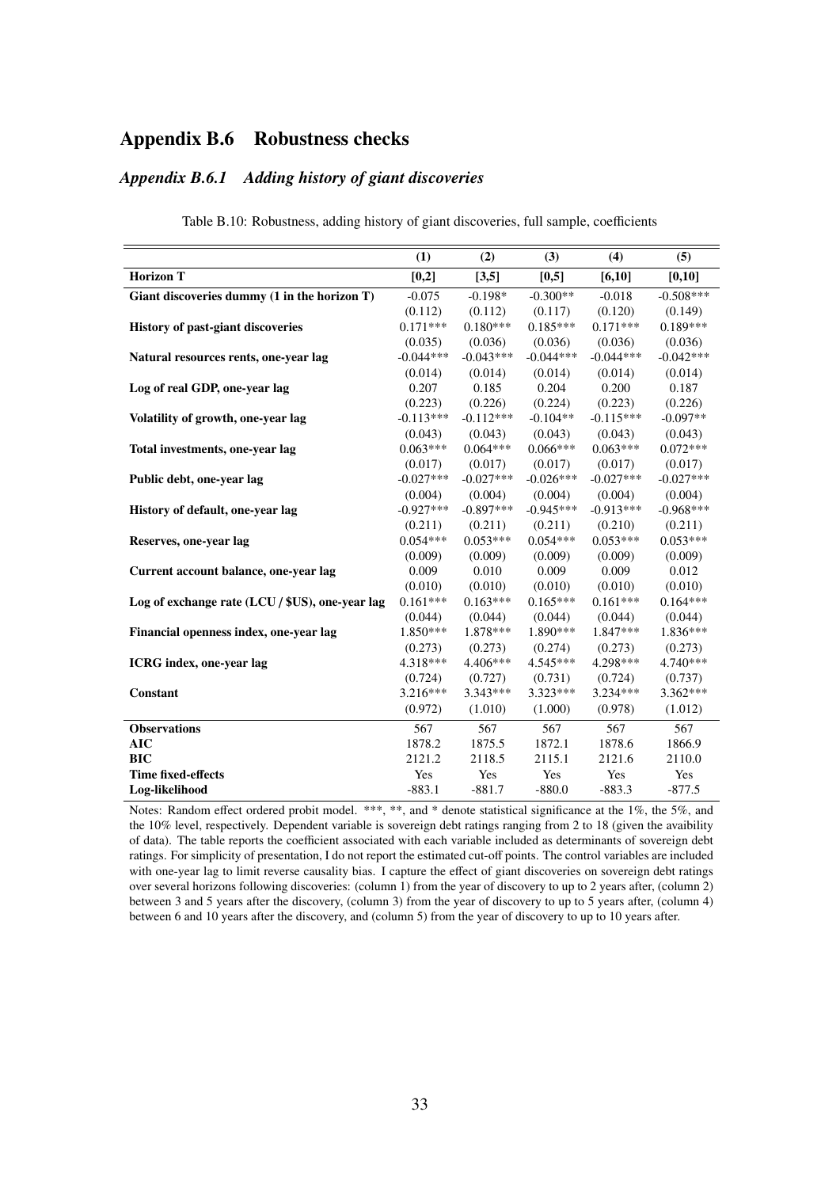## Appendix B.6 Robustness checks

### *Appendix B.6.1 Adding history of giant discoveries*

Table B.10: Robustness, adding history of giant discoveries, full sample, coefficients

| | (1) | (2) | (3) | (4) | (5) |
|---|---|---|---|---|---|
| **Horizon T** | **[0,2]** | **[3,5]** | **[0,5]** | **[6,10]** | **[0,10]** |
| **Giant discoveries dummy (1 in the horizon T)** | -0.075 | -0.198* | -0.300** | -0.018 | -0.508*** |
| | (0.112) | (0.112) | (0.117) | (0.120) | (0.149) |
| **History of past-giant discoveries** | 0.171*** | 0.180*** | 0.185*** | 0.171*** | 0.189*** |
| | (0.035) | (0.036) | (0.036) | (0.036) | (0.036) |
| **Natural resources rents, one-year lag** | -0.044*** | -0.043*** | -0.044*** | -0.044*** | -0.042*** |
| | (0.014) | (0.014) | (0.014) | (0.014) | (0.014) |
| **Log of real GDP, one-year lag** | 0.207 | 0.185 | 0.204 | 0.200 | 0.187 |
| | (0.223) | (0.226) | (0.224) | (0.223) | (0.226) |
| **Volatility of growth, one-year lag** | -0.113*** | -0.112*** | -0.104** | -0.115*** | -0.097** |
| | (0.043) | (0.043) | (0.043) | (0.043) | (0.043) |
| **Total investments, one-year lag** | 0.063*** | 0.064*** | 0.066*** | 0.063*** | 0.072*** |
| | (0.017) | (0.017) | (0.017) | (0.017) | (0.017) |
| **Public debt, one-year lag** | -0.027*** | -0.027*** | -0.026*** | -0.027*** | -0.027*** |
| | (0.004) | (0.004) | (0.004) | (0.004) | (0.004) |
| **History of default, one-year lag** | -0.927*** | -0.897*** | -0.945*** | -0.913*** | -0.968*** |
| | (0.211) | (0.211) | (0.211) | (0.210) | (0.211) |
| **Reserves, one-year lag** | 0.054*** | 0.053*** | 0.054*** | 0.053*** | 0.053*** |
| | (0.009) | (0.009) | (0.009) | (0.009) | (0.009) |
| **Current account balance, one-year lag** | 0.009 | 0.010 | 0.009 | 0.009 | 0.012 |
| | (0.010) | (0.010) | (0.010) | (0.010) | (0.010) |
| **Log of exchange rate (LCU / $US), one-year lag** | 0.161*** | 0.163*** | 0.165*** | 0.161*** | 0.164*** |
| | (0.044) | (0.044) | (0.044) | (0.044) | (0.044) |
| **Financial openness index, one-year lag** | 1.850*** | 1.878*** | 1.890*** | 1.847*** | 1.836*** |
| | (0.273) | (0.273) | (0.274) | (0.273) | (0.273) |
| **ICRG index, one-year lag** | 4.318*** | 4.406*** | 4.545*** | 4.298*** | 4.740*** |
| | (0.724) | (0.727) | (0.731) | (0.724) | (0.737) |
| **Constant** | 3.216*** | 3.343*** | 3.323*** | 3.234*** | 3.362*** |
| | (0.972) | (1.010) | (1.000) | (0.978) | (1.012) |
| **Observations** | 567 | 567 | 567 | 567 | 567 |
| **AIC** | 1878.2 | 1875.5 | 1872.1 | 1878.6 | 1866.9 |
| **BIC** | 2121.2 | 2118.5 | 2115.1 | 2121.6 | 2110.0 |
| **Time fixed-effects** | Yes | Yes | Yes | Yes | Yes |
| **Log-likelihood** | -883.1 | -881.7 | -880.0 | -883.3 | -877.5 |

Notes: Random effect ordered probit model. ***, **, and * denote statistical significance at the 1%, the 5%, and the 10% level, respectively. Dependent variable is sovereign debt ratings ranging from 2 to 18 (given the avaibility of data). The table reports the coefficient associated with each variable included as determinants of sovereign debt ratings. For simplicity of presentation, I do not report the estimated cut-off points. The control variables are included with one-year lag to limit reverse causality bias. I capture the effect of giant discoveries on sovereign debt ratings over several horizons following discoveries: (column 1) from the year of discovery to up to 2 years after, (column 2) between 3 and 5 years after the discovery, (column 3) from the year of discovery to up to 5 years after, (column 4) between 6 and 10 years after the discovery, and (column 5) from the year of discovery to up to 10 years after.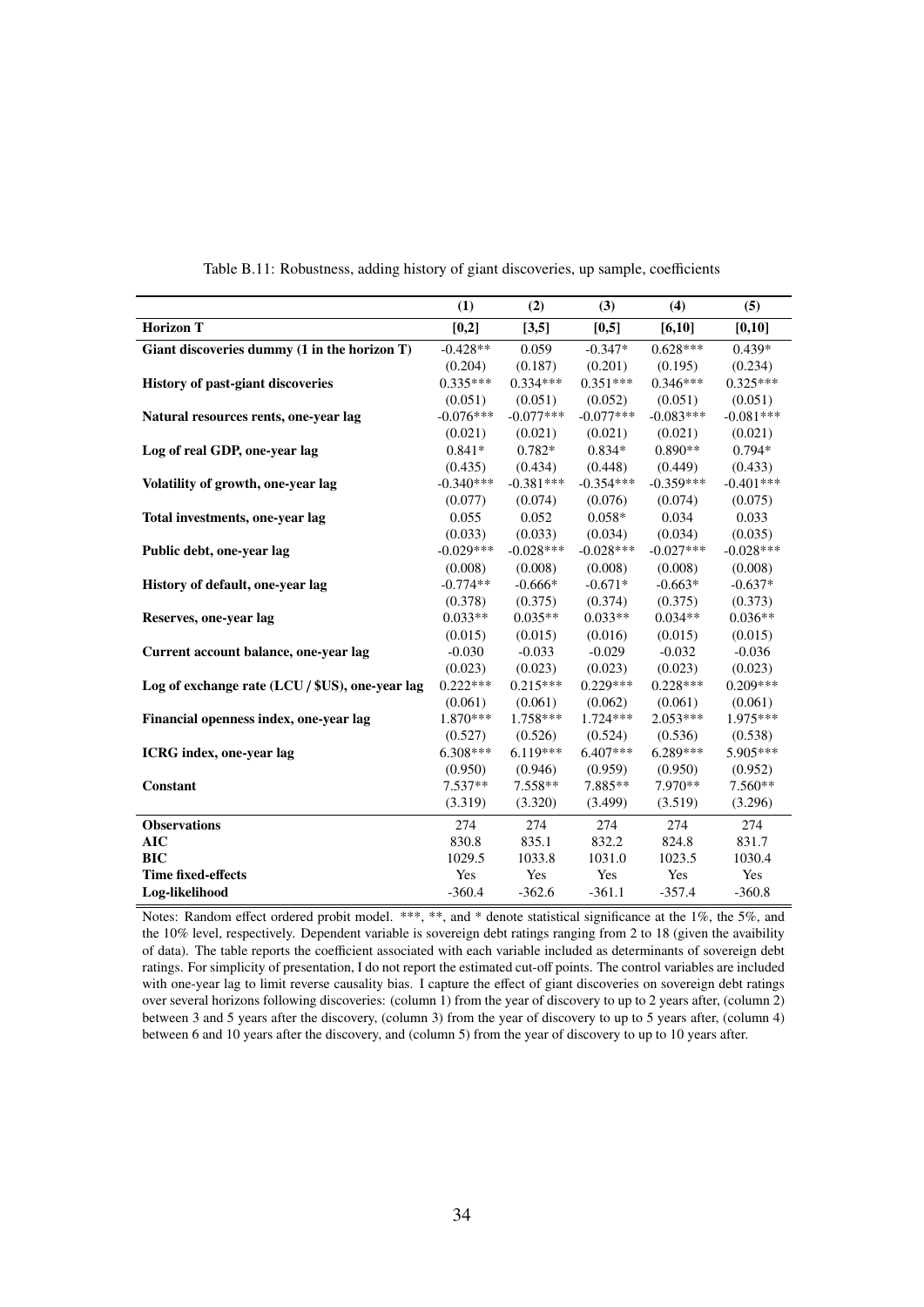Table B.11: Robustness, adding history of giant discoveries, up sample, coefficients

| | (1) | (2) | (3) | (4) | (5) |
|---|---|---|---|---|---|
| **Horizon T** | **[0,2]** | **[3,5]** | **[0,5]** | **[6,10]** | **[0,10]** |
| **Giant discoveries dummy (1 in the horizon T)** | -0.428** | 0.059 | -0.347* | 0.628*** | 0.439* |
| | (0.204) | (0.187) | (0.201) | (0.195) | (0.234) |
| **History of past-giant discoveries** | 0.335*** | 0.334*** | 0.351*** | 0.346*** | 0.325*** |
| | (0.051) | (0.051) | (0.052) | (0.051) | (0.051) |
| **Natural resources rents, one-year lag** | -0.076*** | -0.077*** | -0.077*** | -0.083*** | -0.081*** |
| | (0.021) | (0.021) | (0.021) | (0.021) | (0.021) |
| **Log of real GDP, one-year lag** | 0.841* | 0.782* | 0.834* | 0.890** | 0.794* |
| | (0.435) | (0.434) | (0.448) | (0.449) | (0.433) |
| **Volatility of growth, one-year lag** | -0.340*** | -0.381*** | -0.354*** | -0.359*** | -0.401*** |
| | (0.077) | (0.074) | (0.076) | (0.074) | (0.075) |
| **Total investments, one-year lag** | 0.055 | 0.052 | 0.058* | 0.034 | 0.033 |
| | (0.033) | (0.033) | (0.034) | (0.034) | (0.035) |
| **Public debt, one-year lag** | -0.029*** | -0.028*** | -0.028*** | -0.027*** | -0.028*** |
| | (0.008) | (0.008) | (0.008) | (0.008) | (0.008) |
| **History of default, one-year lag** | -0.774** | -0.666* | -0.671* | -0.663* | -0.637* |
| | (0.378) | (0.375) | (0.374) | (0.375) | (0.373) |
| **Reserves, one-year lag** | 0.033** | 0.035** | 0.033** | 0.034** | 0.036** |
| | (0.015) | (0.015) | (0.016) | (0.015) | (0.015) |
| **Current account balance, one-year lag** | -0.030 | -0.033 | -0.029 | -0.032 | -0.036 |
| | (0.023) | (0.023) | (0.023) | (0.023) | (0.023) |
| **Log of exchange rate (LCU / $US), one-year lag** | 0.222*** | 0.215*** | 0.229*** | 0.228*** | 0.209*** |
| | (0.061) | (0.061) | (0.062) | (0.061) | (0.061) |
| **Financial openness index, one-year lag** | 1.870*** | 1.758*** | 1.724*** | 2.053*** | 1.975*** |
| | (0.527) | (0.526) | (0.524) | (0.536) | (0.538) |
| **ICRG index, one-year lag** | 6.308*** | 6.119*** | 6.407*** | 6.289*** | 5.905*** |
| | (0.950) | (0.946) | (0.959) | (0.950) | (0.952) |
| **Constant** | 7.537** | 7.558** | 7.885** | 7.970** | 7.560** |
| | (3.319) | (3.320) | (3.499) | (3.519) | (3.296) |
| **Observations** | 274 | 274 | 274 | 274 | 274 |
| **AIC** | 830.8 | 835.1 | 832.2 | 824.8 | 831.7 |
| **BIC** | 1029.5 | 1033.8 | 1031.0 | 1023.5 | 1030.4 |
| **Time fixed-effects** | Yes | Yes | Yes | Yes | Yes |
| **Log-likelihood** | -360.4 | -362.6 | -361.1 | -357.4 | -360.8 |

Notes: Random effect ordered probit model. ***, **, and * denote statistical significance at the 1%, the 5%, and the 10% level, respectively. Dependent variable is sovereign debt ratings ranging from 2 to 18 (given the avaibility of data). The table reports the coefficient associated with each variable included as determinants of sovereign debt ratings. For simplicity of presentation, I do not report the estimated cut-off points. The control variables are included with one-year lag to limit reverse causality bias. I capture the effect of giant discoveries on sovereign debt ratings over several horizons following discoveries: (column 1) from the year of discovery to up to 2 years after, (column 2) between 3 and 5 years after the discovery, (column 3) from the year of discovery to up to 5 years after, (column 4) between 6 and 10 years after the discovery, and (column 5) from the year of discovery to up to 10 years after.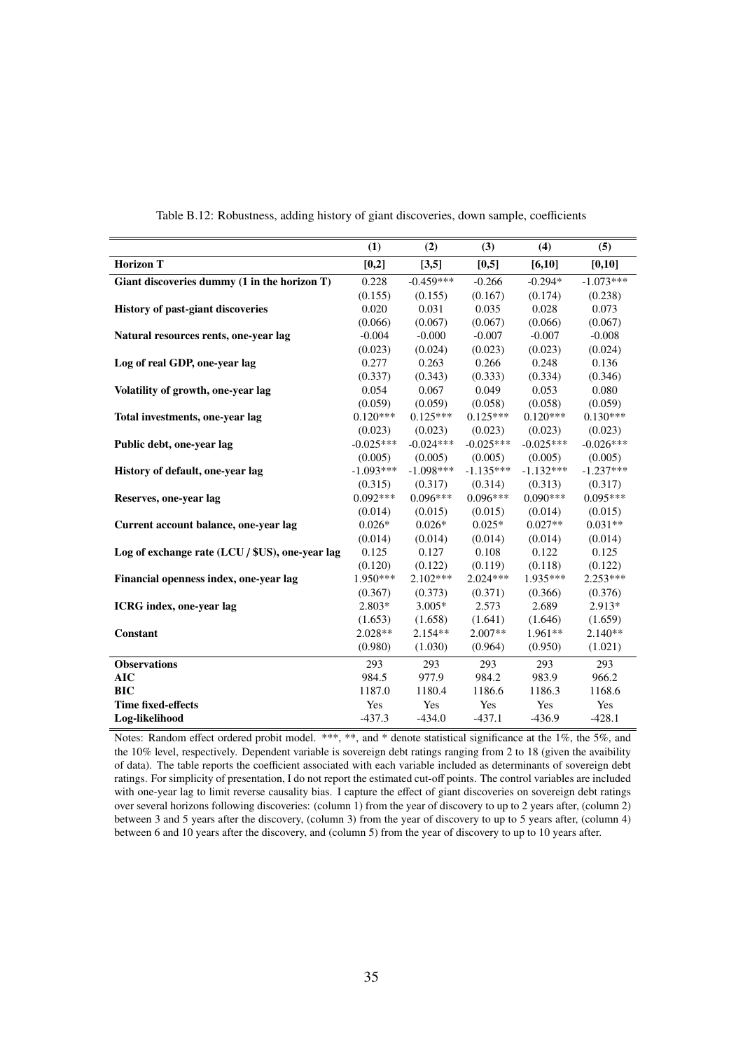Table B.12: Robustness, adding history of giant discoveries, down sample, coefficients

| | (1) | (2) | (3) | (4) | (5) |
|---|---|---|---|---|---|
| **Horizon T** | **[0,2]** | **[3,5]** | **[0,5]** | **[6,10]** | **[0,10]** |
| **Giant discoveries dummy (1 in the horizon T)** | 0.228 | -0.459*** | -0.266 | -0.294* | -1.073*** |
| | (0.155) | (0.155) | (0.167) | (0.174) | (0.238) |
| **History of past-giant discoveries** | 0.020 | 0.031 | 0.035 | 0.028 | 0.073 |
| | (0.066) | (0.067) | (0.067) | (0.066) | (0.067) |
| **Natural resources rents, one-year lag** | -0.004 | -0.000 | -0.007 | -0.007 | -0.008 |
| | (0.023) | (0.024) | (0.023) | (0.023) | (0.024) |
| **Log of real GDP, one-year lag** | 0.277 | 0.263 | 0.266 | 0.248 | 0.136 |
| | (0.337) | (0.343) | (0.333) | (0.334) | (0.346) |
| **Volatility of growth, one-year lag** | 0.054 | 0.067 | 0.049 | 0.053 | 0.080 |
| | (0.059) | (0.059) | (0.058) | (0.058) | (0.059) |
| **Total investments, one-year lag** | 0.120*** | 0.125*** | 0.125*** | 0.120*** | 0.130*** |
| | (0.023) | (0.023) | (0.023) | (0.023) | (0.023) |
| **Public debt, one-year lag** | -0.025*** | -0.024*** | -0.025*** | -0.025*** | -0.026*** |
| | (0.005) | (0.005) | (0.005) | (0.005) | (0.005) |
| **History of default, one-year lag** | -1.093*** | -1.098*** | -1.135*** | -1.132*** | -1.237*** |
| | (0.315) | (0.317) | (0.314) | (0.313) | (0.317) |
| **Reserves, one-year lag** | 0.092*** | 0.096*** | 0.096*** | 0.090*** | 0.095*** |
| | (0.014) | (0.015) | (0.015) | (0.014) | (0.015) |
| **Current account balance, one-year lag** | 0.026* | 0.026* | 0.025* | 0.027** | 0.031** |
| | (0.014) | (0.014) | (0.014) | (0.014) | (0.014) |
| **Log of exchange rate (LCU / $US), one-year lag** | 0.125 | 0.127 | 0.108 | 0.122 | 0.125 |
| | (0.120) | (0.122) | (0.119) | (0.118) | (0.122) |
| **Financial openness index, one-year lag** | 1.950*** | 2.102*** | 2.024*** | 1.935*** | 2.253*** |
| | (0.367) | (0.373) | (0.371) | (0.366) | (0.376) |
| **ICRG index, one-year lag** | 2.803* | 3.005* | 2.573 | 2.689 | 2.913* |
| | (1.653) | (1.658) | (1.641) | (1.646) | (1.659) |
| **Constant** | 2.028** | 2.154** | 2.007** | 1.961** | 2.140** |
| | (0.980) | (1.030) | (0.964) | (0.950) | (1.021) |
| **Observations** | 293 | 293 | 293 | 293 | 293 |
| **AIC** | 984.5 | 977.9 | 984.2 | 983.9 | 966.2 |
| **BIC** | 1187.0 | 1180.4 | 1186.6 | 1186.3 | 1168.6 |
| **Time fixed-effects** | Yes | Yes | Yes | Yes | Yes |
| **Log-likelihood** | -437.3 | -434.0 | -437.1 | -436.9 | -428.1 |

Notes: Random effect ordered probit model. ***, **, and * denote statistical significance at the 1%, the 5%, and the 10% level, respectively. Dependent variable is sovereign debt ratings ranging from 2 to 18 (given the avaibility of data). The table reports the coefficient associated with each variable included as determinants of sovereign debt ratings. For simplicity of presentation, I do not report the estimated cut-off points. The control variables are included with one-year lag to limit reverse causality bias. I capture the effect of giant discoveries on sovereign debt ratings over several horizons following discoveries: (column 1) from the year of discovery to up to 2 years after, (column 2) between 3 and 5 years after the discovery, (column 3) from the year of discovery to up to 5 years after, (column 4) between 6 and 10 years after the discovery, and (column 5) from the year of discovery to up to 10 years after.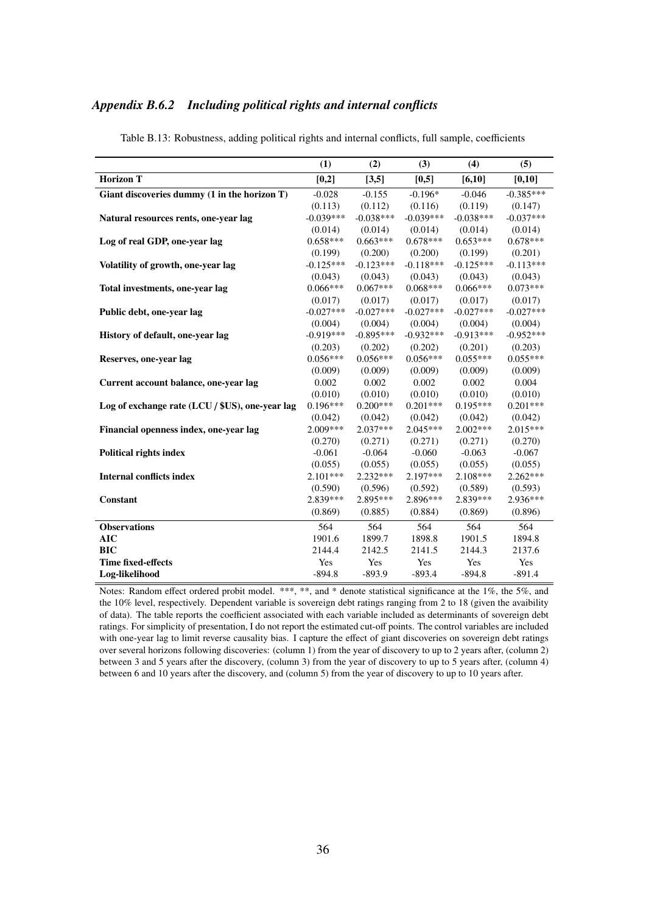### *Appendix B.6.2 Including political rights and internal conflicts*

Table B.13: Robustness, adding political rights and internal conflicts, full sample, coefficients

| | (1) | (2) | (3) | (4) | (5) |
|---|---|---|---|---|---|
| **Horizon T** | **[0,2]** | **[3,5]** | **[0,5]** | **[6,10]** | **[0,10]** |
| **Giant discoveries dummy (1 in the horizon T)** | -0.028 | -0.155 | -0.196* | -0.046 | -0.385*** |
| | (0.113) | (0.112) | (0.116) | (0.119) | (0.147) |
| **Natural resources rents, one-year lag** | -0.039*** | -0.038*** | -0.039*** | -0.038*** | -0.037*** |
| | (0.014) | (0.014) | (0.014) | (0.014) | (0.014) |
| **Log of real GDP, one-year lag** | 0.658*** | 0.663*** | 0.678*** | 0.653*** | 0.678*** |
| | (0.199) | (0.200) | (0.200) | (0.199) | (0.201) |
| **Volatility of growth, one-year lag** | -0.125*** | -0.123*** | -0.118*** | -0.125*** | -0.113*** |
| | (0.043) | (0.043) | (0.043) | (0.043) | (0.043) |
| **Total investments, one-year lag** | 0.066*** | 0.067*** | 0.068*** | 0.066*** | 0.073*** |
| | (0.017) | (0.017) | (0.017) | (0.017) | (0.017) |
| **Public debt, one-year lag** | -0.027*** | -0.027*** | -0.027*** | -0.027*** | -0.027*** |
| | (0.004) | (0.004) | (0.004) | (0.004) | (0.004) |
| **History of default, one-year lag** | -0.919*** | -0.895*** | -0.932*** | -0.913*** | -0.952*** |
| | (0.203) | (0.202) | (0.202) | (0.201) | (0.203) |
| **Reserves, one-year lag** | 0.056*** | 0.056*** | 0.056*** | 0.055*** | 0.055*** |
| | (0.009) | (0.009) | (0.009) | (0.009) | (0.009) |
| **Current account balance, one-year lag** | 0.002 | 0.002 | 0.002 | 0.002 | 0.004 |
| | (0.010) | (0.010) | (0.010) | (0.010) | (0.010) |
| **Log of exchange rate (LCU / $US), one-year lag** | 0.196*** | 0.200*** | 0.201*** | 0.195*** | 0.201*** |
| | (0.042) | (0.042) | (0.042) | (0.042) | (0.042) |
| **Financial openness index, one-year lag** | 2.009*** | 2.037*** | 2.045*** | 2.002*** | 2.015*** |
| | (0.270) | (0.271) | (0.271) | (0.271) | (0.270) |
| **Political rights index** | -0.061 | -0.064 | -0.060 | -0.063 | -0.067 |
| | (0.055) | (0.055) | (0.055) | (0.055) | (0.055) |
| **Internal conflicts index** | 2.101*** | 2.232*** | 2.197*** | 2.108*** | 2.262*** |
| | (0.590) | (0.596) | (0.592) | (0.589) | (0.593) |
| **Constant** | 2.839*** | 2.895*** | 2.896*** | 2.839*** | 2.936*** |
| | (0.869) | (0.885) | (0.884) | (0.869) | (0.896) |
| **Observations** | 564 | 564 | 564 | 564 | 564 |
| **AIC** | 1901.6 | 1899.7 | 1898.8 | 1901.5 | 1894.8 |
| **BIC** | 2144.4 | 2142.5 | 2141.5 | 2144.3 | 2137.6 |
| **Time fixed-effects** | Yes | Yes | Yes | Yes | Yes |
| **Log-likelihood** | -894.8 | -893.9 | -893.4 | -894.8 | -891.4 |

Notes: Random effect ordered probit model. ***, **, and * denote statistical significance at the 1%, the 5%, and the 10% level, respectively. Dependent variable is sovereign debt ratings ranging from 2 to 18 (given the avaibility of data). The table reports the coefficient associated with each variable included as determinants of sovereign debt ratings. For simplicity of presentation, I do not report the estimated cut-off points. The control variables are included with one-year lag to limit reverse causality bias. I capture the effect of giant discoveries on sovereign debt ratings over several horizons following discoveries: (column 1) from the year of discovery to up to 2 years after, (column 2) between 3 and 5 years after the discovery, (column 3) from the year of discovery to up to 5 years after, (column 4) between 6 and 10 years after the discovery, and (column 5) from the year of discovery to up to 10 years after.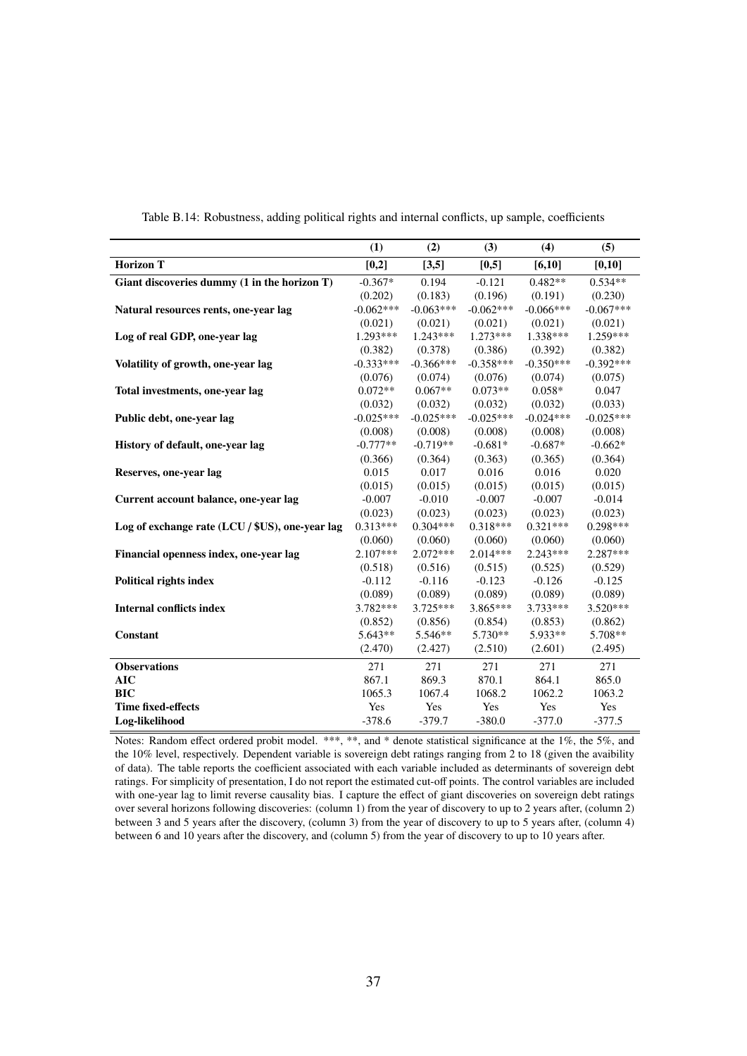Table B.14: Robustness, adding political rights and internal conflicts, up sample, coefficients

| | (1) | (2) | (3) | (4) | (5) |
|---|---|---|---|---|---|
| **Horizon T** | **[0,2]** | **[3,5]** | **[0,5]** | **[6,10]** | **[0,10]** |
| **Giant discoveries dummy (1 in the horizon T)** | -0.367* | 0.194 | -0.121 | 0.482** | 0.534** |
| | (0.202) | (0.183) | (0.196) | (0.191) | (0.230) |
| **Natural resources rents, one-year lag** | -0.062*** | -0.063*** | -0.062*** | -0.066*** | -0.067*** |
| | (0.021) | (0.021) | (0.021) | (0.021) | (0.021) |
| **Log of real GDP, one-year lag** | 1.293*** | 1.243*** | 1.273*** | 1.338*** | 1.259*** |
| | (0.382) | (0.378) | (0.386) | (0.392) | (0.382) |
| **Volatility of growth, one-year lag** | -0.333*** | -0.366*** | -0.358*** | -0.350*** | -0.392*** |
| | (0.076) | (0.074) | (0.076) | (0.074) | (0.075) |
| **Total investments, one-year lag** | 0.072** | 0.067** | 0.073** | 0.058* | 0.047 |
| | (0.032) | (0.032) | (0.032) | (0.032) | (0.033) |
| **Public debt, one-year lag** | -0.025*** | -0.025*** | -0.025*** | -0.024*** | -0.025*** |
| | (0.008) | (0.008) | (0.008) | (0.008) | (0.008) |
| **History of default, one-year lag** | -0.777** | -0.719** | -0.681* | -0.687* | -0.662* |
| | (0.366) | (0.364) | (0.363) | (0.365) | (0.364) |
| **Reserves, one-year lag** | 0.015 | 0.017 | 0.016 | 0.016 | 0.020 |
| | (0.015) | (0.015) | (0.015) | (0.015) | (0.015) |
| **Current account balance, one-year lag** | -0.007 | -0.010 | -0.007 | -0.007 | -0.014 |
| | (0.023) | (0.023) | (0.023) | (0.023) | (0.023) |
| **Log of exchange rate (LCU / $US), one-year lag** | 0.313*** | 0.304*** | 0.318*** | 0.321*** | 0.298*** |
| | (0.060) | (0.060) | (0.060) | (0.060) | (0.060) |
| **Financial openness index, one-year lag** | 2.107*** | 2.072*** | 2.014*** | 2.243*** | 2.287*** |
| | (0.518) | (0.516) | (0.515) | (0.525) | (0.529) |
| **Political rights index** | -0.112 | -0.116 | -0.123 | -0.126 | -0.125 |
| | (0.089) | (0.089) | (0.089) | (0.089) | (0.089) |
| **Internal conflicts index** | 3.782*** | 3.725*** | 3.865*** | 3.733*** | 3.520*** |
| | (0.852) | (0.856) | (0.854) | (0.853) | (0.862) |
| **Constant** | 5.643** | 5.546** | 5.730** | 5.933** | 5.708** |
| | (2.470) | (2.427) | (2.510) | (2.601) | (2.495) |
| **Observations** | 271 | 271 | 271 | 271 | 271 |
| **AIC** | 867.1 | 869.3 | 870.1 | 864.1 | 865.0 |
| **BIC** | 1065.3 | 1067.4 | 1068.2 | 1062.2 | 1063.2 |
| **Time fixed-effects** | Yes | Yes | Yes | Yes | Yes |
| **Log-likelihood** | -378.6 | -379.7 | -380.0 | -377.0 | -377.5 |

Notes: Random effect ordered probit model. ***, **, and * denote statistical significance at the 1%, the 5%, and the 10% level, respectively. Dependent variable is sovereign debt ratings ranging from 2 to 18 (given the avaibility of data). The table reports the coefficient associated with each variable included as determinants of sovereign debt ratings. For simplicity of presentation, I do not report the estimated cut-off points. The control variables are included with one-year lag to limit reverse causality bias. I capture the effect of giant discoveries on sovereign debt ratings over several horizons following discoveries: (column 1) from the year of discovery to up to 2 years after, (column 2) between 3 and 5 years after the discovery, (column 3) from the year of discovery to up to 5 years after, (column 4) between 6 and 10 years after the discovery, and (column 5) from the year of discovery to up to 10 years after.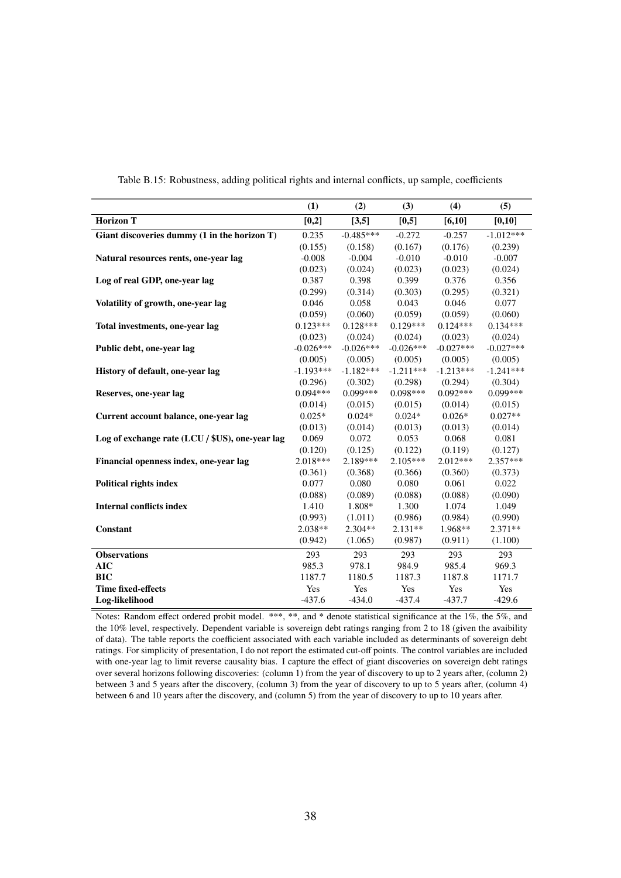Table B.15: Robustness, adding political rights and internal conflicts, up sample, coefficients

| | (1) | (2) | (3) | (4) | (5) |
|---|---|---|---|---|---|
| **Horizon T** | **[0,2]** | **[3,5]** | **[0,5]** | **[6,10]** | **[0,10]** |
| **Giant discoveries dummy (1 in the horizon T)** | 0.235 | -0.485*** | -0.272 | -0.257 | -1.012*** |
| | (0.155) | (0.158) | (0.167) | (0.176) | (0.239) |
| **Natural resources rents, one-year lag** | -0.008 | -0.004 | -0.010 | -0.010 | -0.007 |
| | (0.023) | (0.024) | (0.023) | (0.023) | (0.024) |
| **Log of real GDP, one-year lag** | 0.387 | 0.398 | 0.399 | 0.376 | 0.356 |
| | (0.299) | (0.314) | (0.303) | (0.295) | (0.321) |
| **Volatility of growth, one-year lag** | 0.046 | 0.058 | 0.043 | 0.046 | 0.077 |
| | (0.059) | (0.060) | (0.059) | (0.059) | (0.060) |
| **Total investments, one-year lag** | 0.123*** | 0.128*** | 0.129*** | 0.124*** | 0.134*** |
| | (0.023) | (0.024) | (0.024) | (0.023) | (0.024) |
| **Public debt, one-year lag** | -0.026*** | -0.026*** | -0.026*** | -0.027*** | -0.027*** |
| | (0.005) | (0.005) | (0.005) | (0.005) | (0.005) |
| **History of default, one-year lag** | -1.193*** | -1.182*** | -1.211*** | -1.213*** | -1.241*** |
| | (0.296) | (0.302) | (0.298) | (0.294) | (0.304) |
| **Reserves, one-year lag** | 0.094*** | 0.099*** | 0.098*** | 0.092*** | 0.099*** |
| | (0.014) | (0.015) | (0.015) | (0.014) | (0.015) |
| **Current account balance, one-year lag** | 0.025* | 0.024* | 0.024* | 0.026* | 0.027** |
| | (0.013) | (0.014) | (0.013) | (0.013) | (0.014) |
| **Log of exchange rate (LCU / $US), one-year lag** | 0.069 | 0.072 | 0.053 | 0.068 | 0.081 |
| | (0.120) | (0.125) | (0.122) | (0.119) | (0.127) |
| **Financial openness index, one-year lag** | 2.018*** | 2.189*** | 2.105*** | 2.012*** | 2.357*** |
| | (0.361) | (0.368) | (0.366) | (0.360) | (0.373) |
| **Political rights index** | 0.077 | 0.080 | 0.080 | 0.061 | 0.022 |
| | (0.088) | (0.089) | (0.088) | (0.088) | (0.090) |
| **Internal conflicts index** | 1.410 | 1.808* | 1.300 | 1.074 | 1.049 |
| | (0.993) | (1.011) | (0.986) | (0.984) | (0.990) |
| **Constant** | 2.038** | 2.304** | 2.131** | 1.968** | 2.371** |
| | (0.942) | (1.065) | (0.987) | (0.911) | (1.100) |
| **Observations** | 293 | 293 | 293 | 293 | 293 |
| **AIC** | 985.3 | 978.1 | 984.9 | 985.4 | 969.3 |
| **BIC** | 1187.7 | 1180.5 | 1187.3 | 1187.8 | 1171.7 |
| **Time fixed-effects** | Yes | Yes | Yes | Yes | Yes |
| **Log-likelihood** | -437.6 | -434.0 | -437.4 | -437.7 | -429.6 |

Notes: Random effect ordered probit model. ***, **, and * denote statistical significance at the 1%, the 5%, and the 10% level, respectively. Dependent variable is sovereign debt ratings ranging from 2 to 18 (given the avaibility of data). The table reports the coefficient associated with each variable included as determinants of sovereign debt ratings. For simplicity of presentation, I do not report the estimated cut-off points. The control variables are included with one-year lag to limit reverse causality bias. I capture the effect of giant discoveries on sovereign debt ratings over several horizons following discoveries: (column 1) from the year of discovery to up to 2 years after, (column 2) between 3 and 5 years after the discovery, (column 3) from the year of discovery to up to 5 years after, (column 4) between 6 and 10 years after the discovery, and (column 5) from the year of discovery to up to 10 years after.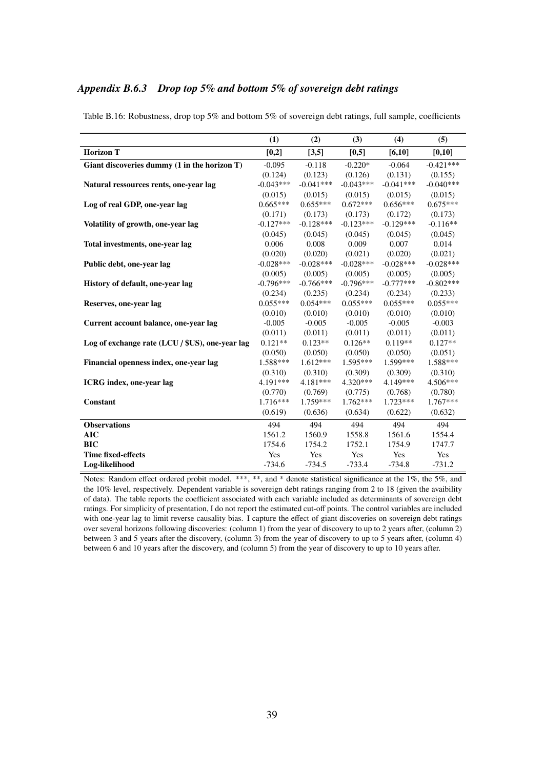### *Appendix B.6.3 Drop top 5% and bottom 5% of sovereign debt ratings*

Table B.16: Robustness, drop top 5% and bottom 5% of sovereign debt ratings, full sample, coefficients

| | (1) | (2) | (3) | (4) | (5) |
|---|---|---|---|---|---|
| **Horizon T** | **[0,2]** | **[3,5]** | **[0,5]** | **[6,10]** | **[0,10]** |
| **Giant discoveries dummy (1 in the horizon T)** | -0.095 | -0.118 | -0.220* | -0.064 | -0.421*** |
| | (0.124) | (0.123) | (0.126) | (0.131) | (0.155) |
| **Natural ressources rents, one-year lag** | -0.043*** | -0.041*** | -0.043*** | -0.041*** | -0.040*** |
| | (0.015) | (0.015) | (0.015) | (0.015) | (0.015) |
| **Log of real GDP, one-year lag** | 0.665*** | 0.655*** | 0.672*** | 0.656*** | 0.675*** |
| | (0.171) | (0.173) | (0.173) | (0.172) | (0.173) |
| **Volatility of growth, one-year lag** | -0.127*** | -0.128*** | -0.123*** | -0.129*** | -0.116** |
| | (0.045) | (0.045) | (0.045) | (0.045) | (0.045) |
| **Total investments, one-year lag** | 0.006 | 0.008 | 0.009 | 0.007 | 0.014 |
| | (0.020) | (0.020) | (0.021) | (0.020) | (0.021) |
| **Public debt, one-year lag** | -0.028*** | -0.028*** | -0.028*** | -0.028*** | -0.028*** |
| | (0.005) | (0.005) | (0.005) | (0.005) | (0.005) |
| **History of default, one-year lag** | -0.796*** | -0.766*** | -0.796*** | -0.777*** | -0.802*** |
| | (0.234) | (0.235) | (0.234) | (0.234) | (0.233) |
| **Reserves, one-year lag** | 0.055*** | 0.054*** | 0.055*** | 0.055*** | 0.055*** |
| | (0.010) | (0.010) | (0.010) | (0.010) | (0.010) |
| **Current account balance, one-year lag** | -0.005 | -0.005 | -0.005 | -0.005 | -0.003 |
| | (0.011) | (0.011) | (0.011) | (0.011) | (0.011) |
| **Log of exchange rate (LCU / $US), one-year lag** | 0.121** | 0.123** | 0.126** | 0.119** | 0.127** |
| | (0.050) | (0.050) | (0.050) | (0.050) | (0.051) |
| **Financial openness index, one-year lag** | 1.588*** | 1.612*** | 1.595*** | 1.599*** | 1.588*** |
| | (0.310) | (0.310) | (0.309) | (0.309) | (0.310) |
| **ICRG index, one-year lag** | 4.191*** | 4.181*** | 4.320*** | 4.149*** | 4.506*** |
| | (0.770) | (0.769) | (0.775) | (0.768) | (0.780) |
| **Constant** | 1.716*** | 1.759*** | 1.762*** | 1.723*** | 1.767*** |
| | (0.619) | (0.636) | (0.634) | (0.622) | (0.632) |
| **Observations** | 494 | 494 | 494 | 494 | 494 |
| **AIC** | 1561.2 | 1560.9 | 1558.8 | 1561.6 | 1554.4 |
| **BIC** | 1754.6 | 1754.2 | 1752.1 | 1754.9 | 1747.7 |
| **Time fixed-effects** | Yes | Yes | Yes | Yes | Yes |
| **Log-likelihood** | -734.6 | -734.5 | -733.4 | -734.8 | -731.2 |

Notes: Random effect ordered probit model. ***, **, and * denote statistical significance at the 1%, the 5%, and the 10% level, respectively. Dependent variable is sovereign debt ratings ranging from 2 to 18 (given the avaibility of data). The table reports the coefficient associated with each variable included as determinants of sovereign debt ratings. For simplicity of presentation, I do not report the estimated cut-off points. The control variables are included with one-year lag to limit reverse causality bias. I capture the effect of giant discoveries on sovereign debt ratings over several horizons following discoveries: (column 1) from the year of discovery to up to 2 years after, (column 2) between 3 and 5 years after the discovery, (column 3) from the year of discovery to up to 5 years after, (column 4) between 6 and 10 years after the discovery, and (column 5) from the year of discovery to up to 10 years after.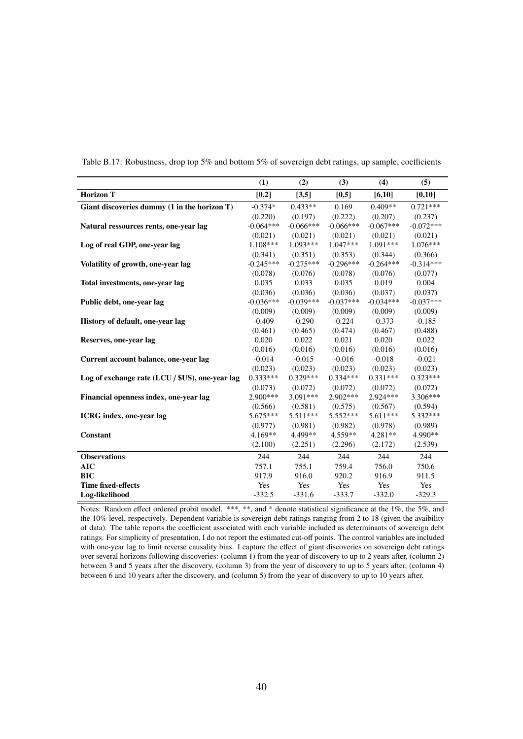Table B.17: Robustness, drop top 5% and bottom 5% of sovereign debt ratings, up sample, coefficients

| | (1) | (2) | (3) | (4) | (5) |
|---|---|---|---|---|---|
| **Horizon T** | **[0,2]** | **[3,5]** | **[0,5]** | **[6,10]** | **[0,10]** |
| **Giant discoveries dummy (1 in the horizon T)** | -0.374* | 0.433** | 0.169 | 0.409** | 0.721*** |
| | (0.220) | (0.197) | (0.222) | (0.207) | (0.237) |
| **Natural ressources rents, one-year lag** | -0.064*** | -0.066*** | -0.066*** | -0.067*** | -0.072*** |
| | (0.021) | (0.021) | (0.021) | (0.021) | (0.021) |
| **Log of real GDP, one-year lag** | 1.108*** | 1.093*** | 1.047*** | 1.091*** | 1.076*** |
| | (0.341) | (0.351) | (0.353) | (0.344) | (0.366) |
| **Volatility of growth, one-year lag** | -0.245*** | -0.275*** | -0.296*** | -0.264*** | -0.314*** |
| | (0.078) | (0.076) | (0.078) | (0.076) | (0.077) |
| **Total investments, one-year lag** | 0.035 | 0.033 | 0.035 | 0.019 | 0.004 |
| | (0.036) | (0.036) | (0.036) | (0.037) | (0.037) |
| **Public debt, one-year lag** | -0.036*** | -0.039*** | -0.037*** | -0.034*** | -0.037*** |
| | (0.009) | (0.009) | (0.009) | (0.009) | (0.009) |
| **History of default, one-year lag** | -0.409 | -0.290 | -0.224 | -0.373 | -0.185 |
| | (0.461) | (0.465) | (0.474) | (0.467) | (0.488) |
| **Reserves, one-year lag** | 0.020 | 0.022 | 0.021 | 0.020 | 0.022 |
| | (0.016) | (0.016) | (0.016) | (0.016) | (0.016) |
| **Current account balance, one-year lag** | -0.014 | -0.015 | -0.016 | -0.018 | -0.021 |
| | (0.023) | (0.023) | (0.023) | (0.023) | (0.023) |
| **Log of exchange rate (LCU / $US), one-year lag** | 0.333*** | 0.329*** | 0.334*** | 0.331*** | 0.323*** |
| | (0.073) | (0.072) | (0.072) | (0.072) | (0.072) |
| **Financial openness index, one-year lag** | 2.900*** | 3.091*** | 2.902*** | 2.924*** | 3.306*** |
| | (0.566) | (0.581) | (0.575) | (0.567) | (0.594) |
| **ICRG index, one-year lag** | 5.675*** | 5.511*** | 5.552*** | 5.611*** | 5.332*** |
| | (0.977) | (0.981) | (0.982) | (0.978) | (0.989) |
| **Constant** | 4.169** | 4.499** | 4.559** | 4.281** | 4.990** |
| | (2.100) | (2.251) | (2.296) | (2.172) | (2.539) |
| **Observations** | 244 | 244 | 244 | 244 | 244 |
| **AIC** | 757.1 | 755.1 | 759.4 | 756.0 | 750.6 |
| **BIC** | 917.9 | 916.0 | 920.2 | 916.9 | 911.5 |
| **Time fixed-effects** | Yes | Yes | Yes | Yes | Yes |
| **Log-likelihood** | -332.5 | -331.6 | -333.7 | -332.0 | -329.3 |

Notes: Random effect ordered probit model. ***, **, and * denote statistical significance at the 1%, the 5%, and the 10% level, respectively. Dependent variable is sovereign debt ratings ranging from 2 to 18 (given the avaibility of data). The table reports the coefficient associated with each variable included as determinants of sovereign debt ratings. For simplicity of presentation, I do not report the estimated cut-off points. The control variables are included with one-year lag to limit reverse causality bias. I capture the effect of giant discoveries on sovereign debt ratings over several horizons following discoveries: (column 1) from the year of discovery to up to 2 years after, (column 2) between 3 and 5 years after the discovery, (column 3) from the year of discovery to up to 5 years after, (column 4) between 6 and 10 years after the discovery, and (column 5) from the year of discovery to up to 10 years after.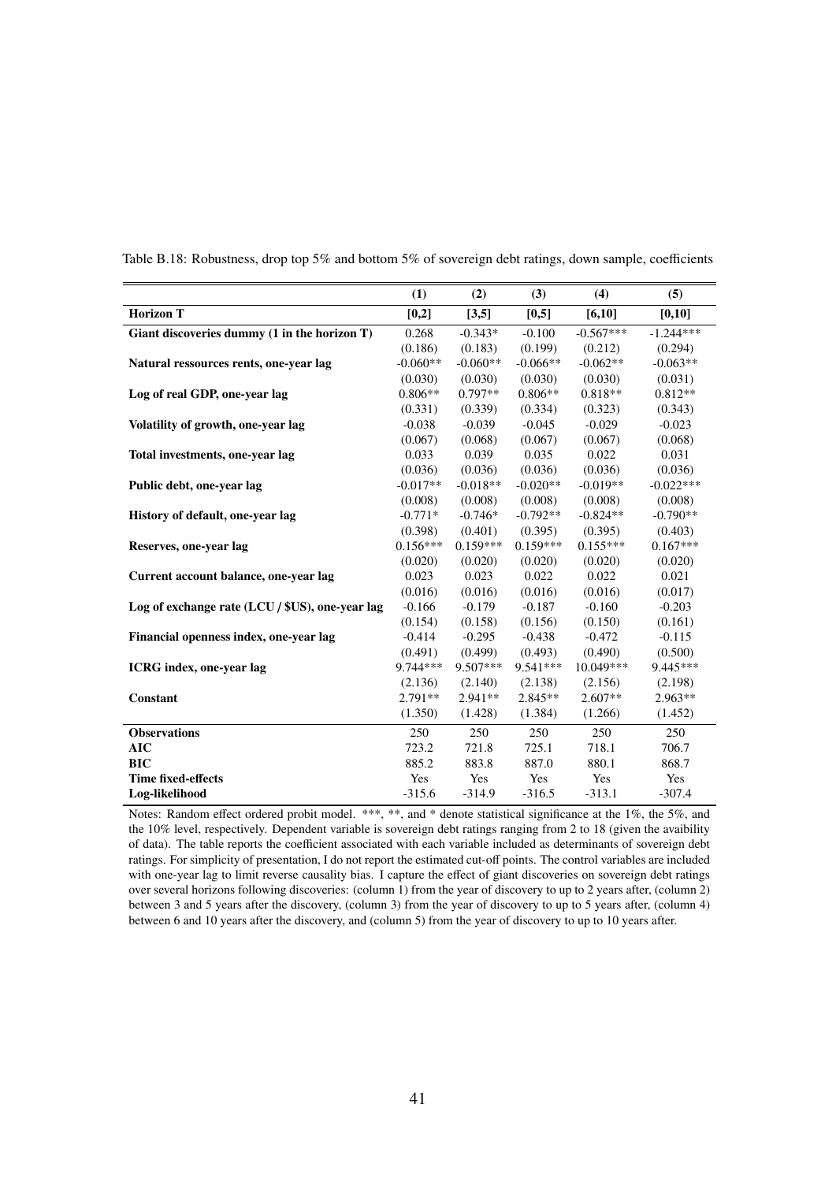Table B.18: Robustness, drop top 5% and bottom 5% of sovereign debt ratings, down sample, coefficients

| | (1) | (2) | (3) | (4) | (5) |
|---|---|---|---|---|---|
| **Horizon T** | **[0,2]** | **[3,5]** | **[0,5]** | **[6,10]** | **[0,10]** |
| **Giant discoveries dummy (1 in the horizon T)** | 0.268 | -0.343* | -0.100 | -0.567*** | -1.244*** |
| | (0.186) | (0.183) | (0.199) | (0.212) | (0.294) |
| **Natural ressources rents, one-year lag** | -0.060** | -0.060** | -0.066** | -0.062** | -0.063** |
| | (0.030) | (0.030) | (0.030) | (0.030) | (0.031) |
| **Log of real GDP, one-year lag** | 0.806** | 0.797** | 0.806** | 0.818** | 0.812** |
| | (0.331) | (0.339) | (0.334) | (0.323) | (0.343) |
| **Volatility of growth, one-year lag** | -0.038 | -0.039 | -0.045 | -0.029 | -0.023 |
| | (0.067) | (0.068) | (0.067) | (0.067) | (0.068) |
| **Total investments, one-year lag** | 0.033 | 0.039 | 0.035 | 0.022 | 0.031 |
| | (0.036) | (0.036) | (0.036) | (0.036) | (0.036) |
| **Public debt, one-year lag** | -0.017** | -0.018** | -0.020** | -0.019** | -0.022*** |
| | (0.008) | (0.008) | (0.008) | (0.008) | (0.008) |
| **History of default, one-year lag** | -0.771* | -0.746* | -0.792** | -0.824** | -0.790** |
| | (0.398) | (0.401) | (0.395) | (0.395) | (0.403) |
| **Reserves, one-year lag** | 0.156*** | 0.159*** | 0.159*** | 0.155*** | 0.167*** |
| | (0.020) | (0.020) | (0.020) | (0.020) | (0.020) |
| **Current account balance, one-year lag** | 0.023 | 0.023 | 0.022 | 0.022 | 0.021 |
| | (0.016) | (0.016) | (0.016) | (0.016) | (0.017) |
| **Log of exchange rate (LCU / $US), one-year lag** | -0.166 | -0.179 | -0.187 | -0.160 | -0.203 |
| | (0.154) | (0.158) | (0.156) | (0.150) | (0.161) |
| **Financial openness index, one-year lag** | -0.414 | -0.295 | -0.438 | -0.472 | -0.115 |
| | (0.491) | (0.499) | (0.493) | (0.490) | (0.500) |
| **ICRG index, one-year lag** | 9.744*** | 9.507*** | 9.541*** | 10.049*** | 9.445*** |
| | (2.136) | (2.140) | (2.138) | (2.156) | (2.198) |
| **Constant** | 2.791** | 2.941** | 2.845** | 2.607** | 2.963** |
| | (1.350) | (1.428) | (1.384) | (1.266) | (1.452) |
| **Observations** | 250 | 250 | 250 | 250 | 250 |
| **AIC** | 723.2 | 721.8 | 725.1 | 718.1 | 706.7 |
| **BIC** | 885.2 | 883.8 | 887.0 | 880.1 | 868.7 |
| **Time fixed-effects** | Yes | Yes | Yes | Yes | Yes |
| **Log-likelihood** | -315.6 | -314.9 | -316.5 | -313.1 | -307.4 |

Notes: Random effect ordered probit model. ***, **, and * denote statistical significance at the 1%, the 5%, and the 10% level, respectively. Dependent variable is sovereign debt ratings ranging from 2 to 18 (given the avaibility of data). The table reports the coefficient associated with each variable included as determinants of sovereign debt ratings. For simplicity of presentation, I do not report the estimated cut-off points. The control variables are included with one-year lag to limit reverse causality bias. I capture the effect of giant discoveries on sovereign debt ratings over several horizons following discoveries: (column 1) from the year of discovery to up to 2 years after, (column 2) between 3 and 5 years after the discovery, (column 3) from the year of discovery to up to 5 years after, (column 4) between 6 and 10 years after the discovery, and (column 5) from the year of discovery to up to 10 years after.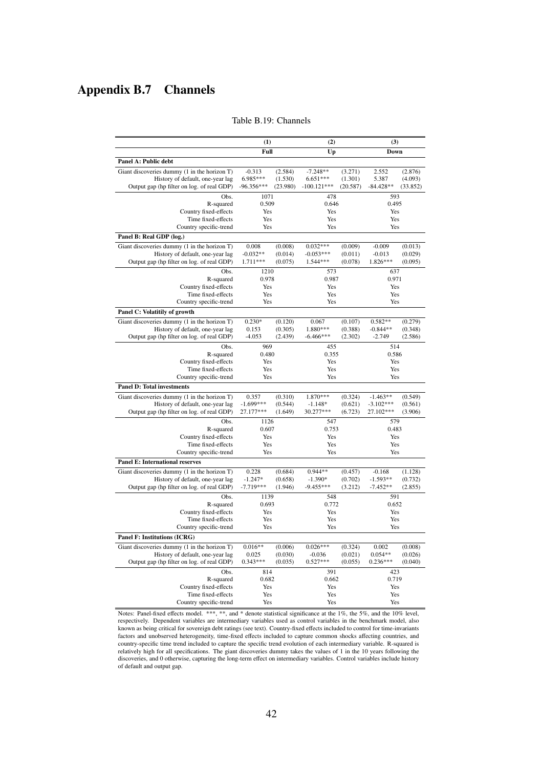# Appendix B.7 Channels

Table B.19: Channels

| | (1) | | (2) | | (3) | |
|---|---|---|---|---|---|---|
| | Full | | Up | | Down | |
| **Panel A: Public debt** | | | | | | |
| Giant discoveries dummy (1 in the horizon T) | -0.313 | (2.584) | -7.248** | (3.271) | 2.552 | (2.876) |
| History of default, one-year lag | 6.985*** | (1.530) | 6.651*** | (1.301) | 5.387 | (4.093) |
| Output gap (hp filter on log. of real GDP) | -96.356*** | (23.980) | -100.121*** | (20.587) | -84.428** | (33.852) |
| Obs. | 1071 | | 478 | | 593 | |
| R-squared | 0.509 | | 0.646 | | 0.495 | |
| Country fixed-effects | Yes | | Yes | | Yes | |
| Time fixed-effects | Yes | | Yes | | Yes | |
| Country specific-trend | Yes | | Yes | | Yes | |
| **Panel B: Real GDP (log.)** | | | | | | |
| Giant discoveries dummy (1 in the horizon T) | 0.008 | (0.008) | 0.032*** | (0.009) | -0.009 | (0.013) |
| History of default, one-year lag | -0.032** | (0.014) | -0.053*** | (0.011) | -0.013 | (0.029) |
| Output gap (hp filter on log. of real GDP) | 1.711*** | (0.075) | 1.544*** | (0.078) | 1.826*** | (0.095) |
| Obs. | 1210 | | 573 | | 637 | |
| R-squared | 0.978 | | 0.987 | | 0.971 | |
| Country fixed-effects | Yes | | Yes | | Yes | |
| Time fixed-effects | Yes | | Yes | | Yes | |
| Country specific-trend | Yes | | Yes | | Yes | |
| **Panel C: Volatitily of growth** | | | | | | |
| Giant discoveries dummy (1 in the horizon T) | 0.230* | (0.120) | 0.067 | (0.107) | 0.582** | (0.279) |
| History of default, one-year lag | 0.153 | (0.305) | 1.880*** | (0.388) | -0.844** | (0.348) |
| Output gap (hp filter on log. of real GDP) | -4.053 | (2.439) | -6.466*** | (2.302) | -2.749 | (2.586) |
| Obs. | 969 | | 455 | | 514 | |
| R-squared | 0.480 | | 0.355 | | 0.586 | |
| Country fixed-effects | Yes | | Yes | | Yes | |
| Time fixed-effects | Yes | | Yes | | Yes | |
| Country specific-trend | Yes | | Yes | | Yes | |
| **Panel D: Total investments** | | | | | | |
| Giant discoveries dummy (1 in the horizon T) | 0.357 | (0.310) | 1.870*** | (0.324) | -1.463** | (0.549) |
| History of default, one-year lag | -1.699*** | (0.544) | -1.148* | (0.621) | -3.102*** | (0.561) |
| Output gap (hp filter on log. of real GDP) | 27.177*** | (1.649) | 30.277*** | (6.723) | 27.102*** | (3.906) |
| Obs. | 1126 | | 547 | | 579 | |
| R-squared | 0.607 | | 0.753 | | 0.483 | |
| Country fixed-effects | Yes | | Yes | | Yes | |
| Time fixed-effects | Yes | | Yes | | Yes | |
| Country specific-trend | Yes | | Yes | | Yes | |
| **Panel E: International reserves** | | | | | | |
| Giant discoveries dummy (1 in the horizon T) | 0.228 | (0.684) | 0.944** | (0.457) | -0.168 | (1.128) |
| History of default, one-year lag | -1.247* | (0.658) | -1.390* | (0.702) | -1.593** | (0.732) |
| Output gap (hp filter on log. of real GDP) | -7.719*** | (1.946) | -9.455*** | (3.212) | -7.452** | (2.855) |
| Obs. | 1139 | | 548 | | 591 | |
| R-squared | 0.693 | | 0.772 | | 0.652 | |
| Country fixed-effects | Yes | | Yes | | Yes | |
| Time fixed-effects | Yes | | Yes | | Yes | |
| Country specific-trend | Yes | | Yes | | Yes | |
| **Panel F: Institutions (ICRG)** | | | | | | |
| Giant discoveries dummy (1 in the horizon T) | 0.016** | (0.006) | 0.026*** | (0.324) | 0.002 | (0.008) |
| History of default, one-year lag | 0.025 | (0.030) | -0.036 | (0.021) | 0.054** | (0.026) |
| Output gap (hp filter on log. of real GDP) | 0.343*** | (0.035) | 0.527*** | (0.055) | 0.236*** | (0.040) |
| Obs. | 814 | | 391 | | 423 | |
| R-squared | 0.682 | | 0.662 | | 0.719 | |
| Country fixed-effects | Yes | | Yes | | Yes | |
| Time fixed-effects | Yes | | Yes | | Yes | |
| Country specific-trend | Yes | | Yes | | Yes | |

Notes: Panel-fixed effects model. ***, **, and * denote statistical significance at the 1%, the 5%, and the 10% level, respectively. Dependent variables are intermediary variables used as control variables in the benchmark model, also known as being critical for sovereign debt ratings (see text). Country-fixed effects included to control for time-invariants factors and unobserved heterogeneity, time-fixed effects included to capture common shocks affecting countries, and country-specific time trend included to capture the specific trend evolution of each intermediary variable. R-squared is relatively high for all specifications. The giant discoveries dummy takes the values of 1 in the 10 years following the discoveries, and 0 otherwise, capturing the long-term effect on intermediary variables. Control variables include history of default and output gap.